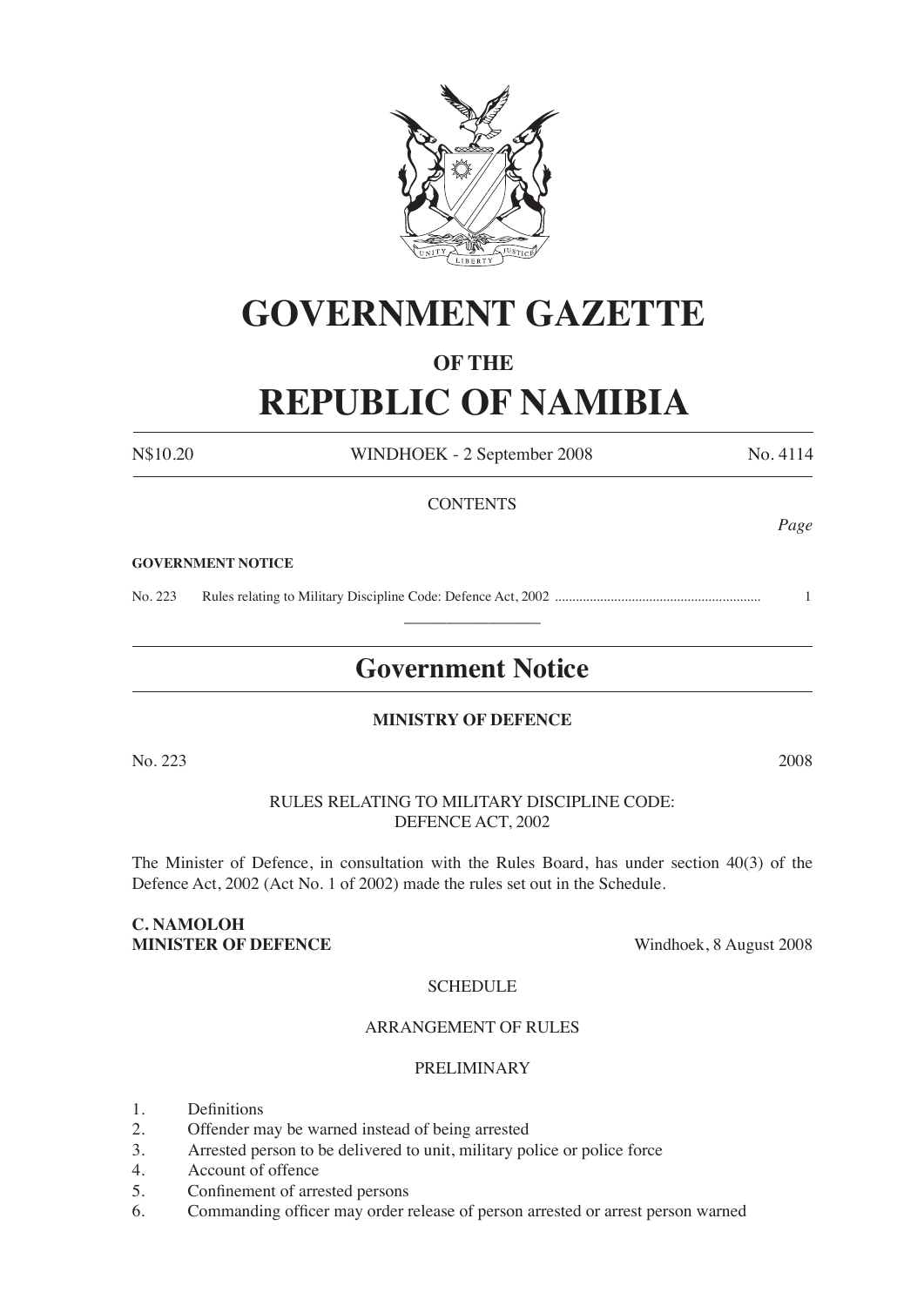# GOVERNMENT GAZETTE

## OF THE

# REPUBLIC OF NAMIBIA

N$10.20 WINDHOEK - 2 September 2008 No. 4114

CONTENTS

*Page*

**GOVERNMENT NOTICE**

No. 223 Rules relating to Military Discipline Code: Defence Act, 2002 .......................................................... 1

---

## Government Notice

**MINISTRY OF DEFENCE**

No. 223 2008

RULES RELATING TO MILITARY DISCIPLINE CODE: DEFENCE ACT, 2002

The Minister of Defence, in consultation with the Rules Board, has under section 40(3) of the Defence Act, 2002 (Act No. 1 of 2002) made the rules set out in the Schedule.

**C. NAMOLOH**
**MINISTER OF DEFENCE** Windhoek, 8 August 2008

SCHEDULE

ARRANGEMENT OF RULES

PRELIMINARY

1. Definitions
2. Offender may be warned instead of being arrested
3. Arrested person to be delivered to unit, military police or police force
4. Account of offence
5. Confinement of arrested persons
6. Commanding officer may order release of person arrested or arrest person warned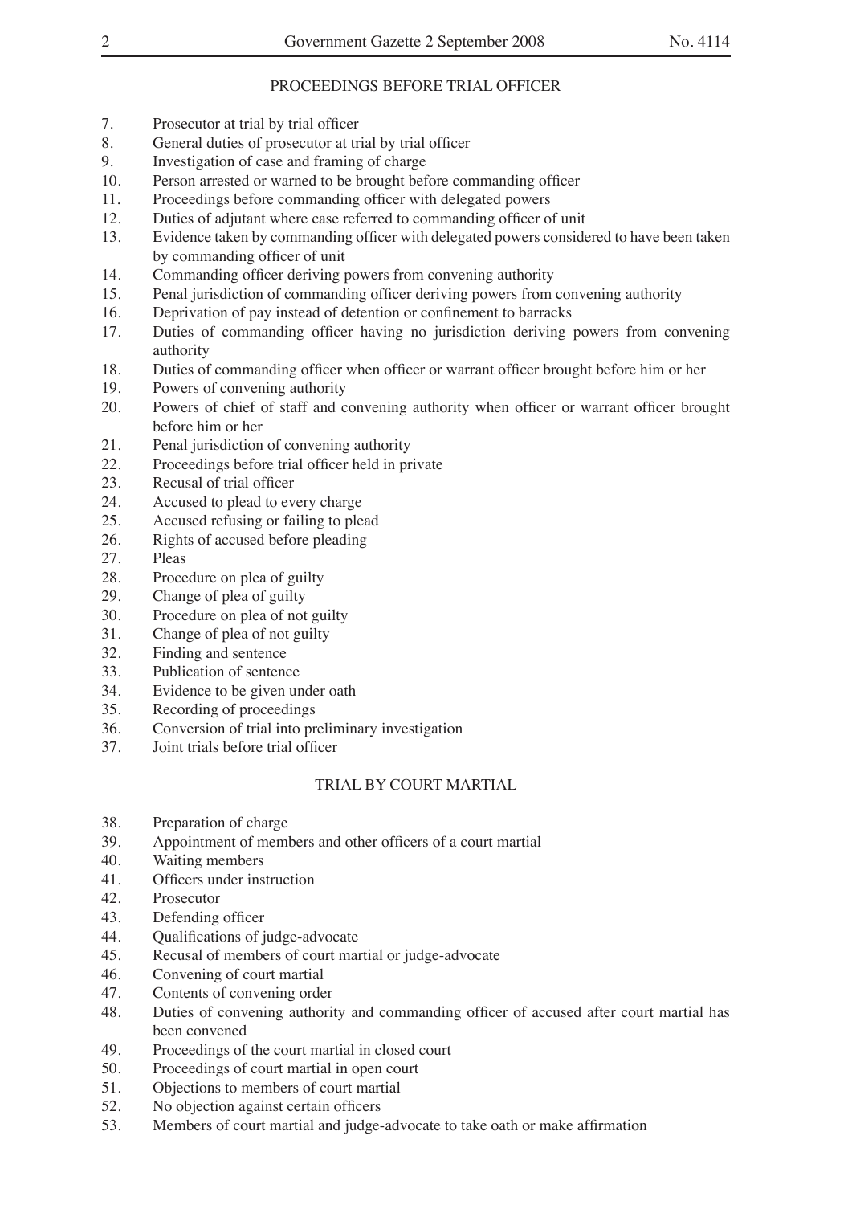## PROCEEDINGS BEFORE TRIAL OFFICER

7. Prosecutor at trial by trial officer
8. General duties of prosecutor at trial by trial officer
9. Investigation of case and framing of charge
10. Person arrested or warned to be brought before commanding officer
11. Proceedings before commanding officer with delegated powers
12. Duties of adjutant where case referred to commanding officer of unit
13. Evidence taken by commanding officer with delegated powers considered to have been taken by commanding officer of unit
14. Commanding officer deriving powers from convening authority
15. Penal jurisdiction of commanding officer deriving powers from convening authority
16. Deprivation of pay instead of detention or confinement to barracks
17. Duties of commanding officer having no jurisdiction deriving powers from convening authority
18. Duties of commanding officer when officer or warrant officer brought before him or her
19. Powers of convening authority
20. Powers of chief of staff and convening authority when officer or warrant officer brought before him or her
21. Penal jurisdiction of convening authority
22. Proceedings before trial officer held in private
23. Recusal of trial officer
24. Accused to plead to every charge
25. Accused refusing or failing to plead
26. Rights of accused before pleading
27. Pleas
28. Procedure on plea of guilty
29. Change of plea of guilty
30. Procedure on plea of not guilty
31. Change of plea of not guilty
32. Finding and sentence
33. Publication of sentence
34. Evidence to be given under oath
35. Recording of proceedings
36. Conversion of trial into preliminary investigation
37. Joint trials before trial officer

## TRIAL BY COURT MARTIAL

38. Preparation of charge
39. Appointment of members and other officers of a court martial
40. Waiting members
41. Officers under instruction
42. Prosecutor
43. Defending officer
44. Qualifications of judge-advocate
45. Recusal of members of court martial or judge-advocate
46. Convening of court martial
47. Contents of convening order
48. Duties of convening authority and commanding officer of accused after court martial has been convened
49. Proceedings of the court martial in closed court
50. Proceedings of court martial in open court
51. Objections to members of court martial
52. No objection against certain officers
53. Members of court martial and judge-advocate to take oath or make affirmation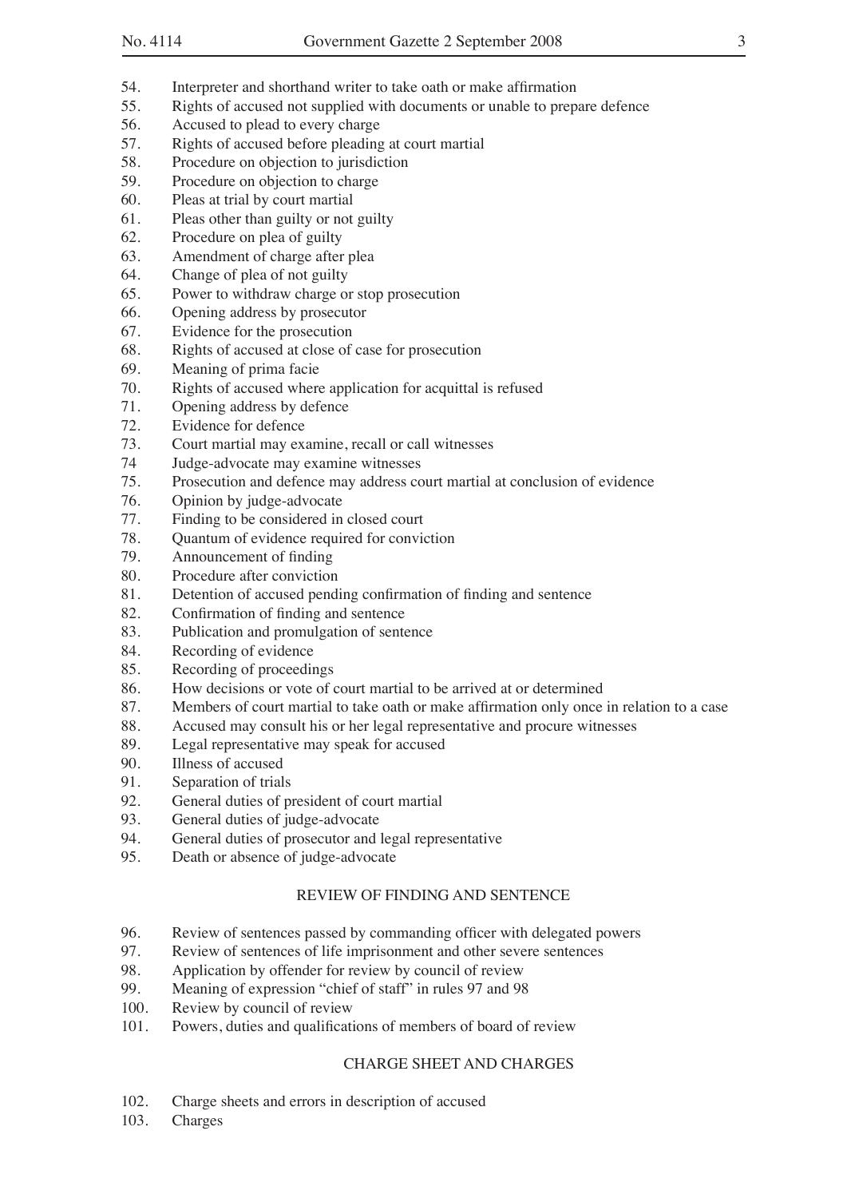54. Interpreter and shorthand writer to take oath or make affirmation
55. Rights of accused not supplied with documents or unable to prepare defence
56. Accused to plead to every charge
57. Rights of accused before pleading at court martial
58. Procedure on objection to jurisdiction
59. Procedure on objection to charge
60. Pleas at trial by court martial
61. Pleas other than guilty or not guilty
62. Procedure on plea of guilty
63. Amendment of charge after plea
64. Change of plea of not guilty
65. Power to withdraw charge or stop prosecution
66. Opening address by prosecutor
67. Evidence for the prosecution
68. Rights of accused at close of case for prosecution
69. Meaning of prima facie
70. Rights of accused where application for acquittal is refused
71. Opening address by defence
72. Evidence for defence
73. Court martial may examine, recall or call witnesses
74 Judge-advocate may examine witnesses
75. Prosecution and defence may address court martial at conclusion of evidence
76. Opinion by judge-advocate
77. Finding to be considered in closed court
78. Quantum of evidence required for conviction
79. Announcement of finding
80. Procedure after conviction
81. Detention of accused pending confirmation of finding and sentence
82. Confirmation of finding and sentence
83. Publication and promulgation of sentence
84. Recording of evidence
85. Recording of proceedings
86. How decisions or vote of court martial to be arrived at or determined
87. Members of court martial to take oath or make affirmation only once in relation to a case
88. Accused may consult his or her legal representative and procure witnesses
89. Legal representative may speak for accused
90. Illness of accused
91. Separation of trials
92. General duties of president of court martial
93. General duties of judge-advocate
94. General duties of prosecutor and legal representative
95. Death or absence of judge-advocate

## REVIEW OF FINDING AND SENTENCE

96. Review of sentences passed by commanding officer with delegated powers
97. Review of sentences of life imprisonment and other severe sentences
98. Application by offender for review by council of review
99. Meaning of expression "chief of staff" in rules 97 and 98
100. Review by council of review
101. Powers, duties and qualifications of members of board of review

## CHARGE SHEET AND CHARGES

102. Charge sheets and errors in description of accused
103. Charges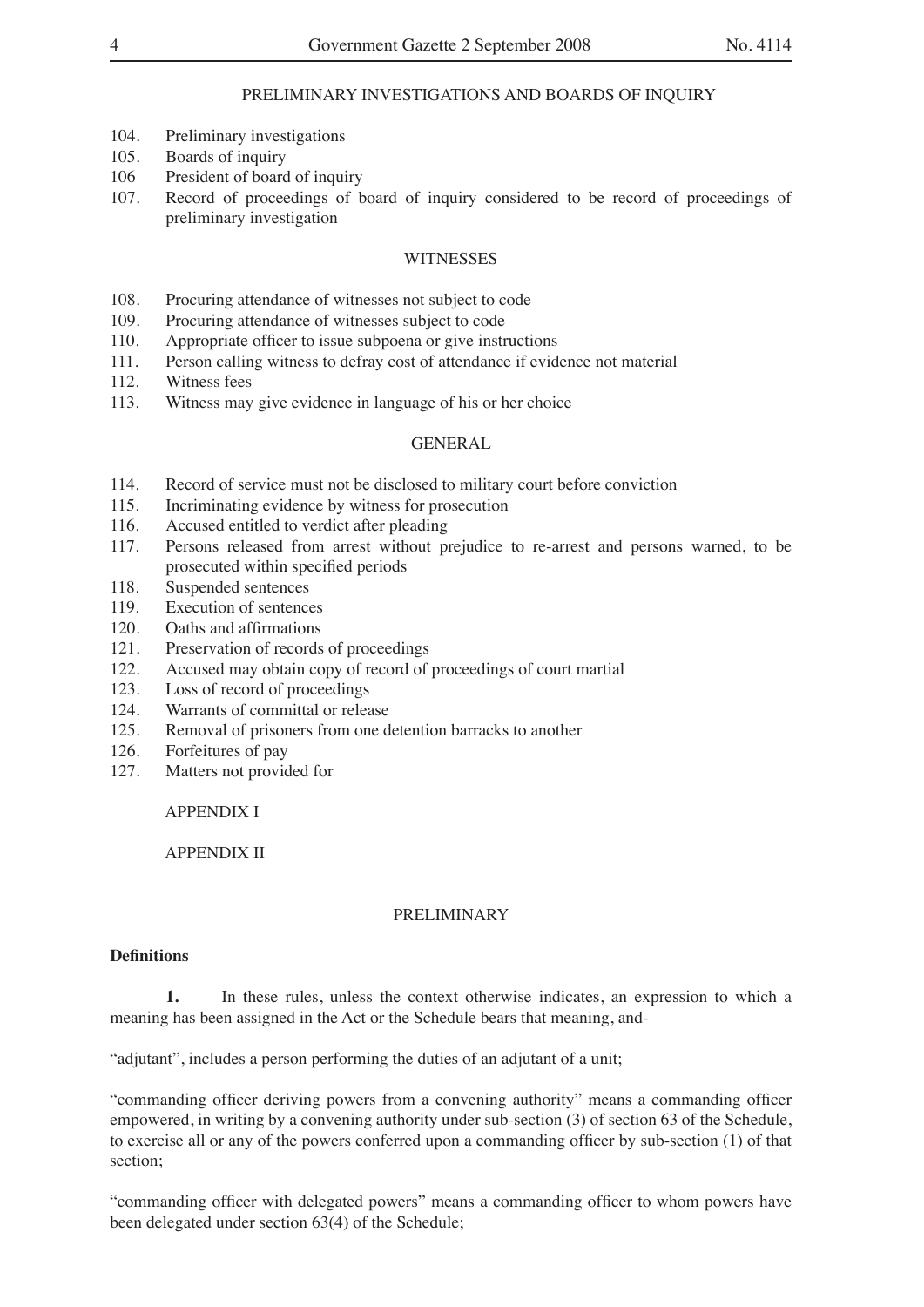PRELIMINARY INVESTIGATIONS AND BOARDS OF INQUIRY

104. Preliminary investigations
105. Boards of inquiry
106 President of board of inquiry
107. Record of proceedings of board of inquiry considered to be record of proceedings of preliminary investigation

WITNESSES

108. Procuring attendance of witnesses not subject to code
109. Procuring attendance of witnesses subject to code
110. Appropriate officer to issue subpoena or give instructions
111. Person calling witness to defray cost of attendance if evidence not material
112. Witness fees
113. Witness may give evidence in language of his or her choice

GENERAL

114. Record of service must not be disclosed to military court before conviction
115. Incriminating evidence by witness for prosecution
116. Accused entitled to verdict after pleading
117. Persons released from arrest without prejudice to re-arrest and persons warned, to be prosecuted within specified periods
118. Suspended sentences
119. Execution of sentences
120. Oaths and affirmations
121. Preservation of records of proceedings
122. Accused may obtain copy of record of proceedings of court martial
123. Loss of record of proceedings
124. Warrants of committal or release
125. Removal of prisoners from one detention barracks to another
126. Forfeitures of pay
127. Matters not provided for

APPENDIX I

APPENDIX II

PRELIMINARY

**Definitions**

**1.** In these rules, unless the context otherwise indicates, an expression to which a meaning has been assigned in the Act or the Schedule bears that meaning, and-

"adjutant", includes a person performing the duties of an adjutant of a unit;

"commanding officer deriving powers from a convening authority" means a commanding officer empowered, in writing by a convening authority under sub-section (3) of section 63 of the Schedule, to exercise all or any of the powers conferred upon a commanding officer by sub-section (1) of that section;

"commanding officer with delegated powers" means a commanding officer to whom powers have been delegated under section 63(4) of the Schedule;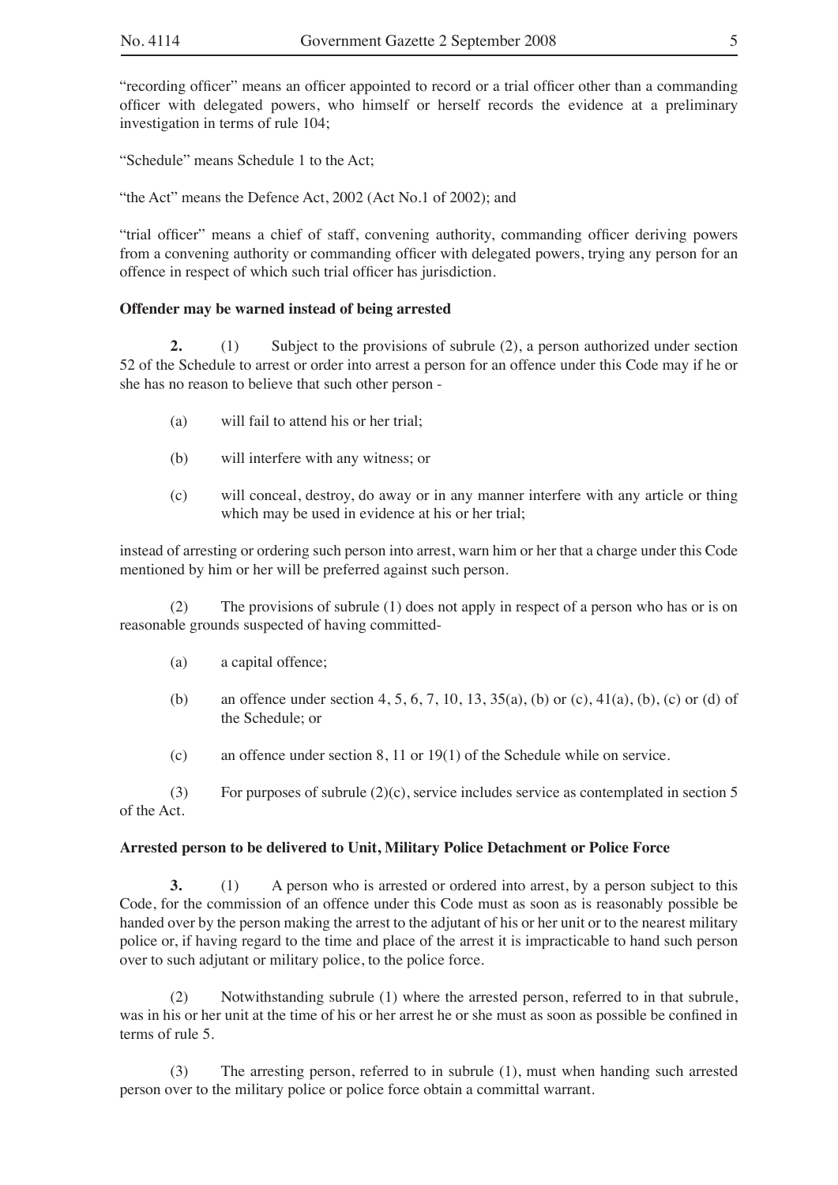"recording officer" means an officer appointed to record or a trial officer other than a commanding officer with delegated powers, who himself or herself records the evidence at a preliminary investigation in terms of rule 104;

"Schedule" means Schedule 1 to the Act;

"the Act" means the Defence Act, 2002 (Act No.1 of 2002); and

"trial officer" means a chief of staff, convening authority, commanding officer deriving powers from a convening authority or commanding officer with delegated powers, trying any person for an offence in respect of which such trial officer has jurisdiction.

**Offender may be warned instead of being arrested**

**2.** (1) Subject to the provisions of subrule (2), a person authorized under section 52 of the Schedule to arrest or order into arrest a person for an offence under this Code may if he or she has no reason to believe that such other person -

(a) will fail to attend his or her trial;

(b) will interfere with any witness; or

(c) will conceal, destroy, do away or in any manner interfere with any article or thing which may be used in evidence at his or her trial;

instead of arresting or ordering such person into arrest, warn him or her that a charge under this Code mentioned by him or her will be preferred against such person.

(2) The provisions of subrule (1) does not apply in respect of a person who has or is on reasonable grounds suspected of having committed-

(a) a capital offence;

(b) an offence under section 4, 5, 6, 7, 10, 13, 35(a), (b) or (c), 41(a), (b), (c) or (d) of the Schedule; or

(c) an offence under section 8, 11 or 19(1) of the Schedule while on service.

(3) For purposes of subrule (2)(c), service includes service as contemplated in section 5 of the Act.

**Arrested person to be delivered to Unit, Military Police Detachment or Police Force**

**3.** (1) A person who is arrested or ordered into arrest, by a person subject to this Code, for the commission of an offence under this Code must as soon as is reasonably possible be handed over by the person making the arrest to the adjutant of his or her unit or to the nearest military police or, if having regard to the time and place of the arrest it is impracticable to hand such person over to such adjutant or military police, to the police force.

(2) Notwithstanding subrule (1) where the arrested person, referred to in that subrule, was in his or her unit at the time of his or her arrest he or she must as soon as possible be confined in terms of rule 5.

(3) The arresting person, referred to in subrule (1), must when handing such arrested person over to the military police or police force obtain a committal warrant.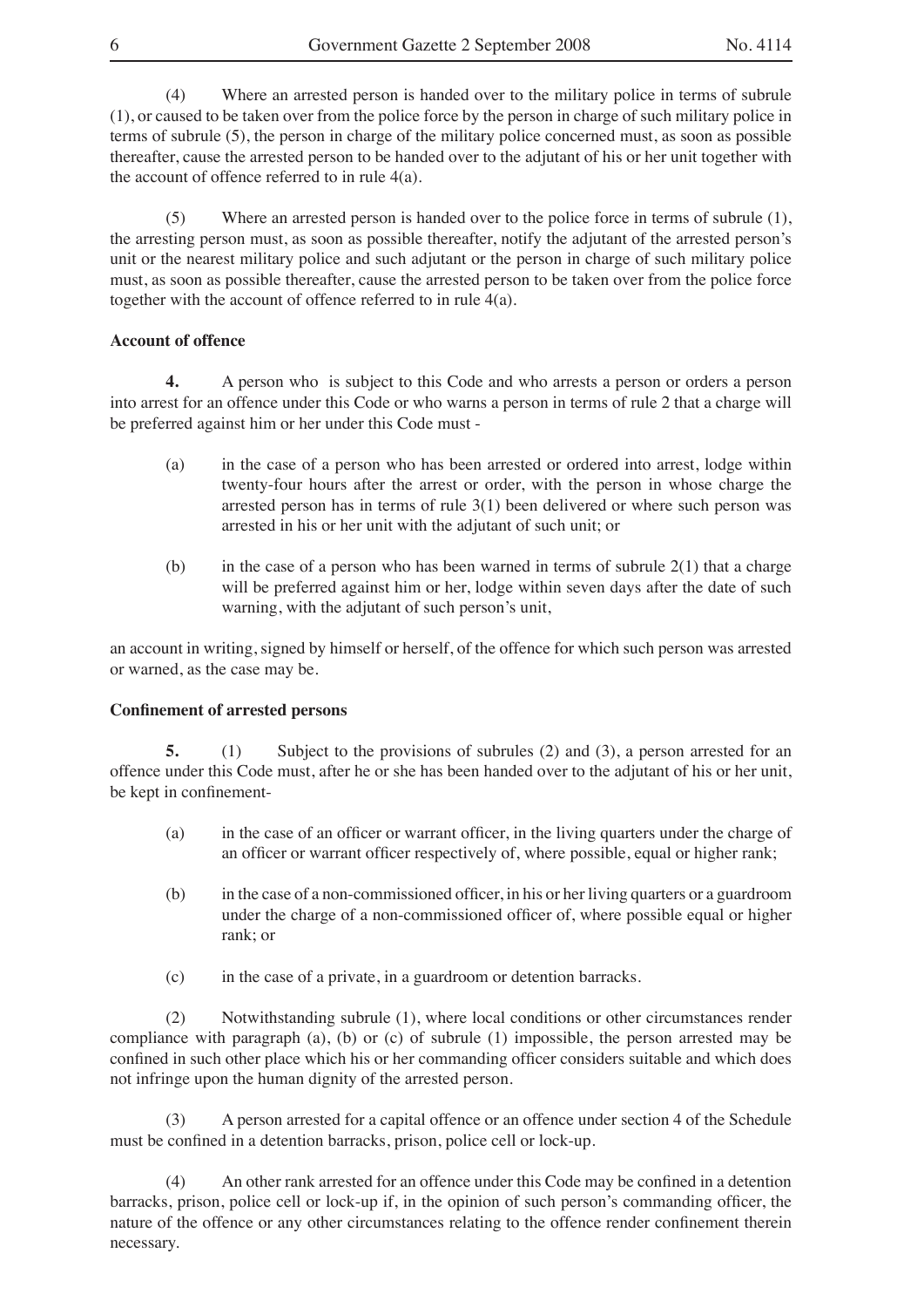(4) Where an arrested person is handed over to the military police in terms of subrule (1), or caused to be taken over from the police force by the person in charge of such military police in terms of subrule (5), the person in charge of the military police concerned must, as soon as possible thereafter, cause the arrested person to be handed over to the adjutant of his or her unit together with the account of offence referred to in rule 4(a).

(5) Where an arrested person is handed over to the police force in terms of subrule (1), the arresting person must, as soon as possible thereafter, notify the adjutant of the arrested person's unit or the nearest military police and such adjutant or the person in charge of such military police must, as soon as possible thereafter, cause the arrested person to be taken over from the police force together with the account of offence referred to in rule 4(a).

**Account of offence**

**4.** A person who is subject to this Code and who arrests a person or orders a person into arrest for an offence under this Code or who warns a person in terms of rule 2 that a charge will be preferred against him or her under this Code must -

(a) in the case of a person who has been arrested or ordered into arrest, lodge within twenty-four hours after the arrest or order, with the person in whose charge the arrested person has in terms of rule 3(1) been delivered or where such person was arrested in his or her unit with the adjutant of such unit; or

(b) in the case of a person who has been warned in terms of subrule 2(1) that a charge will be preferred against him or her, lodge within seven days after the date of such warning, with the adjutant of such person's unit,

an account in writing, signed by himself or herself, of the offence for which such person was arrested or warned, as the case may be.

**Confinement of arrested persons**

**5.** (1) Subject to the provisions of subrules (2) and (3), a person arrested for an offence under this Code must, after he or she has been handed over to the adjutant of his or her unit, be kept in confinement-

(a) in the case of an officer or warrant officer, in the living quarters under the charge of an officer or warrant officer respectively of, where possible, equal or higher rank;

(b) in the case of a non-commissioned officer, in his or her living quarters or a guardroom under the charge of a non-commissioned officer of, where possible equal or higher rank; or

(c) in the case of a private, in a guardroom or detention barracks.

(2) Notwithstanding subrule (1), where local conditions or other circumstances render compliance with paragraph (a), (b) or (c) of subrule (1) impossible, the person arrested may be confined in such other place which his or her commanding officer considers suitable and which does not infringe upon the human dignity of the arrested person.

(3) A person arrested for a capital offence or an offence under section 4 of the Schedule must be confined in a detention barracks, prison, police cell or lock-up.

(4) An other rank arrested for an offence under this Code may be confined in a detention barracks, prison, police cell or lock-up if, in the opinion of such person's commanding officer, the nature of the offence or any other circumstances relating to the offence render confinement therein necessary.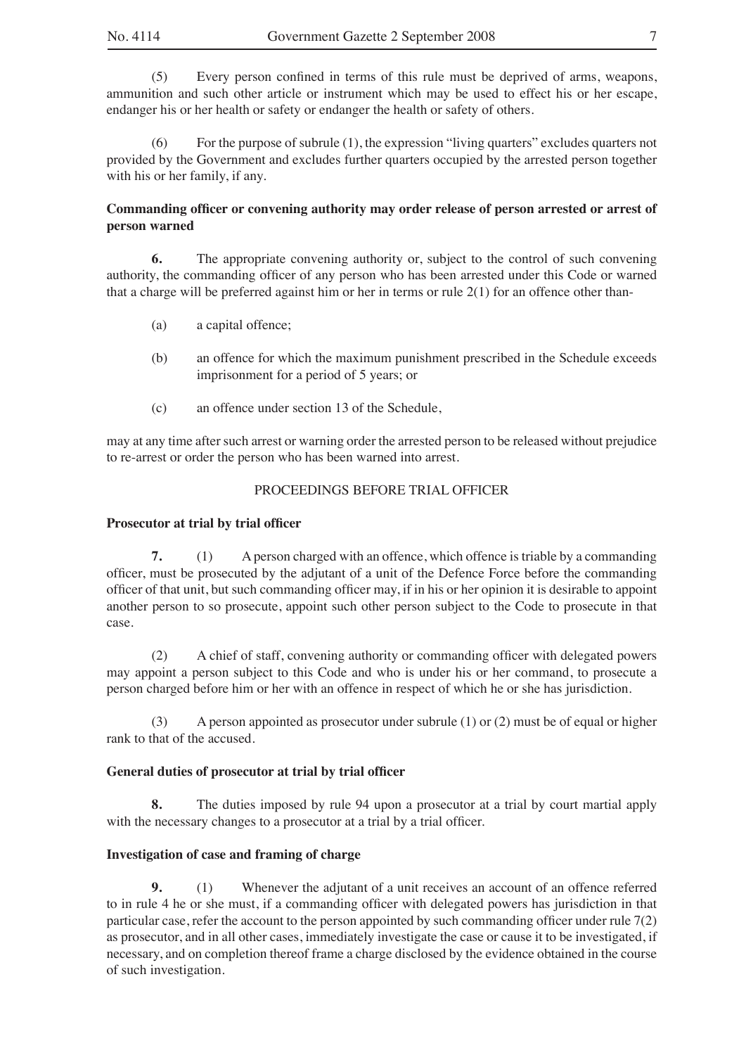(5) Every person confined in terms of this rule must be deprived of arms, weapons, ammunition and such other article or instrument which may be used to effect his or her escape, endanger his or her health or safety or endanger the health or safety of others.

(6) For the purpose of subrule (1), the expression "living quarters" excludes quarters not provided by the Government and excludes further quarters occupied by the arrested person together with his or her family, if any.

**Commanding officer or convening authority may order release of person arrested or arrest of person warned**

**6.** The appropriate convening authority or, subject to the control of such convening authority, the commanding officer of any person who has been arrested under this Code or warned that a charge will be preferred against him or her in terms or rule 2(1) for an offence other than-

(a) a capital offence;

(b) an offence for which the maximum punishment prescribed in the Schedule exceeds imprisonment for a period of 5 years; or

(c) an offence under section 13 of the Schedule,

may at any time after such arrest or warning order the arrested person to be released without prejudice to re-arrest or order the person who has been warned into arrest.

PROCEEDINGS BEFORE TRIAL OFFICER

**Prosecutor at trial by trial officer**

**7.** (1) A person charged with an offence, which offence is triable by a commanding officer, must be prosecuted by the adjutant of a unit of the Defence Force before the commanding officer of that unit, but such commanding officer may, if in his or her opinion it is desirable to appoint another person to so prosecute, appoint such other person subject to the Code to prosecute in that case.

(2) A chief of staff, convening authority or commanding officer with delegated powers may appoint a person subject to this Code and who is under his or her command, to prosecute a person charged before him or her with an offence in respect of which he or she has jurisdiction.

(3) A person appointed as prosecutor under subrule (1) or (2) must be of equal or higher rank to that of the accused.

**General duties of prosecutor at trial by trial officer**

**8.** The duties imposed by rule 94 upon a prosecutor at a trial by court martial apply with the necessary changes to a prosecutor at a trial by a trial officer.

**Investigation of case and framing of charge**

**9.** (1) Whenever the adjutant of a unit receives an account of an offence referred to in rule 4 he or she must, if a commanding officer with delegated powers has jurisdiction in that particular case, refer the account to the person appointed by such commanding officer under rule 7(2) as prosecutor, and in all other cases, immediately investigate the case or cause it to be investigated, if necessary, and on completion thereof frame a charge disclosed by the evidence obtained in the course of such investigation.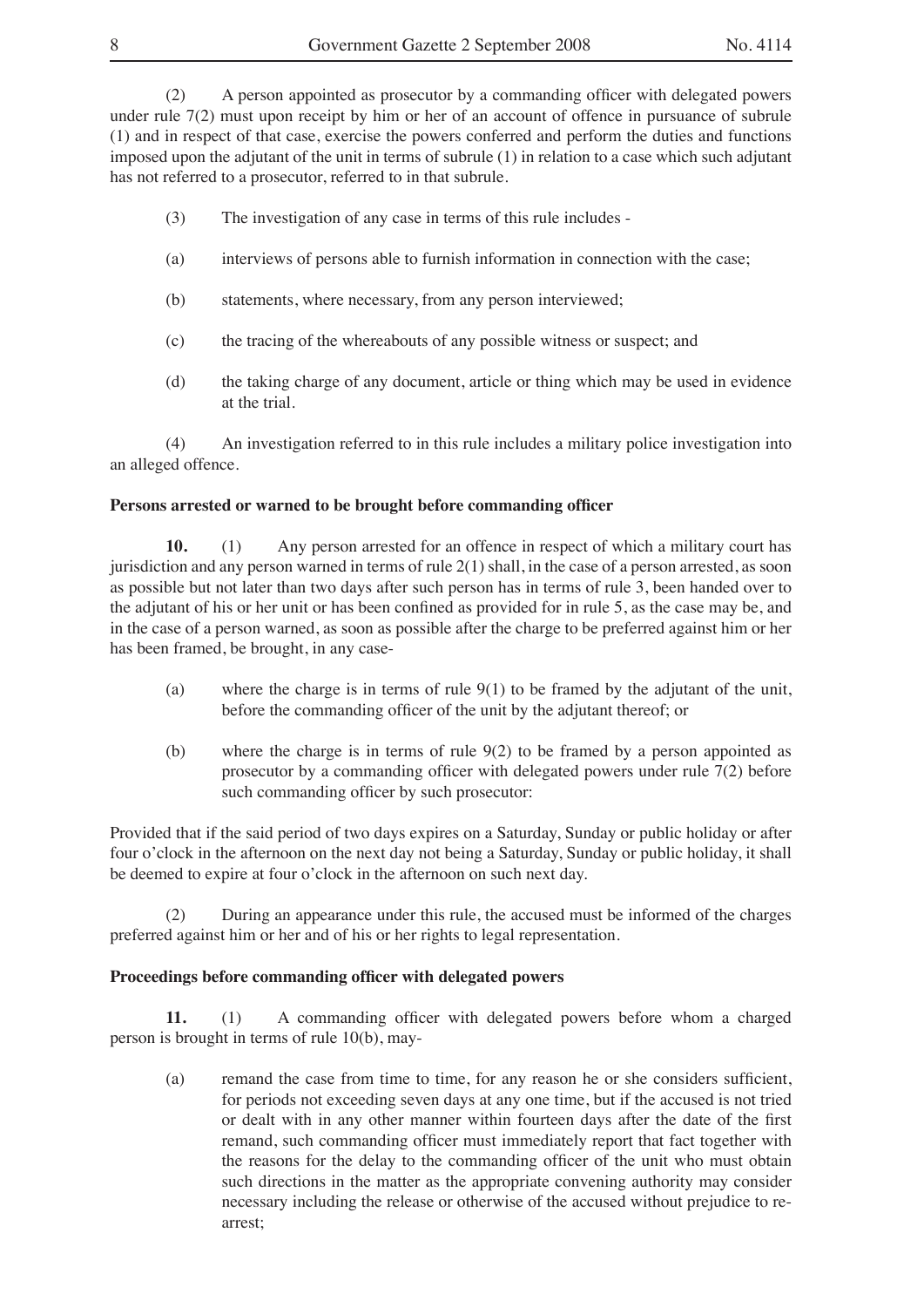(2) A person appointed as prosecutor by a commanding officer with delegated powers under rule 7(2) must upon receipt by him or her of an account of offence in pursuance of subrule (1) and in respect of that case, exercise the powers conferred and perform the duties and functions imposed upon the adjutant of the unit in terms of subrule (1) in relation to a case which such adjutant has not referred to a prosecutor, referred to in that subrule.

(3) The investigation of any case in terms of this rule includes -

(a) interviews of persons able to furnish information in connection with the case;

(b) statements, where necessary, from any person interviewed;

(c) the tracing of the whereabouts of any possible witness or suspect; and

(d) the taking charge of any document, article or thing which may be used in evidence at the trial.

(4) An investigation referred to in this rule includes a military police investigation into an alleged offence.

**Persons arrested or warned to be brought before commanding officer**

**10.** (1) Any person arrested for an offence in respect of which a military court has jurisdiction and any person warned in terms of rule 2(1) shall, in the case of a person arrested, as soon as possible but not later than two days after such person has in terms of rule 3, been handed over to the adjutant of his or her unit or has been confined as provided for in rule 5, as the case may be, and in the case of a person warned, as soon as possible after the charge to be preferred against him or her has been framed, be brought, in any case-

(a) where the charge is in terms of rule 9(1) to be framed by the adjutant of the unit, before the commanding officer of the unit by the adjutant thereof; or

(b) where the charge is in terms of rule 9(2) to be framed by a person appointed as prosecutor by a commanding officer with delegated powers under rule 7(2) before such commanding officer by such prosecutor:

Provided that if the said period of two days expires on a Saturday, Sunday or public holiday or after four o'clock in the afternoon on the next day not being a Saturday, Sunday or public holiday, it shall be deemed to expire at four o'clock in the afternoon on such next day.

(2) During an appearance under this rule, the accused must be informed of the charges preferred against him or her and of his or her rights to legal representation.

**Proceedings before commanding officer with delegated powers**

**11.** (1) A commanding officer with delegated powers before whom a charged person is brought in terms of rule 10(b), may-

(a) remand the case from time to time, for any reason he or she considers sufficient, for periods not exceeding seven days at any one time, but if the accused is not tried or dealt with in any other manner within fourteen days after the date of the first remand, such commanding officer must immediately report that fact together with the reasons for the delay to the commanding officer of the unit who must obtain such directions in the matter as the appropriate convening authority may consider necessary including the release or otherwise of the accused without prejudice to re-arrest;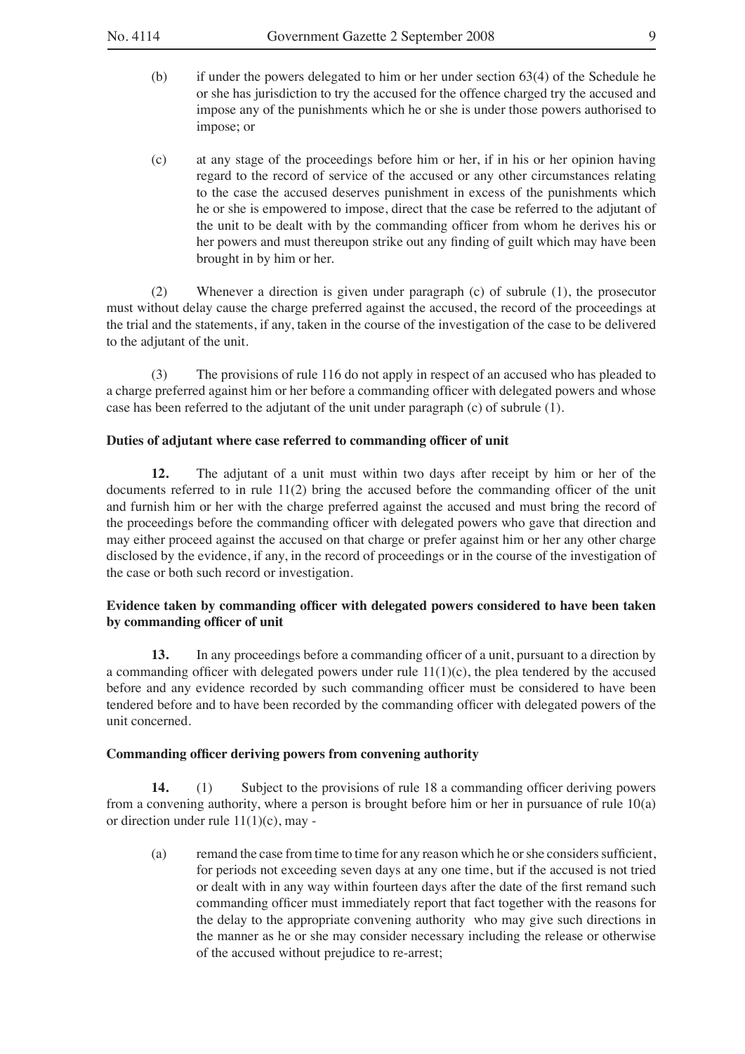(b) if under the powers delegated to him or her under section 63(4) of the Schedule he or she has jurisdiction to try the accused for the offence charged try the accused and impose any of the punishments which he or she is under those powers authorised to impose; or

(c) at any stage of the proceedings before him or her, if in his or her opinion having regard to the record of service of the accused or any other circumstances relating to the case the accused deserves punishment in excess of the punishments which he or she is empowered to impose, direct that the case be referred to the adjutant of the unit to be dealt with by the commanding officer from whom he derives his or her powers and must thereupon strike out any finding of guilt which may have been brought in by him or her.

(2) Whenever a direction is given under paragraph (c) of subrule (1), the prosecutor must without delay cause the charge preferred against the accused, the record of the proceedings at the trial and the statements, if any, taken in the course of the investigation of the case to be delivered to the adjutant of the unit.

(3) The provisions of rule 116 do not apply in respect of an accused who has pleaded to a charge preferred against him or her before a commanding officer with delegated powers and whose case has been referred to the adjutant of the unit under paragraph (c) of subrule (1).

**Duties of adjutant where case referred to commanding officer of unit**

**12.** The adjutant of a unit must within two days after receipt by him or her of the documents referred to in rule 11(2) bring the accused before the commanding officer of the unit and furnish him or her with the charge preferred against the accused and must bring the record of the proceedings before the commanding officer with delegated powers who gave that direction and may either proceed against the accused on that charge or prefer against him or her any other charge disclosed by the evidence, if any, in the record of proceedings or in the course of the investigation of the case or both such record or investigation.

**Evidence taken by commanding officer with delegated powers considered to have been taken by commanding officer of unit**

**13.** In any proceedings before a commanding officer of a unit, pursuant to a direction by a commanding officer with delegated powers under rule 11(1)(c), the plea tendered by the accused before and any evidence recorded by such commanding officer must be considered to have been tendered before and to have been recorded by the commanding officer with delegated powers of the unit concerned.

**Commanding officer deriving powers from convening authority**

**14.** (1) Subject to the provisions of rule 18 a commanding officer deriving powers from a convening authority, where a person is brought before him or her in pursuance of rule 10(a) or direction under rule 11(1)(c), may -

(a) remand the case from time to time for any reason which he or she considers sufficient, for periods not exceeding seven days at any one time, but if the accused is not tried or dealt with in any way within fourteen days after the date of the first remand such commanding officer must immediately report that fact together with the reasons for the delay to the appropriate convening authority who may give such directions in the manner as he or she may consider necessary including the release or otherwise of the accused without prejudice to re-arrest;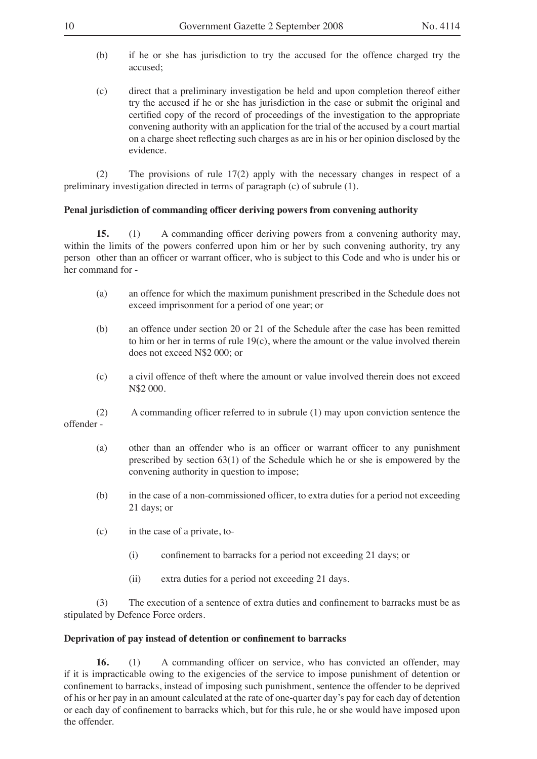(b) if he or she has jurisdiction to try the accused for the offence charged try the accused;

(c) direct that a preliminary investigation be held and upon completion thereof either try the accused if he or she has jurisdiction in the case or submit the original and certified copy of the record of proceedings of the investigation to the appropriate convening authority with an application for the trial of the accused by a court martial on a charge sheet reflecting such charges as are in his or her opinion disclosed by the evidence.

(2) The provisions of rule 17(2) apply with the necessary changes in respect of a preliminary investigation directed in terms of paragraph (c) of subrule (1).

**Penal jurisdiction of commanding officer deriving powers from convening authority**

**15.** (1) A commanding officer deriving powers from a convening authority may, within the limits of the powers conferred upon him or her by such convening authority, try any person other than an officer or warrant officer, who is subject to this Code and who is under his or her command for -

(a) an offence for which the maximum punishment prescribed in the Schedule does not exceed imprisonment for a period of one year; or

(b) an offence under section 20 or 21 of the Schedule after the case has been remitted to him or her in terms of rule 19(c), where the amount or the value involved therein does not exceed N$2 000; or

(c) a civil offence of theft where the amount or value involved therein does not exceed N$2 000.

(2) A commanding officer referred to in subrule (1) may upon conviction sentence the offender -

(a) other than an offender who is an officer or warrant officer to any punishment prescribed by section 63(1) of the Schedule which he or she is empowered by the convening authority in question to impose;

(b) in the case of a non-commissioned officer, to extra duties for a period not exceeding 21 days; or

(c) in the case of a private, to-

(i) confinement to barracks for a period not exceeding 21 days; or

(ii) extra duties for a period not exceeding 21 days.

(3) The execution of a sentence of extra duties and confinement to barracks must be as stipulated by Defence Force orders.

**Deprivation of pay instead of detention or confinement to barracks**

**16.** (1) A commanding officer on service, who has convicted an offender, may if it is impracticable owing to the exigencies of the service to impose punishment of detention or confinement to barracks, instead of imposing such punishment, sentence the offender to be deprived of his or her pay in an amount calculated at the rate of one-quarter day's pay for each day of detention or each day of confinement to barracks which, but for this rule, he or she would have imposed upon the offender.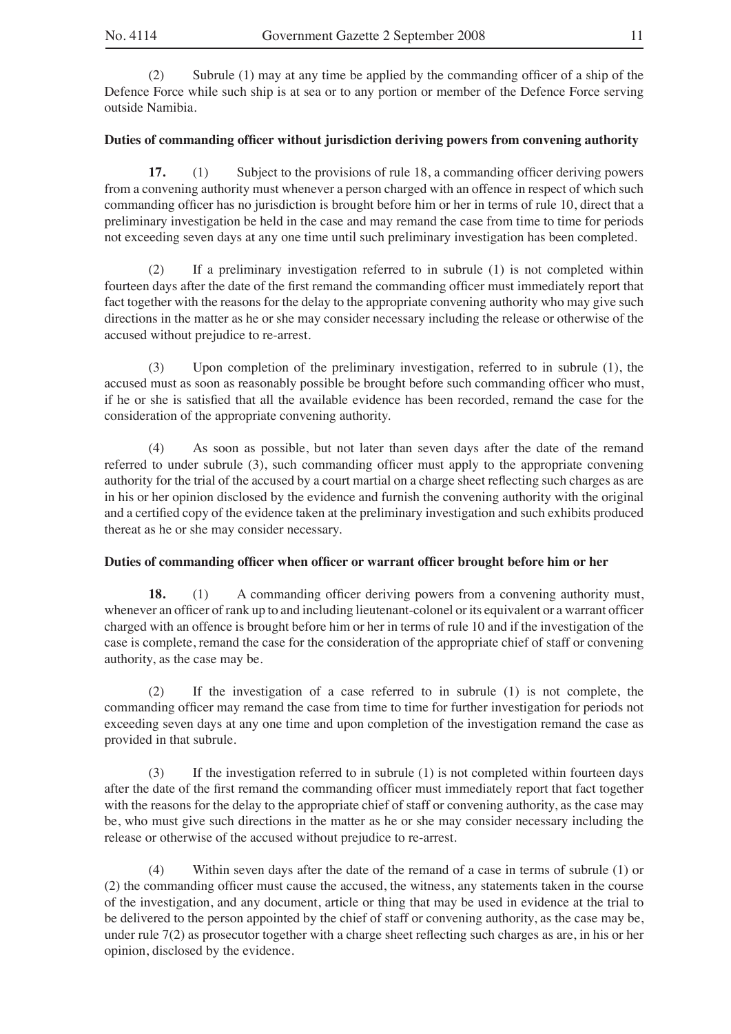(2) Subrule (1) may at any time be applied by the commanding officer of a ship of the Defence Force while such ship is at sea or to any portion or member of the Defence Force serving outside Namibia.

**Duties of commanding officer without jurisdiction deriving powers from convening authority**

**17.** (1) Subject to the provisions of rule 18, a commanding officer deriving powers from a convening authority must whenever a person charged with an offence in respect of which such commanding officer has no jurisdiction is brought before him or her in terms of rule 10, direct that a preliminary investigation be held in the case and may remand the case from time to time for periods not exceeding seven days at any one time until such preliminary investigation has been completed.

(2) If a preliminary investigation referred to in subrule (1) is not completed within fourteen days after the date of the first remand the commanding officer must immediately report that fact together with the reasons for the delay to the appropriate convening authority who may give such directions in the matter as he or she may consider necessary including the release or otherwise of the accused without prejudice to re-arrest.

(3) Upon completion of the preliminary investigation, referred to in subrule (1), the accused must as soon as reasonably possible be brought before such commanding officer who must, if he or she is satisfied that all the available evidence has been recorded, remand the case for the consideration of the appropriate convening authority.

(4) As soon as possible, but not later than seven days after the date of the remand referred to under subrule (3), such commanding officer must apply to the appropriate convening authority for the trial of the accused by a court martial on a charge sheet reflecting such charges as are in his or her opinion disclosed by the evidence and furnish the convening authority with the original and a certified copy of the evidence taken at the preliminary investigation and such exhibits produced thereat as he or she may consider necessary.

**Duties of commanding officer when officer or warrant officer brought before him or her**

**18.** (1) A commanding officer deriving powers from a convening authority must, whenever an officer of rank up to and including lieutenant-colonel or its equivalent or a warrant officer charged with an offence is brought before him or her in terms of rule 10 and if the investigation of the case is complete, remand the case for the consideration of the appropriate chief of staff or convening authority, as the case may be.

(2) If the investigation of a case referred to in subrule (1) is not complete, the commanding officer may remand the case from time to time for further investigation for periods not exceeding seven days at any one time and upon completion of the investigation remand the case as provided in that subrule.

(3) If the investigation referred to in subrule (1) is not completed within fourteen days after the date of the first remand the commanding officer must immediately report that fact together with the reasons for the delay to the appropriate chief of staff or convening authority, as the case may be, who must give such directions in the matter as he or she may consider necessary including the release or otherwise of the accused without prejudice to re-arrest.

(4) Within seven days after the date of the remand of a case in terms of subrule (1) or (2) the commanding officer must cause the accused, the witness, any statements taken in the course of the investigation, and any document, article or thing that may be used in evidence at the trial to be delivered to the person appointed by the chief of staff or convening authority, as the case may be, under rule 7(2) as prosecutor together with a charge sheet reflecting such charges as are, in his or her opinion, disclosed by the evidence.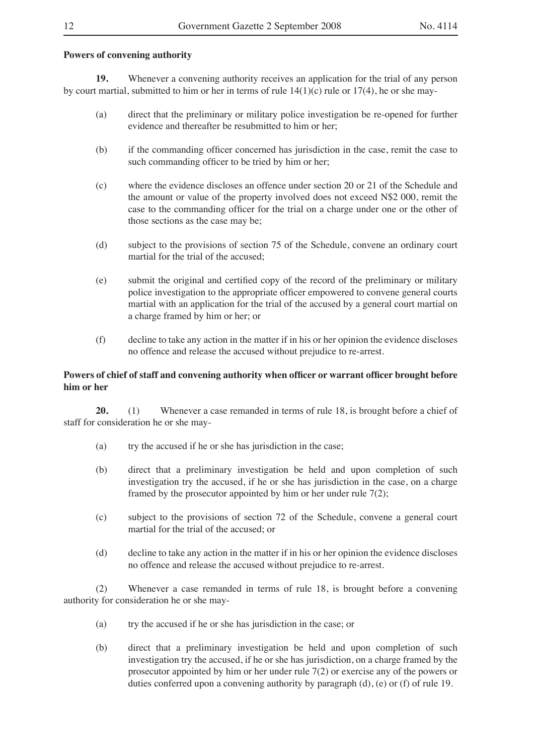**Powers of convening authority**

**19.** Whenever a convening authority receives an application for the trial of any person by court martial, submitted to him or her in terms of rule 14(1)(c) rule or 17(4), he or she may-

(a) direct that the preliminary or military police investigation be re-opened for further evidence and thereafter be resubmitted to him or her;

(b) if the commanding officer concerned has jurisdiction in the case, remit the case to such commanding officer to be tried by him or her;

(c) where the evidence discloses an offence under section 20 or 21 of the Schedule and the amount or value of the property involved does not exceed N$2 000, remit the case to the commanding officer for the trial on a charge under one or the other of those sections as the case may be;

(d) subject to the provisions of section 75 of the Schedule, convene an ordinary court martial for the trial of the accused;

(e) submit the original and certified copy of the record of the preliminary or military police investigation to the appropriate officer empowered to convene general courts martial with an application for the trial of the accused by a general court martial on a charge framed by him or her; or

(f) decline to take any action in the matter if in his or her opinion the evidence discloses no offence and release the accused without prejudice to re-arrest.

**Powers of chief of staff and convening authority when officer or warrant officer brought before him or her**

**20.** (1) Whenever a case remanded in terms of rule 18, is brought before a chief of staff for consideration he or she may-

(a) try the accused if he or she has jurisdiction in the case;

(b) direct that a preliminary investigation be held and upon completion of such investigation try the accused, if he or she has jurisdiction in the case, on a charge framed by the prosecutor appointed by him or her under rule 7(2);

(c) subject to the provisions of section 72 of the Schedule, convene a general court martial for the trial of the accused; or

(d) decline to take any action in the matter if in his or her opinion the evidence discloses no offence and release the accused without prejudice to re-arrest.

(2) Whenever a case remanded in terms of rule 18, is brought before a convening authority for consideration he or she may-

(a) try the accused if he or she has jurisdiction in the case; or

(b) direct that a preliminary investigation be held and upon completion of such investigation try the accused, if he or she has jurisdiction, on a charge framed by the prosecutor appointed by him or her under rule 7(2) or exercise any of the powers or duties conferred upon a convening authority by paragraph (d), (e) or (f) of rule 19.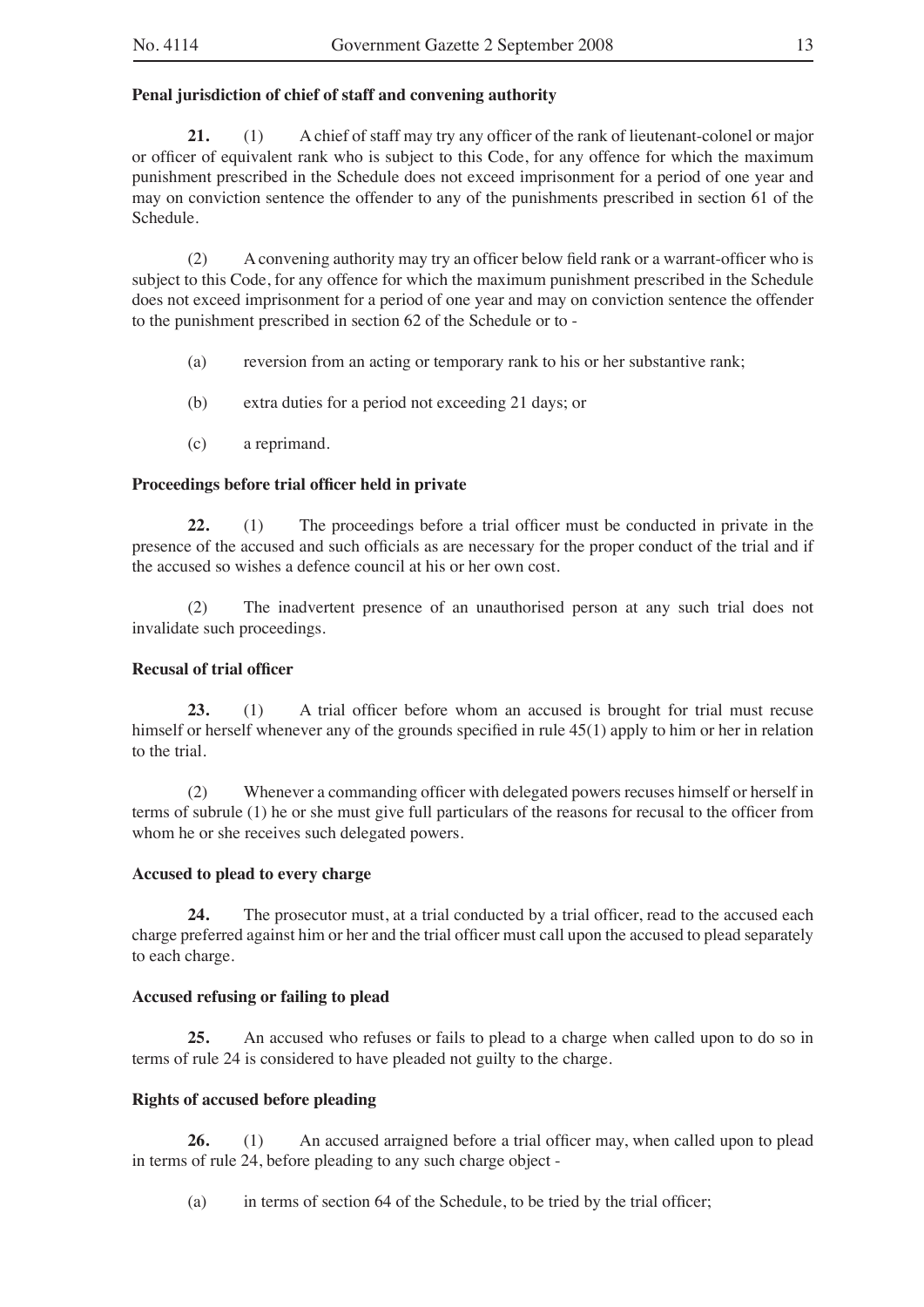**Penal jurisdiction of chief of staff and convening authority**

**21.** (1) A chief of staff may try any officer of the rank of lieutenant-colonel or major or officer of equivalent rank who is subject to this Code, for any offence for which the maximum punishment prescribed in the Schedule does not exceed imprisonment for a period of one year and may on conviction sentence the offender to any of the punishments prescribed in section 61 of the Schedule.

(2) A convening authority may try an officer below field rank or a warrant-officer who is subject to this Code, for any offence for which the maximum punishment prescribed in the Schedule does not exceed imprisonment for a period of one year and may on conviction sentence the offender to the punishment prescribed in section 62 of the Schedule or to -

(a) reversion from an acting or temporary rank to his or her substantive rank;

(b) extra duties for a period not exceeding 21 days; or

(c) a reprimand.

**Proceedings before trial officer held in private**

**22.** (1) The proceedings before a trial officer must be conducted in private in the presence of the accused and such officials as are necessary for the proper conduct of the trial and if the accused so wishes a defence council at his or her own cost.

(2) The inadvertent presence of an unauthorised person at any such trial does not invalidate such proceedings.

**Recusal of trial officer**

**23.** (1) A trial officer before whom an accused is brought for trial must recuse himself or herself whenever any of the grounds specified in rule 45(1) apply to him or her in relation to the trial.

(2) Whenever a commanding officer with delegated powers recuses himself or herself in terms of subrule (1) he or she must give full particulars of the reasons for recusal to the officer from whom he or she receives such delegated powers.

**Accused to plead to every charge**

**24.** The prosecutor must, at a trial conducted by a trial officer, read to the accused each charge preferred against him or her and the trial officer must call upon the accused to plead separately to each charge.

**Accused refusing or failing to plead**

**25.** An accused who refuses or fails to plead to a charge when called upon to do so in terms of rule 24 is considered to have pleaded not guilty to the charge.

**Rights of accused before pleading**

**26.** (1) An accused arraigned before a trial officer may, when called upon to plead in terms of rule 24, before pleading to any such charge object -

(a) in terms of section 64 of the Schedule, to be tried by the trial officer;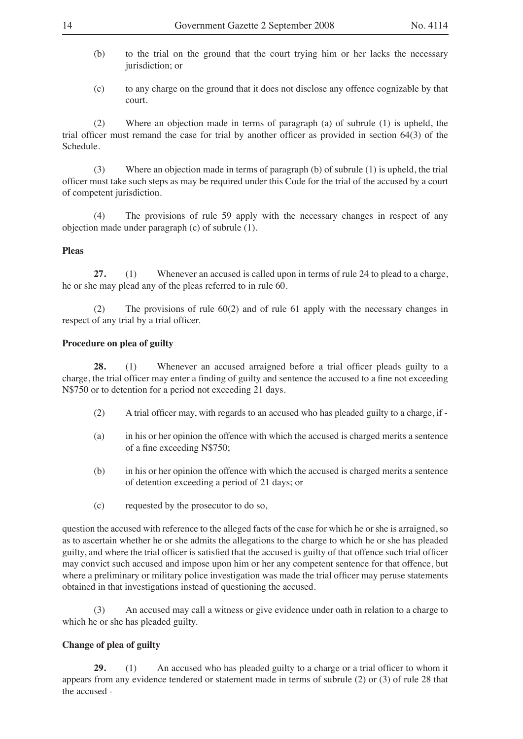(b) to the trial on the ground that the court trying him or her lacks the necessary jurisdiction; or

(c) to any charge on the ground that it does not disclose any offence cognizable by that court.

(2) Where an objection made in terms of paragraph (a) of subrule (1) is upheld, the trial officer must remand the case for trial by another officer as provided in section 64(3) of the Schedule.

(3) Where an objection made in terms of paragraph (b) of subrule (1) is upheld, the trial officer must take such steps as may be required under this Code for the trial of the accused by a court of competent jurisdiction.

(4) The provisions of rule 59 apply with the necessary changes in respect of any objection made under paragraph (c) of subrule (1).

**Pleas**

**27.** (1) Whenever an accused is called upon in terms of rule 24 to plead to a charge, he or she may plead any of the pleas referred to in rule 60.

(2) The provisions of rule 60(2) and of rule 61 apply with the necessary changes in respect of any trial by a trial officer.

**Procedure on plea of guilty**

**28.** (1) Whenever an accused arraigned before a trial officer pleads guilty to a charge, the trial officer may enter a finding of guilty and sentence the accused to a fine not exceeding N$750 or to detention for a period not exceeding 21 days.

(2) A trial officer may, with regards to an accused who has pleaded guilty to a charge, if -

(a) in his or her opinion the offence with which the accused is charged merits a sentence of a fine exceeding N$750;

(b) in his or her opinion the offence with which the accused is charged merits a sentence of detention exceeding a period of 21 days; or

(c) requested by the prosecutor to do so,

question the accused with reference to the alleged facts of the case for which he or she is arraigned, so as to ascertain whether he or she admits the allegations to the charge to which he or she has pleaded guilty, and where the trial officer is satisfied that the accused is guilty of that offence such trial officer may convict such accused and impose upon him or her any competent sentence for that offence, but where a preliminary or military police investigation was made the trial officer may peruse statements obtained in that investigations instead of questioning the accused.

(3) An accused may call a witness or give evidence under oath in relation to a charge to which he or she has pleaded guilty.

**Change of plea of guilty**

**29.** (1) An accused who has pleaded guilty to a charge or a trial officer to whom it appears from any evidence tendered or statement made in terms of subrule (2) or (3) of rule 28 that the accused -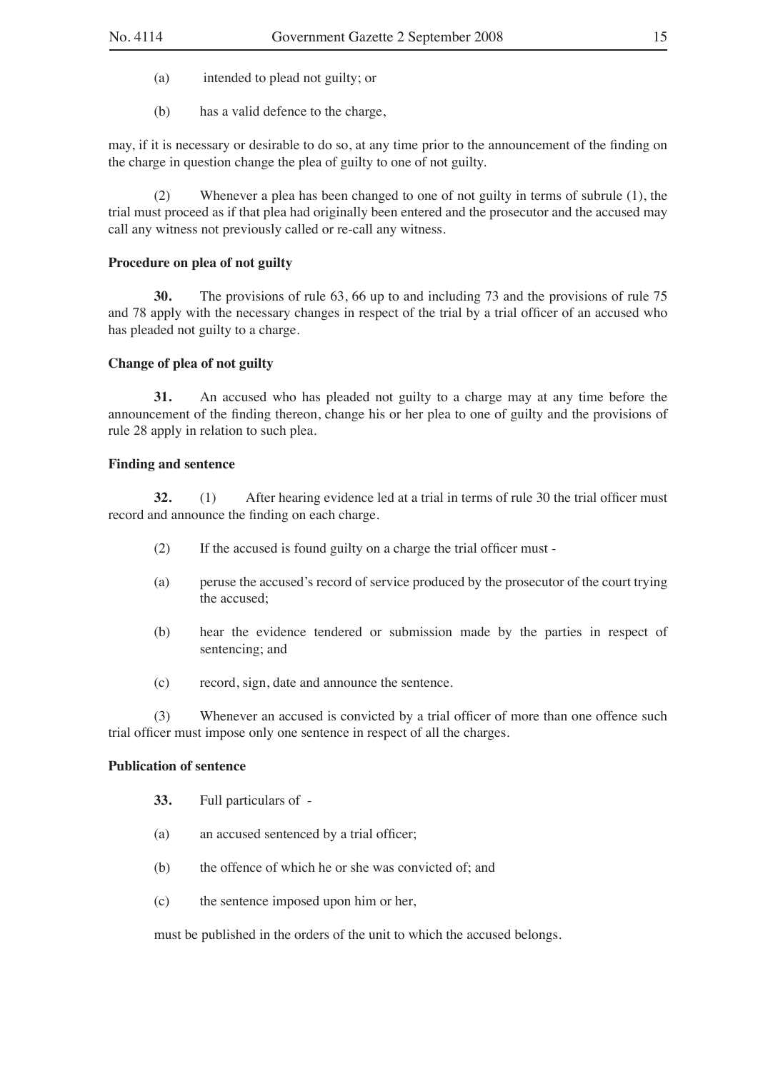(a) intended to plead not guilty; or

(b) has a valid defence to the charge,

may, if it is necessary or desirable to do so, at any time prior to the announcement of the finding on the charge in question change the plea of guilty to one of not guilty.

(2) Whenever a plea has been changed to one of not guilty in terms of subrule (1), the trial must proceed as if that plea had originally been entered and the prosecutor and the accused may call any witness not previously called or re-call any witness.

**Procedure on plea of not guilty**

**30.** The provisions of rule 63, 66 up to and including 73 and the provisions of rule 75 and 78 apply with the necessary changes in respect of the trial by a trial officer of an accused who has pleaded not guilty to a charge.

**Change of plea of not guilty**

**31.** An accused who has pleaded not guilty to a charge may at any time before the announcement of the finding thereon, change his or her plea to one of guilty and the provisions of rule 28 apply in relation to such plea.

**Finding and sentence**

**32.** (1) After hearing evidence led at a trial in terms of rule 30 the trial officer must record and announce the finding on each charge.

(2) If the accused is found guilty on a charge the trial officer must -

(a) peruse the accused's record of service produced by the prosecutor of the court trying the accused;

(b) hear the evidence tendered or submission made by the parties in respect of sentencing; and

(c) record, sign, date and announce the sentence.

(3) Whenever an accused is convicted by a trial officer of more than one offence such trial officer must impose only one sentence in respect of all the charges.

**Publication of sentence**

**33.** Full particulars of -

(a) an accused sentenced by a trial officer;

(b) the offence of which he or she was convicted of; and

(c) the sentence imposed upon him or her,

must be published in the orders of the unit to which the accused belongs.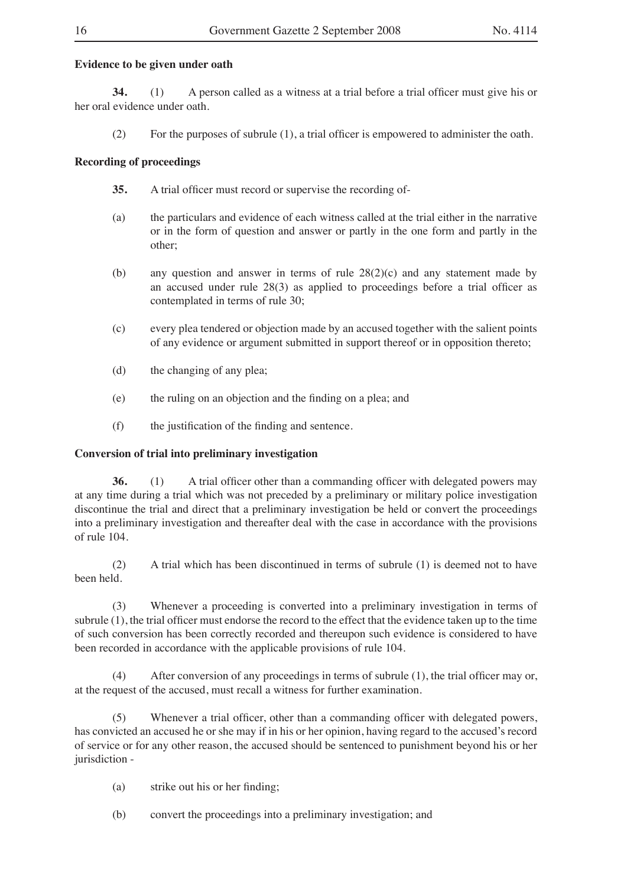**Evidence to be given under oath**

**34.** (1) A person called as a witness at a trial before a trial officer must give his or her oral evidence under oath.

(2) For the purposes of subrule (1), a trial officer is empowered to administer the oath.

**Recording of proceedings**

**35.** A trial officer must record or supervise the recording of-

(a) the particulars and evidence of each witness called at the trial either in the narrative or in the form of question and answer or partly in the one form and partly in the other;

(b) any question and answer in terms of rule 28(2)(c) and any statement made by an accused under rule 28(3) as applied to proceedings before a trial officer as contemplated in terms of rule 30;

(c) every plea tendered or objection made by an accused together with the salient points of any evidence or argument submitted in support thereof or in opposition thereto;

(d) the changing of any plea;

(e) the ruling on an objection and the finding on a plea; and

(f) the justification of the finding and sentence.

**Conversion of trial into preliminary investigation**

**36.** (1) A trial officer other than a commanding officer with delegated powers may at any time during a trial which was not preceded by a preliminary or military police investigation discontinue the trial and direct that a preliminary investigation be held or convert the proceedings into a preliminary investigation and thereafter deal with the case in accordance with the provisions of rule 104.

(2) A trial which has been discontinued in terms of subrule (1) is deemed not to have been held.

(3) Whenever a proceeding is converted into a preliminary investigation in terms of subrule (1), the trial officer must endorse the record to the effect that the evidence taken up to the time of such conversion has been correctly recorded and thereupon such evidence is considered to have been recorded in accordance with the applicable provisions of rule 104.

(4) After conversion of any proceedings in terms of subrule (1), the trial officer may or, at the request of the accused, must recall a witness for further examination.

(5) Whenever a trial officer, other than a commanding officer with delegated powers, has convicted an accused he or she may if in his or her opinion, having regard to the accused's record of service or for any other reason, the accused should be sentenced to punishment beyond his or her jurisdiction -

(a) strike out his or her finding;

(b) convert the proceedings into a preliminary investigation; and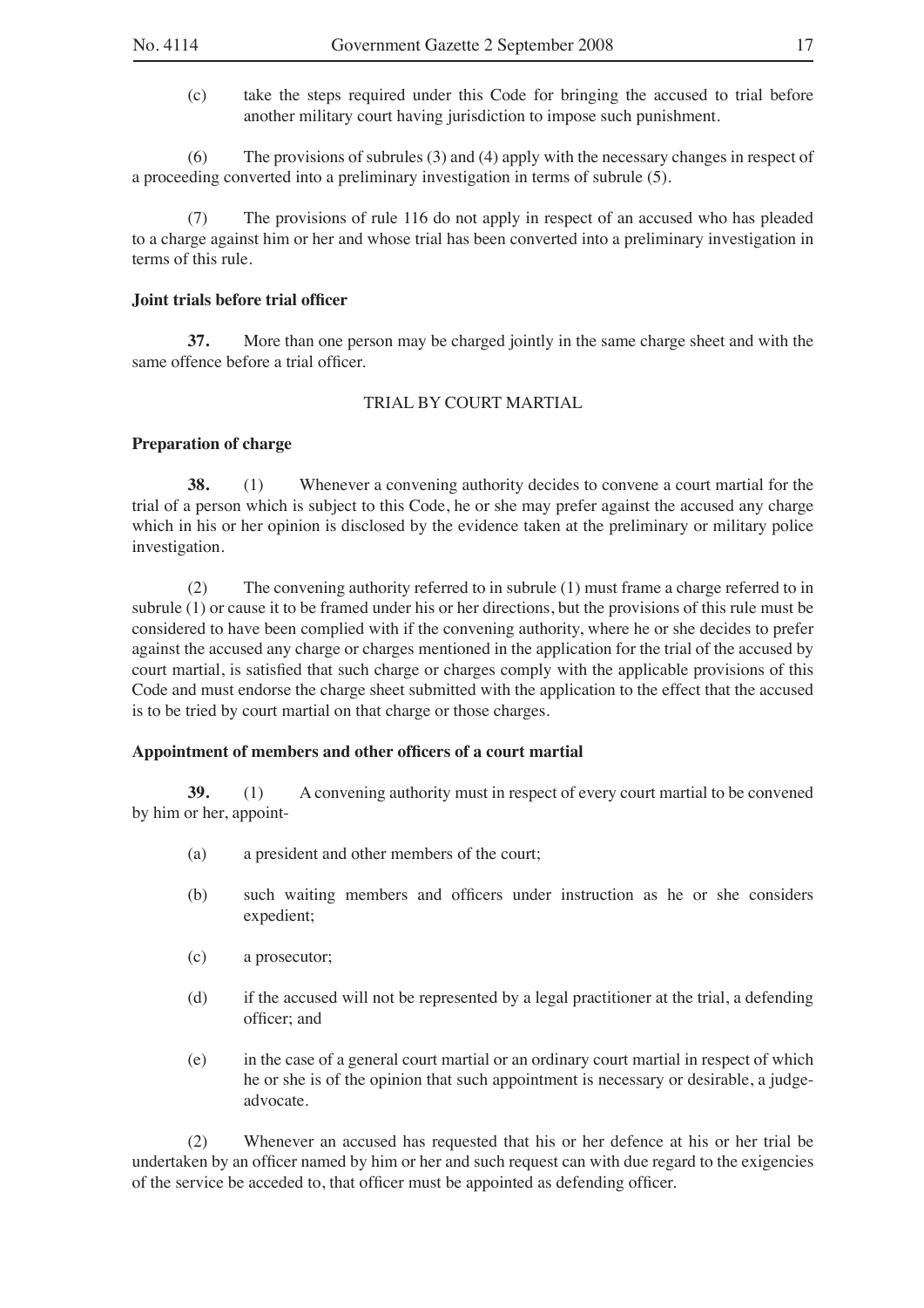(c) take the steps required under this Code for bringing the accused to trial before another military court having jurisdiction to impose such punishment.

(6) The provisions of subrules (3) and (4) apply with the necessary changes in respect of a proceeding converted into a preliminary investigation in terms of subrule (5).

(7) The provisions of rule 116 do not apply in respect of an accused who has pleaded to a charge against him or her and whose trial has been converted into a preliminary investigation in terms of this rule.

**Joint trials before trial officer**

**37.** More than one person may be charged jointly in the same charge sheet and with the same offence before a trial officer.

TRIAL BY COURT MARTIAL

**Preparation of charge**

**38.** (1) Whenever a convening authority decides to convene a court martial for the trial of a person which is subject to this Code, he or she may prefer against the accused any charge which in his or her opinion is disclosed by the evidence taken at the preliminary or military police investigation.

(2) The convening authority referred to in subrule (1) must frame a charge referred to in subrule (1) or cause it to be framed under his or her directions, but the provisions of this rule must be considered to have been complied with if the convening authority, where he or she decides to prefer against the accused any charge or charges mentioned in the application for the trial of the accused by court martial, is satisfied that such charge or charges comply with the applicable provisions of this Code and must endorse the charge sheet submitted with the application to the effect that the accused is to be tried by court martial on that charge or those charges.

**Appointment of members and other officers of a court martial**

**39.** (1) A convening authority must in respect of every court martial to be convened by him or her, appoint-

(a) a president and other members of the court;

(b) such waiting members and officers under instruction as he or she considers expedient;

(c) a prosecutor;

(d) if the accused will not be represented by a legal practitioner at the trial, a defending officer; and

(e) in the case of a general court martial or an ordinary court martial in respect of which he or she is of the opinion that such appointment is necessary or desirable, a judge-advocate.

(2) Whenever an accused has requested that his or her defence at his or her trial be undertaken by an officer named by him or her and such request can with due regard to the exigencies of the service be acceded to, that officer must be appointed as defending officer.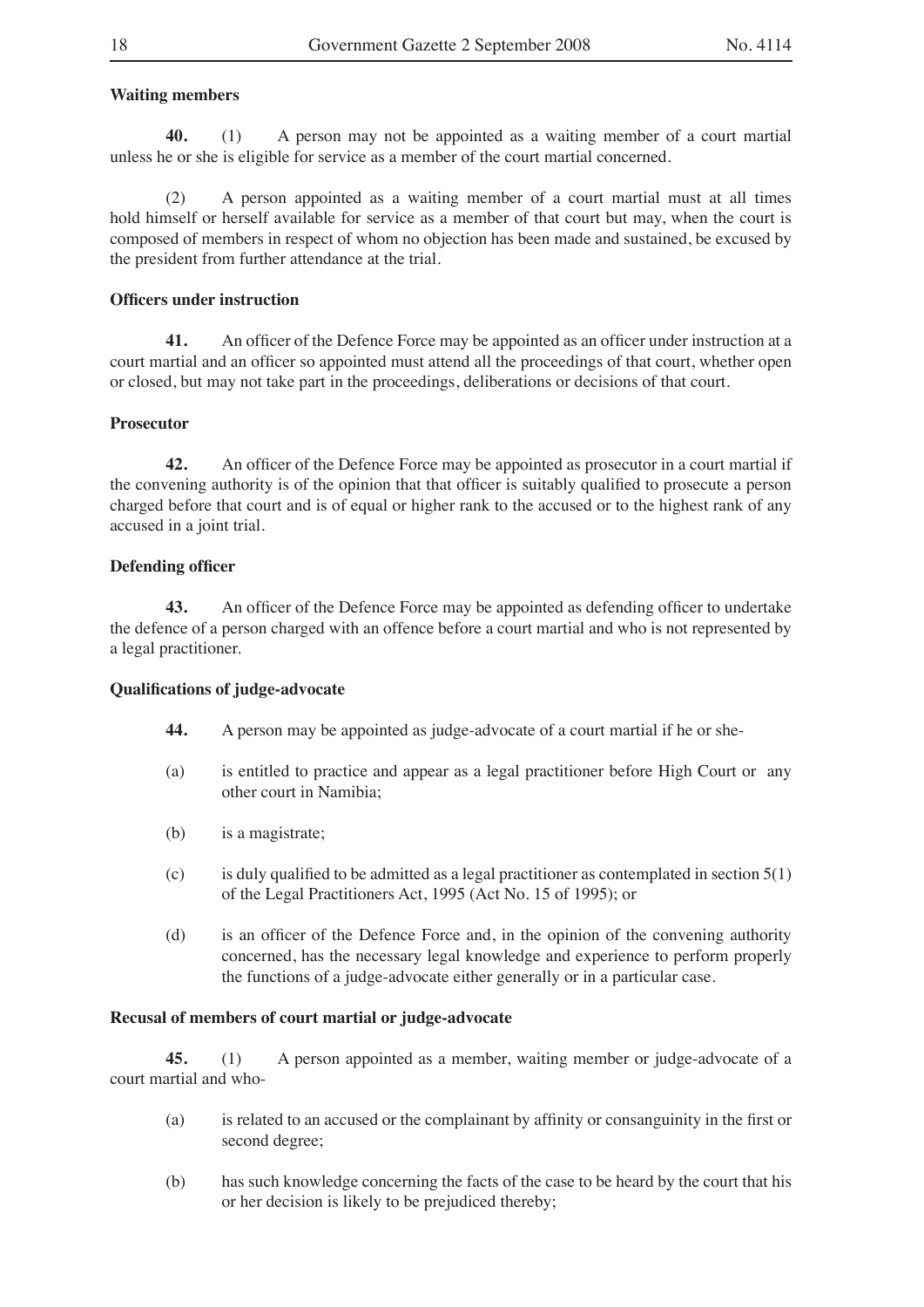**Waiting members**

**40.** (1) A person may not be appointed as a waiting member of a court martial unless he or she is eligible for service as a member of the court martial concerned.

(2) A person appointed as a waiting member of a court martial must at all times hold himself or herself available for service as a member of that court but may, when the court is composed of members in respect of whom no objection has been made and sustained, be excused by the president from further attendance at the trial.

**Officers under instruction**

**41.** An officer of the Defence Force may be appointed as an officer under instruction at a court martial and an officer so appointed must attend all the proceedings of that court, whether open or closed, but may not take part in the proceedings, deliberations or decisions of that court.

**Prosecutor**

**42.** An officer of the Defence Force may be appointed as prosecutor in a court martial if the convening authority is of the opinion that that officer is suitably qualified to prosecute a person charged before that court and is of equal or higher rank to the accused or to the highest rank of any accused in a joint trial.

**Defending officer**

**43.** An officer of the Defence Force may be appointed as defending officer to undertake the defence of a person charged with an offence before a court martial and who is not represented by a legal practitioner.

**Qualifications of judge-advocate**

**44.** A person may be appointed as judge-advocate of a court martial if he or she-

(a) is entitled to practice and appear as a legal practitioner before High Court or any other court in Namibia;

(b) is a magistrate;

(c) is duly qualified to be admitted as a legal practitioner as contemplated in section 5(1) of the Legal Practitioners Act, 1995 (Act No. 15 of 1995); or

(d) is an officer of the Defence Force and, in the opinion of the convening authority concerned, has the necessary legal knowledge and experience to perform properly the functions of a judge-advocate either generally or in a particular case.

**Recusal of members of court martial or judge-advocate**

**45.** (1) A person appointed as a member, waiting member or judge-advocate of a court martial and who-

(a) is related to an accused or the complainant by affinity or consanguinity in the first or second degree;

(b) has such knowledge concerning the facts of the case to be heard by the court that his or her decision is likely to be prejudiced thereby;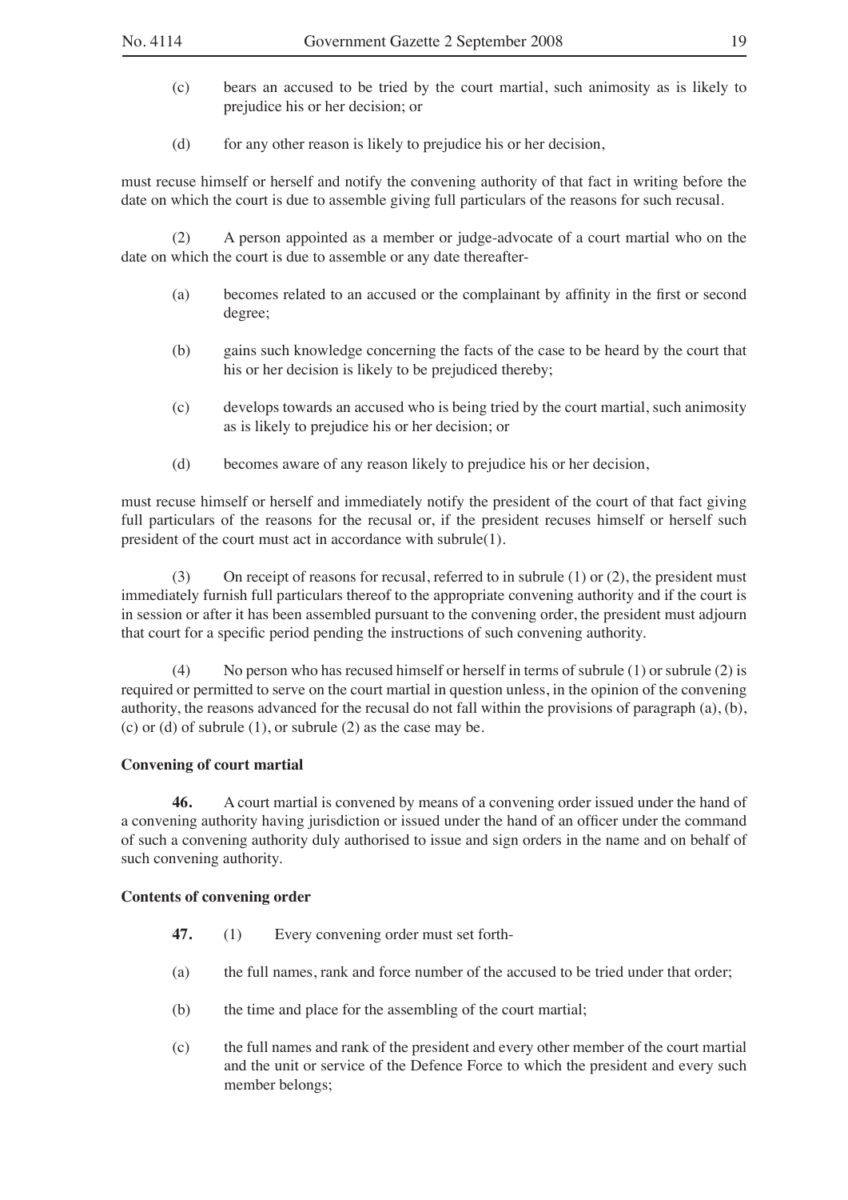(c) bears an accused to be tried by the court martial, such animosity as is likely to prejudice his or her decision; or

(d) for any other reason is likely to prejudice his or her decision,

must recuse himself or herself and notify the convening authority of that fact in writing before the date on which the court is due to assemble giving full particulars of the reasons for such recusal.

(2) A person appointed as a member or judge-advocate of a court martial who on the date on which the court is due to assemble or any date thereafter-

(a) becomes related to an accused or the complainant by affinity in the first or second degree;

(b) gains such knowledge concerning the facts of the case to be heard by the court that his or her decision is likely to be prejudiced thereby;

(c) develops towards an accused who is being tried by the court martial, such animosity as is likely to prejudice his or her decision; or

(d) becomes aware of any reason likely to prejudice his or her decision,

must recuse himself or herself and immediately notify the president of the court of that fact giving full particulars of the reasons for the recusal or, if the president recuses himself or herself such president of the court must act in accordance with subrule(1).

(3) On receipt of reasons for recusal, referred to in subrule (1) or (2), the president must immediately furnish full particulars thereof to the appropriate convening authority and if the court is in session or after it has been assembled pursuant to the convening order, the president must adjourn that court for a specific period pending the instructions of such convening authority.

(4) No person who has recused himself or herself in terms of subrule (1) or subrule (2) is required or permitted to serve on the court martial in question unless, in the opinion of the convening authority, the reasons advanced for the recusal do not fall within the provisions of paragraph (a), (b), (c) or (d) of subrule (1), or subrule (2) as the case may be.

**Convening of court martial**

**46.** A court martial is convened by means of a convening order issued under the hand of a convening authority having jurisdiction or issued under the hand of an officer under the command of such a convening authority duly authorised to issue and sign orders in the name and on behalf of such convening authority.

**Contents of convening order**

**47.** (1) Every convening order must set forth-

(a) the full names, rank and force number of the accused to be tried under that order;

(b) the time and place for the assembling of the court martial;

(c) the full names and rank of the president and every other member of the court martial and the unit or service of the Defence Force to which the president and every such member belongs;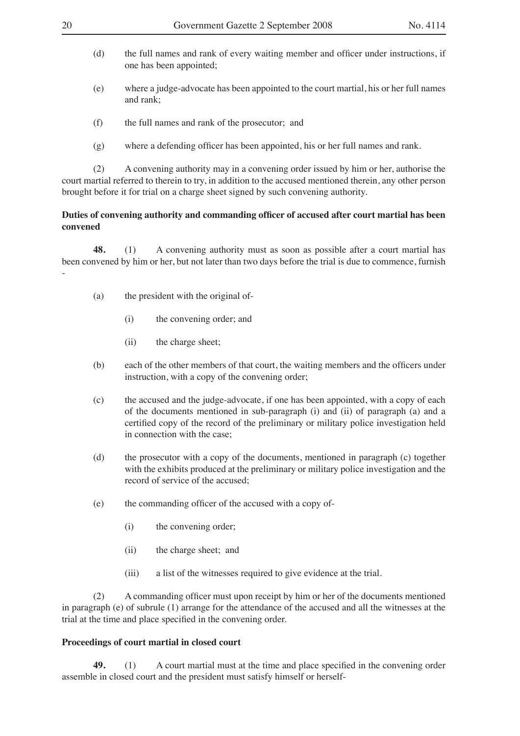(d) the full names and rank of every waiting member and officer under instructions, if one has been appointed;

(e) where a judge-advocate has been appointed to the court martial, his or her full names and rank;

(f) the full names and rank of the prosecutor; and

(g) where a defending officer has been appointed, his or her full names and rank.

(2) A convening authority may in a convening order issued by him or her, authorise the court martial referred to therein to try, in addition to the accused mentioned therein, any other person brought before it for trial on a charge sheet signed by such convening authority.

**Duties of convening authority and commanding officer of accused after court martial has been convened**

**48.** (1) A convening authority must as soon as possible after a court martial has been convened by him or her, but not later than two days before the trial is due to commence, furnish -

(a) the president with the original of-

(i) the convening order; and

(ii) the charge sheet;

(b) each of the other members of that court, the waiting members and the officers under instruction, with a copy of the convening order;

(c) the accused and the judge-advocate, if one has been appointed, with a copy of each of the documents mentioned in sub-paragraph (i) and (ii) of paragraph (a) and a certified copy of the record of the preliminary or military police investigation held in connection with the case;

(d) the prosecutor with a copy of the documents, mentioned in paragraph (c) together with the exhibits produced at the preliminary or military police investigation and the record of service of the accused;

(e) the commanding officer of the accused with a copy of-

(i) the convening order;

(ii) the charge sheet; and

(iii) a list of the witnesses required to give evidence at the trial.

(2) A commanding officer must upon receipt by him or her of the documents mentioned in paragraph (e) of subrule (1) arrange for the attendance of the accused and all the witnesses at the trial at the time and place specified in the convening order.

**Proceedings of court martial in closed court**

**49.** (1) A court martial must at the time and place specified in the convening order assemble in closed court and the president must satisfy himself or herself-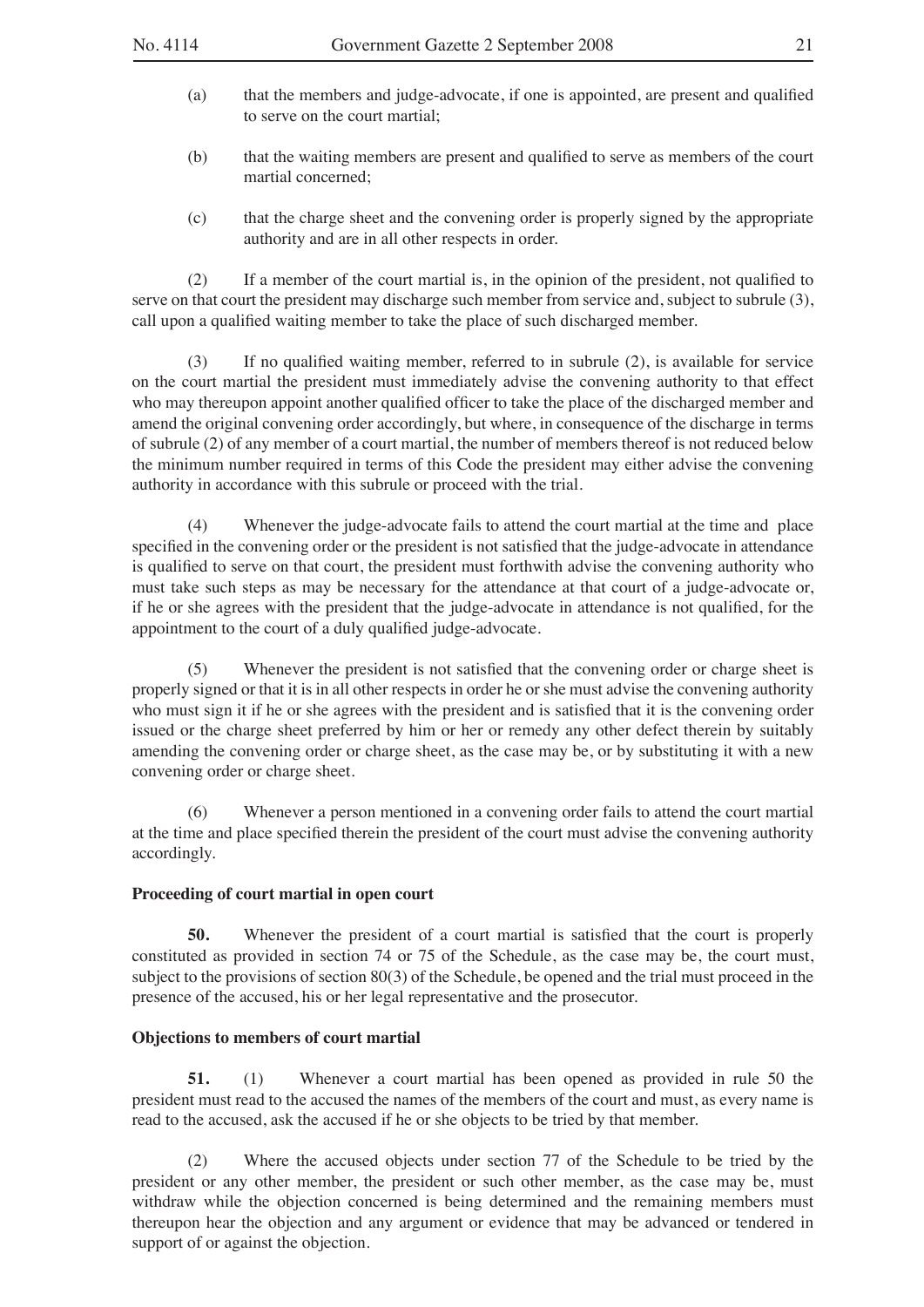(a) that the members and judge-advocate, if one is appointed, are present and qualified to serve on the court martial;

(b) that the waiting members are present and qualified to serve as members of the court martial concerned;

(c) that the charge sheet and the convening order is properly signed by the appropriate authority and are in all other respects in order.

(2) If a member of the court martial is, in the opinion of the president, not qualified to serve on that court the president may discharge such member from service and, subject to subrule (3), call upon a qualified waiting member to take the place of such discharged member.

(3) If no qualified waiting member, referred to in subrule (2), is available for service on the court martial the president must immediately advise the convening authority to that effect who may thereupon appoint another qualified officer to take the place of the discharged member and amend the original convening order accordingly, but where, in consequence of the discharge in terms of subrule (2) of any member of a court martial, the number of members thereof is not reduced below the minimum number required in terms of this Code the president may either advise the convening authority in accordance with this subrule or proceed with the trial.

(4) Whenever the judge-advocate fails to attend the court martial at the time and place specified in the convening order or the president is not satisfied that the judge-advocate in attendance is qualified to serve on that court, the president must forthwith advise the convening authority who must take such steps as may be necessary for the attendance at that court of a judge-advocate or, if he or she agrees with the president that the judge-advocate in attendance is not qualified, for the appointment to the court of a duly qualified judge-advocate.

(5) Whenever the president is not satisfied that the convening order or charge sheet is properly signed or that it is in all other respects in order he or she must advise the convening authority who must sign it if he or she agrees with the president and is satisfied that it is the convening order issued or the charge sheet preferred by him or her or remedy any other defect therein by suitably amending the convening order or charge sheet, as the case may be, or by substituting it with a new convening order or charge sheet.

(6) Whenever a person mentioned in a convening order fails to attend the court martial at the time and place specified therein the president of the court must advise the convening authority accordingly.

**Proceeding of court martial in open court**

**50.** Whenever the president of a court martial is satisfied that the court is properly constituted as provided in section 74 or 75 of the Schedule, as the case may be, the court must, subject to the provisions of section 80(3) of the Schedule, be opened and the trial must proceed in the presence of the accused, his or her legal representative and the prosecutor.

**Objections to members of court martial**

**51.** (1) Whenever a court martial has been opened as provided in rule 50 the president must read to the accused the names of the members of the court and must, as every name is read to the accused, ask the accused if he or she objects to be tried by that member.

(2) Where the accused objects under section 77 of the Schedule to be tried by the president or any other member, the president or such other member, as the case may be, must withdraw while the objection concerned is being determined and the remaining members must thereupon hear the objection and any argument or evidence that may be advanced or tendered in support of or against the objection.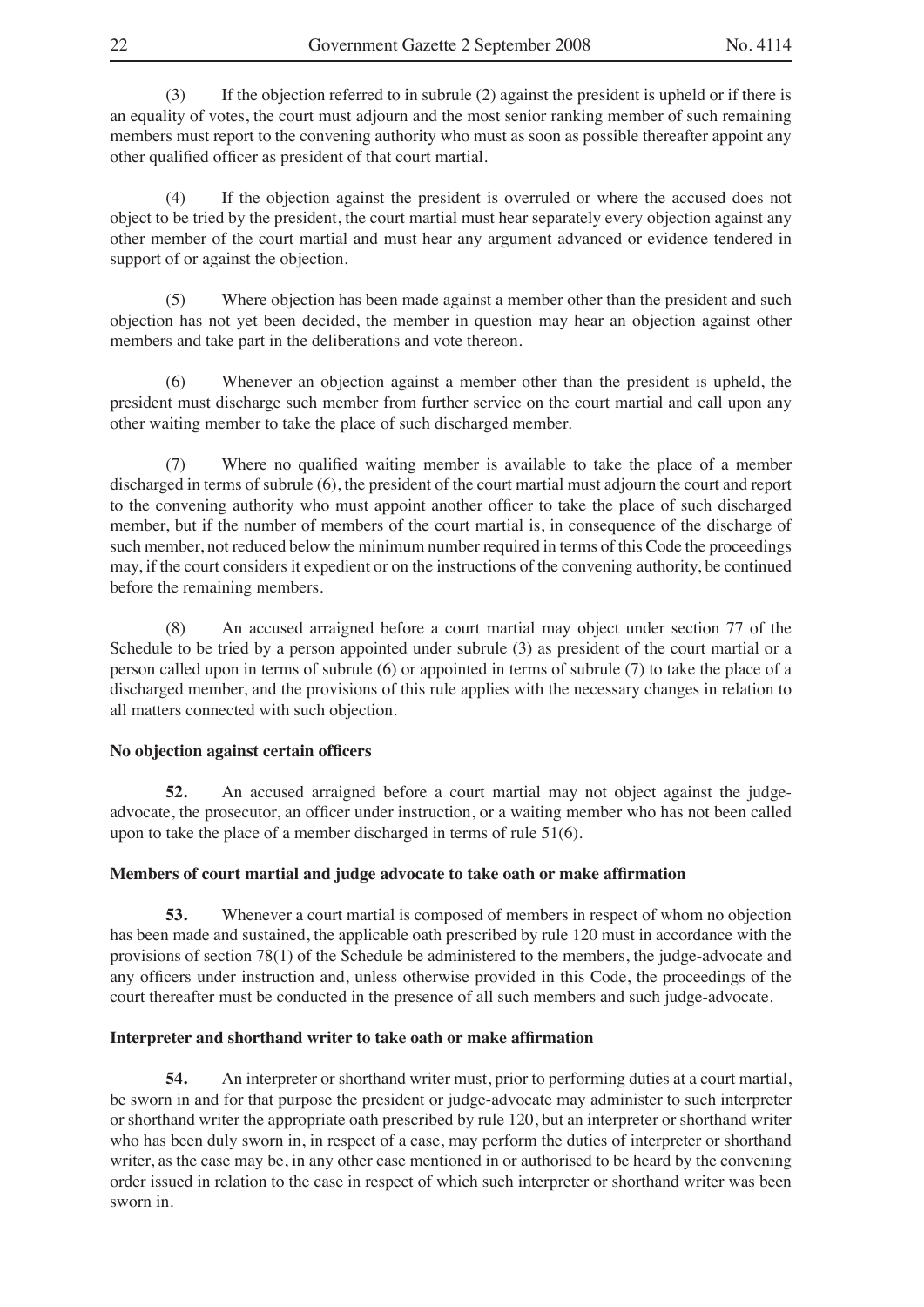(3) If the objection referred to in subrule (2) against the president is upheld or if there is an equality of votes, the court must adjourn and the most senior ranking member of such remaining members must report to the convening authority who must as soon as possible thereafter appoint any other qualified officer as president of that court martial.

(4) If the objection against the president is overruled or where the accused does not object to be tried by the president, the court martial must hear separately every objection against any other member of the court martial and must hear any argument advanced or evidence tendered in support of or against the objection.

(5) Where objection has been made against a member other than the president and such objection has not yet been decided, the member in question may hear an objection against other members and take part in the deliberations and vote thereon.

(6) Whenever an objection against a member other than the president is upheld, the president must discharge such member from further service on the court martial and call upon any other waiting member to take the place of such discharged member.

(7) Where no qualified waiting member is available to take the place of a member discharged in terms of subrule (6), the president of the court martial must adjourn the court and report to the convening authority who must appoint another officer to take the place of such discharged member, but if the number of members of the court martial is, in consequence of the discharge of such member, not reduced below the minimum number required in terms of this Code the proceedings may, if the court considers it expedient or on the instructions of the convening authority, be continued before the remaining members.

(8) An accused arraigned before a court martial may object under section 77 of the Schedule to be tried by a person appointed under subrule (3) as president of the court martial or a person called upon in terms of subrule (6) or appointed in terms of subrule (7) to take the place of a discharged member, and the provisions of this rule applies with the necessary changes in relation to all matters connected with such objection.

**No objection against certain officers**

**52.** An accused arraigned before a court martial may not object against the judge-advocate, the prosecutor, an officer under instruction, or a waiting member who has not been called upon to take the place of a member discharged in terms of rule 51(6).

**Members of court martial and judge advocate to take oath or make affirmation**

**53.** Whenever a court martial is composed of members in respect of whom no objection has been made and sustained, the applicable oath prescribed by rule 120 must in accordance with the provisions of section 78(1) of the Schedule be administered to the members, the judge-advocate and any officers under instruction and, unless otherwise provided in this Code, the proceedings of the court thereafter must be conducted in the presence of all such members and such judge-advocate.

**Interpreter and shorthand writer to take oath or make affirmation**

**54.** An interpreter or shorthand writer must, prior to performing duties at a court martial, be sworn in and for that purpose the president or judge-advocate may administer to such interpreter or shorthand writer the appropriate oath prescribed by rule 120, but an interpreter or shorthand writer who has been duly sworn in, in respect of a case, may perform the duties of interpreter or shorthand writer, as the case may be, in any other case mentioned in or authorised to be heard by the convening order issued in relation to the case in respect of which such interpreter or shorthand writer was been sworn in.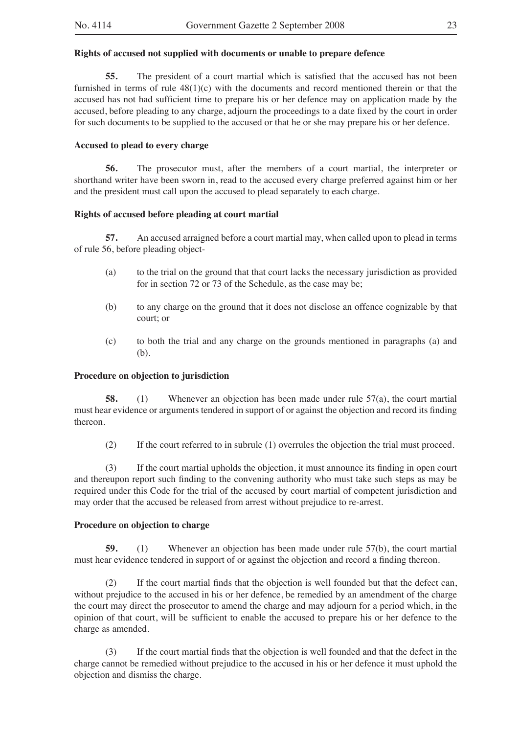**Rights of accused not supplied with documents or unable to prepare defence**

**55.** The president of a court martial which is satisfied that the accused has not been furnished in terms of rule 48(1)(c) with the documents and record mentioned therein or that the accused has not had sufficient time to prepare his or her defence may on application made by the accused, before pleading to any charge, adjourn the proceedings to a date fixed by the court in order for such documents to be supplied to the accused or that he or she may prepare his or her defence.

**Accused to plead to every charge**

**56.** The prosecutor must, after the members of a court martial, the interpreter or shorthand writer have been sworn in, read to the accused every charge preferred against him or her and the president must call upon the accused to plead separately to each charge.

**Rights of accused before pleading at court martial**

**57.** An accused arraigned before a court martial may, when called upon to plead in terms of rule 56, before pleading object-

(a) to the trial on the ground that that court lacks the necessary jurisdiction as provided for in section 72 or 73 of the Schedule, as the case may be;

(b) to any charge on the ground that it does not disclose an offence cognizable by that court; or

(c) to both the trial and any charge on the grounds mentioned in paragraphs (a) and (b).

**Procedure on objection to jurisdiction**

**58.** (1) Whenever an objection has been made under rule 57(a), the court martial must hear evidence or arguments tendered in support of or against the objection and record its finding thereon.

(2) If the court referred to in subrule (1) overrules the objection the trial must proceed.

(3) If the court martial upholds the objection, it must announce its finding in open court and thereupon report such finding to the convening authority who must take such steps as may be required under this Code for the trial of the accused by court martial of competent jurisdiction and may order that the accused be released from arrest without prejudice to re-arrest.

**Procedure on objection to charge**

**59.** (1) Whenever an objection has been made under rule 57(b), the court martial must hear evidence tendered in support of or against the objection and record a finding thereon.

(2) If the court martial finds that the objection is well founded but that the defect can, without prejudice to the accused in his or her defence, be remedied by an amendment of the charge the court may direct the prosecutor to amend the charge and may adjourn for a period which, in the opinion of that court, will be sufficient to enable the accused to prepare his or her defence to the charge as amended.

(3) If the court martial finds that the objection is well founded and that the defect in the charge cannot be remedied without prejudice to the accused in his or her defence it must uphold the objection and dismiss the charge.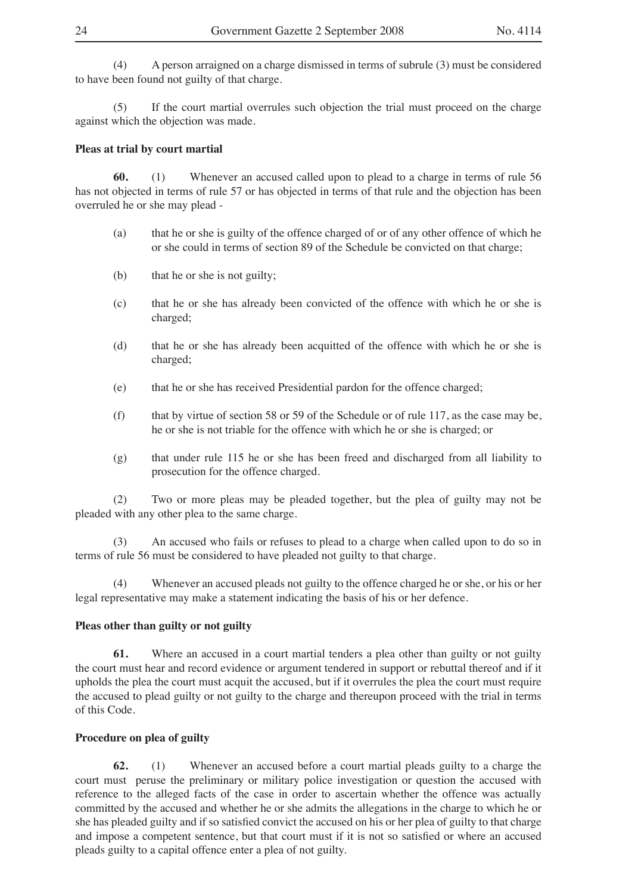(4) A person arraigned on a charge dismissed in terms of subrule (3) must be considered to have been found not guilty of that charge.

(5) If the court martial overrules such objection the trial must proceed on the charge against which the objection was made.

**Pleas at trial by court martial**

**60.** (1) Whenever an accused called upon to plead to a charge in terms of rule 56 has not objected in terms of rule 57 or has objected in terms of that rule and the objection has been overruled he or she may plead -

(a) that he or she is guilty of the offence charged of or of any other offence of which he or she could in terms of section 89 of the Schedule be convicted on that charge;

(b) that he or she is not guilty;

(c) that he or she has already been convicted of the offence with which he or she is charged;

(d) that he or she has already been acquitted of the offence with which he or she is charged;

(e) that he or she has received Presidential pardon for the offence charged;

(f) that by virtue of section 58 or 59 of the Schedule or of rule 117, as the case may be, he or she is not triable for the offence with which he or she is charged; or

(g) that under rule 115 he or she has been freed and discharged from all liability to prosecution for the offence charged.

(2) Two or more pleas may be pleaded together, but the plea of guilty may not be pleaded with any other plea to the same charge.

(3) An accused who fails or refuses to plead to a charge when called upon to do so in terms of rule 56 must be considered to have pleaded not guilty to that charge.

(4) Whenever an accused pleads not guilty to the offence charged he or she, or his or her legal representative may make a statement indicating the basis of his or her defence.

**Pleas other than guilty or not guilty**

**61.** Where an accused in a court martial tenders a plea other than guilty or not guilty the court must hear and record evidence or argument tendered in support or rebuttal thereof and if it upholds the plea the court must acquit the accused, but if it overrules the plea the court must require the accused to plead guilty or not guilty to the charge and thereupon proceed with the trial in terms of this Code.

**Procedure on plea of guilty**

**62.** (1) Whenever an accused before a court martial pleads guilty to a charge the court must peruse the preliminary or military police investigation or question the accused with reference to the alleged facts of the case in order to ascertain whether the offence was actually committed by the accused and whether he or she admits the allegations in the charge to which he or she has pleaded guilty and if so satisfied convict the accused on his or her plea of guilty to that charge and impose a competent sentence, but that court must if it is not so satisfied or where an accused pleads guilty to a capital offence enter a plea of not guilty.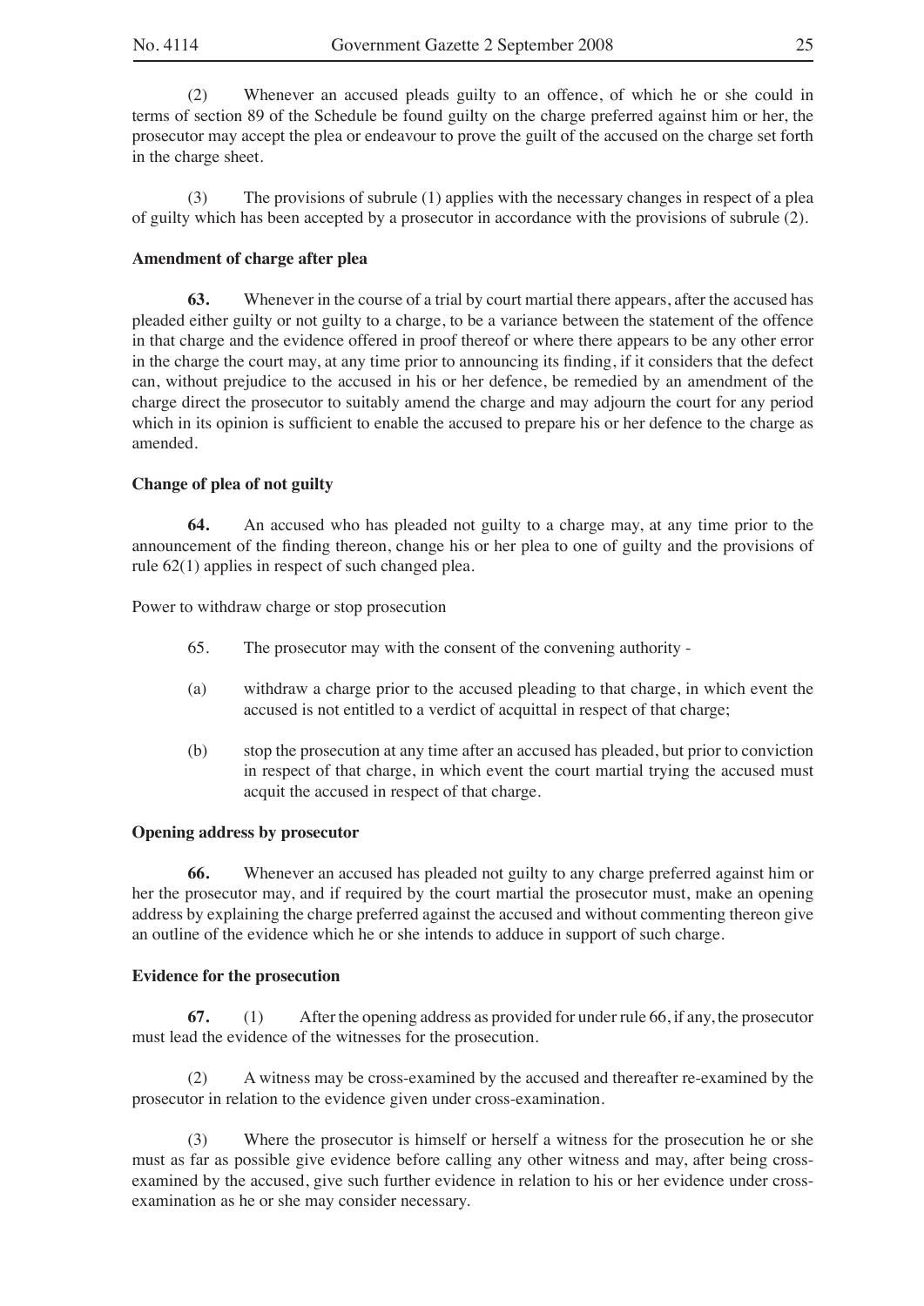(2) Whenever an accused pleads guilty to an offence, of which he or she could in terms of section 89 of the Schedule be found guilty on the charge preferred against him or her, the prosecutor may accept the plea or endeavour to prove the guilt of the accused on the charge set forth in the charge sheet.

(3) The provisions of subrule (1) applies with the necessary changes in respect of a plea of guilty which has been accepted by a prosecutor in accordance with the provisions of subrule (2).

**Amendment of charge after plea**

**63.** Whenever in the course of a trial by court martial there appears, after the accused has pleaded either guilty or not guilty to a charge, to be a variance between the statement of the offence in that charge and the evidence offered in proof thereof or where there appears to be any other error in the charge the court may, at any time prior to announcing its finding, if it considers that the defect can, without prejudice to the accused in his or her defence, be remedied by an amendment of the charge direct the prosecutor to suitably amend the charge and may adjourn the court for any period which in its opinion is sufficient to enable the accused to prepare his or her defence to the charge as amended.

**Change of plea of not guilty**

**64.** An accused who has pleaded not guilty to a charge may, at any time prior to the announcement of the finding thereon, change his or her plea to one of guilty and the provisions of rule 62(1) applies in respect of such changed plea.

Power to withdraw charge or stop prosecution

65. The prosecutor may with the consent of the convening authority -

(a) withdraw a charge prior to the accused pleading to that charge, in which event the accused is not entitled to a verdict of acquittal in respect of that charge;

(b) stop the prosecution at any time after an accused has pleaded, but prior to conviction in respect of that charge, in which event the court martial trying the accused must acquit the accused in respect of that charge.

**Opening address by prosecutor**

**66.** Whenever an accused has pleaded not guilty to any charge preferred against him or her the prosecutor may, and if required by the court martial the prosecutor must, make an opening address by explaining the charge preferred against the accused and without commenting thereon give an outline of the evidence which he or she intends to adduce in support of such charge.

**Evidence for the prosecution**

**67.** (1) After the opening address as provided for under rule 66, if any, the prosecutor must lead the evidence of the witnesses for the prosecution.

(2) A witness may be cross-examined by the accused and thereafter re-examined by the prosecutor in relation to the evidence given under cross-examination.

(3) Where the prosecutor is himself or herself a witness for the prosecution he or she must as far as possible give evidence before calling any other witness and may, after being cross-examined by the accused, give such further evidence in relation to his or her evidence under cross-examination as he or she may consider necessary.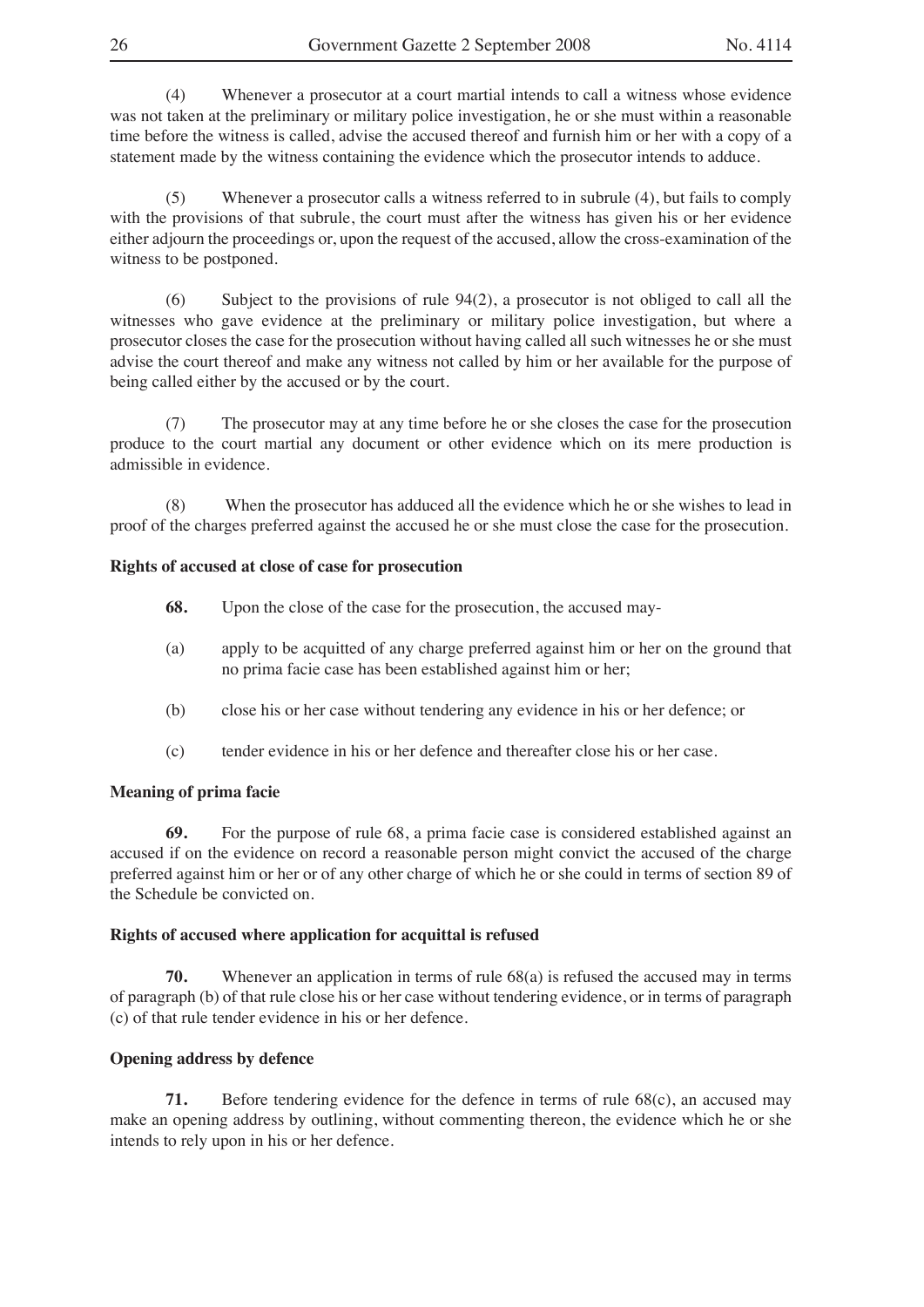(4) Whenever a prosecutor at a court martial intends to call a witness whose evidence was not taken at the preliminary or military police investigation, he or she must within a reasonable time before the witness is called, advise the accused thereof and furnish him or her with a copy of a statement made by the witness containing the evidence which the prosecutor intends to adduce.

(5) Whenever a prosecutor calls a witness referred to in subrule (4), but fails to comply with the provisions of that subrule, the court must after the witness has given his or her evidence either adjourn the proceedings or, upon the request of the accused, allow the cross-examination of the witness to be postponed.

(6) Subject to the provisions of rule 94(2), a prosecutor is not obliged to call all the witnesses who gave evidence at the preliminary or military police investigation, but where a prosecutor closes the case for the prosecution without having called all such witnesses he or she must advise the court thereof and make any witness not called by him or her available for the purpose of being called either by the accused or by the court.

(7) The prosecutor may at any time before he or she closes the case for the prosecution produce to the court martial any document or other evidence which on its mere production is admissible in evidence.

(8) When the prosecutor has adduced all the evidence which he or she wishes to lead in proof of the charges preferred against the accused he or she must close the case for the prosecution.

**Rights of accused at close of case for prosecution**

**68.** Upon the close of the case for the prosecution, the accused may-

(a) apply to be acquitted of any charge preferred against him or her on the ground that no prima facie case has been established against him or her;

(b) close his or her case without tendering any evidence in his or her defence; or

(c) tender evidence in his or her defence and thereafter close his or her case.

**Meaning of prima facie**

**69.** For the purpose of rule 68, a prima facie case is considered established against an accused if on the evidence on record a reasonable person might convict the accused of the charge preferred against him or her or of any other charge of which he or she could in terms of section 89 of the Schedule be convicted on.

**Rights of accused where application for acquittal is refused**

**70.** Whenever an application in terms of rule 68(a) is refused the accused may in terms of paragraph (b) of that rule close his or her case without tendering evidence, or in terms of paragraph (c) of that rule tender evidence in his or her defence.

**Opening address by defence**

**71.** Before tendering evidence for the defence in terms of rule 68(c), an accused may make an opening address by outlining, without commenting thereon, the evidence which he or she intends to rely upon in his or her defence.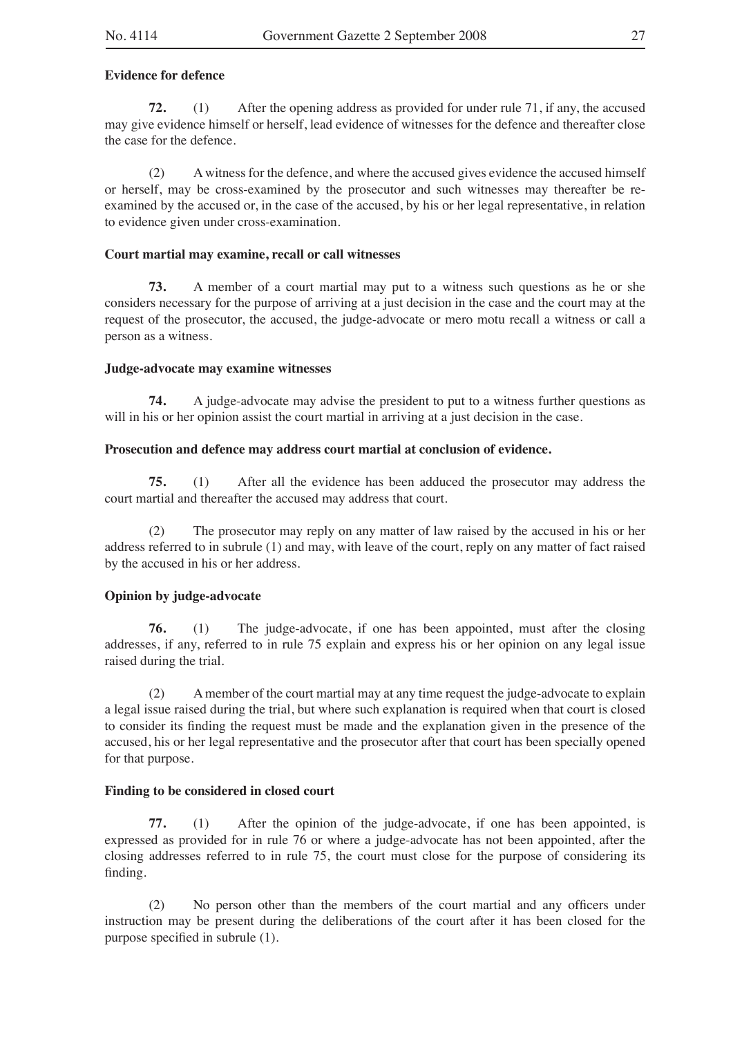**Evidence for defence**

**72.** (1) After the opening address as provided for under rule 71, if any, the accused may give evidence himself or herself, lead evidence of witnesses for the defence and thereafter close the case for the defence.

(2) A witness for the defence, and where the accused gives evidence the accused himself or herself, may be cross-examined by the prosecutor and such witnesses may thereafter be re-examined by the accused or, in the case of the accused, by his or her legal representative, in relation to evidence given under cross-examination.

**Court martial may examine, recall or call witnesses**

**73.** A member of a court martial may put to a witness such questions as he or she considers necessary for the purpose of arriving at a just decision in the case and the court may at the request of the prosecutor, the accused, the judge-advocate or mero motu recall a witness or call a person as a witness.

**Judge-advocate may examine witnesses**

**74.** A judge-advocate may advise the president to put to a witness further questions as will in his or her opinion assist the court martial in arriving at a just decision in the case.

**Prosecution and defence may address court martial at conclusion of evidence.**

**75.** (1) After all the evidence has been adduced the prosecutor may address the court martial and thereafter the accused may address that court.

(2) The prosecutor may reply on any matter of law raised by the accused in his or her address referred to in subrule (1) and may, with leave of the court, reply on any matter of fact raised by the accused in his or her address.

**Opinion by judge-advocate**

**76.** (1) The judge-advocate, if one has been appointed, must after the closing addresses, if any, referred to in rule 75 explain and express his or her opinion on any legal issue raised during the trial.

(2) A member of the court martial may at any time request the judge-advocate to explain a legal issue raised during the trial, but where such explanation is required when that court is closed to consider its finding the request must be made and the explanation given in the presence of the accused, his or her legal representative and the prosecutor after that court has been specially opened for that purpose.

**Finding to be considered in closed court**

**77.** (1) After the opinion of the judge-advocate, if one has been appointed, is expressed as provided for in rule 76 or where a judge-advocate has not been appointed, after the closing addresses referred to in rule 75, the court must close for the purpose of considering its finding.

(2) No person other than the members of the court martial and any officers under instruction may be present during the deliberations of the court after it has been closed for the purpose specified in subrule (1).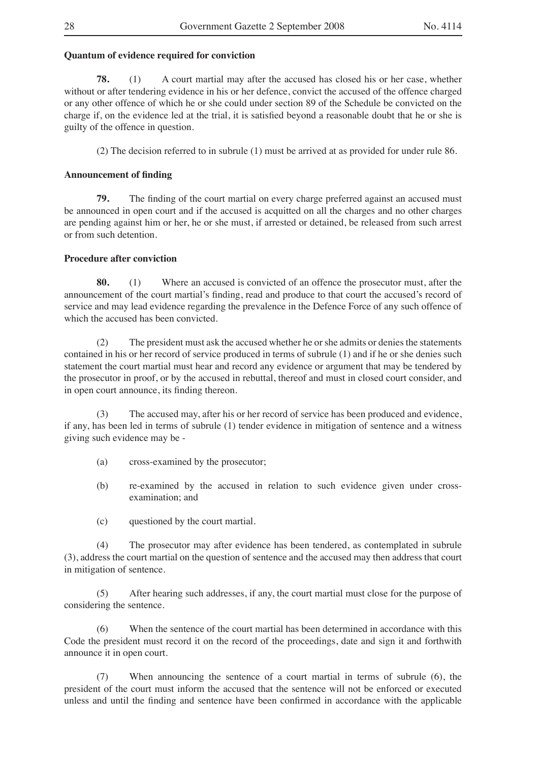**Quantum of evidence required for conviction**

**78.** (1) A court martial may after the accused has closed his or her case, whether without or after tendering evidence in his or her defence, convict the accused of the offence charged or any other offence of which he or she could under section 89 of the Schedule be convicted on the charge if, on the evidence led at the trial, it is satisfied beyond a reasonable doubt that he or she is guilty of the offence in question.

(2) The decision referred to in subrule (1) must be arrived at as provided for under rule 86.

**Announcement of finding**

**79.** The finding of the court martial on every charge preferred against an accused must be announced in open court and if the accused is acquitted on all the charges and no other charges are pending against him or her, he or she must, if arrested or detained, be released from such arrest or from such detention.

**Procedure after conviction**

**80.** (1) Where an accused is convicted of an offence the prosecutor must, after the announcement of the court martial's finding, read and produce to that court the accused's record of service and may lead evidence regarding the prevalence in the Defence Force of any such offence of which the accused has been convicted.

(2) The president must ask the accused whether he or she admits or denies the statements contained in his or her record of service produced in terms of subrule (1) and if he or she denies such statement the court martial must hear and record any evidence or argument that may be tendered by the prosecutor in proof, or by the accused in rebuttal, thereof and must in closed court consider, and in open court announce, its finding thereon.

(3) The accused may, after his or her record of service has been produced and evidence, if any, has been led in terms of subrule (1) tender evidence in mitigation of sentence and a witness giving such evidence may be -

(a) cross-examined by the prosecutor;

(b) re-examined by the accused in relation to such evidence given under cross-examination; and

(c) questioned by the court martial.

(4) The prosecutor may after evidence has been tendered, as contemplated in subrule (3), address the court martial on the question of sentence and the accused may then address that court in mitigation of sentence.

(5) After hearing such addresses, if any, the court martial must close for the purpose of considering the sentence.

(6) When the sentence of the court martial has been determined in accordance with this Code the president must record it on the record of the proceedings, date and sign it and forthwith announce it in open court.

(7) When announcing the sentence of a court martial in terms of subrule (6), the president of the court must inform the accused that the sentence will not be enforced or executed unless and until the finding and sentence have been confirmed in accordance with the applicable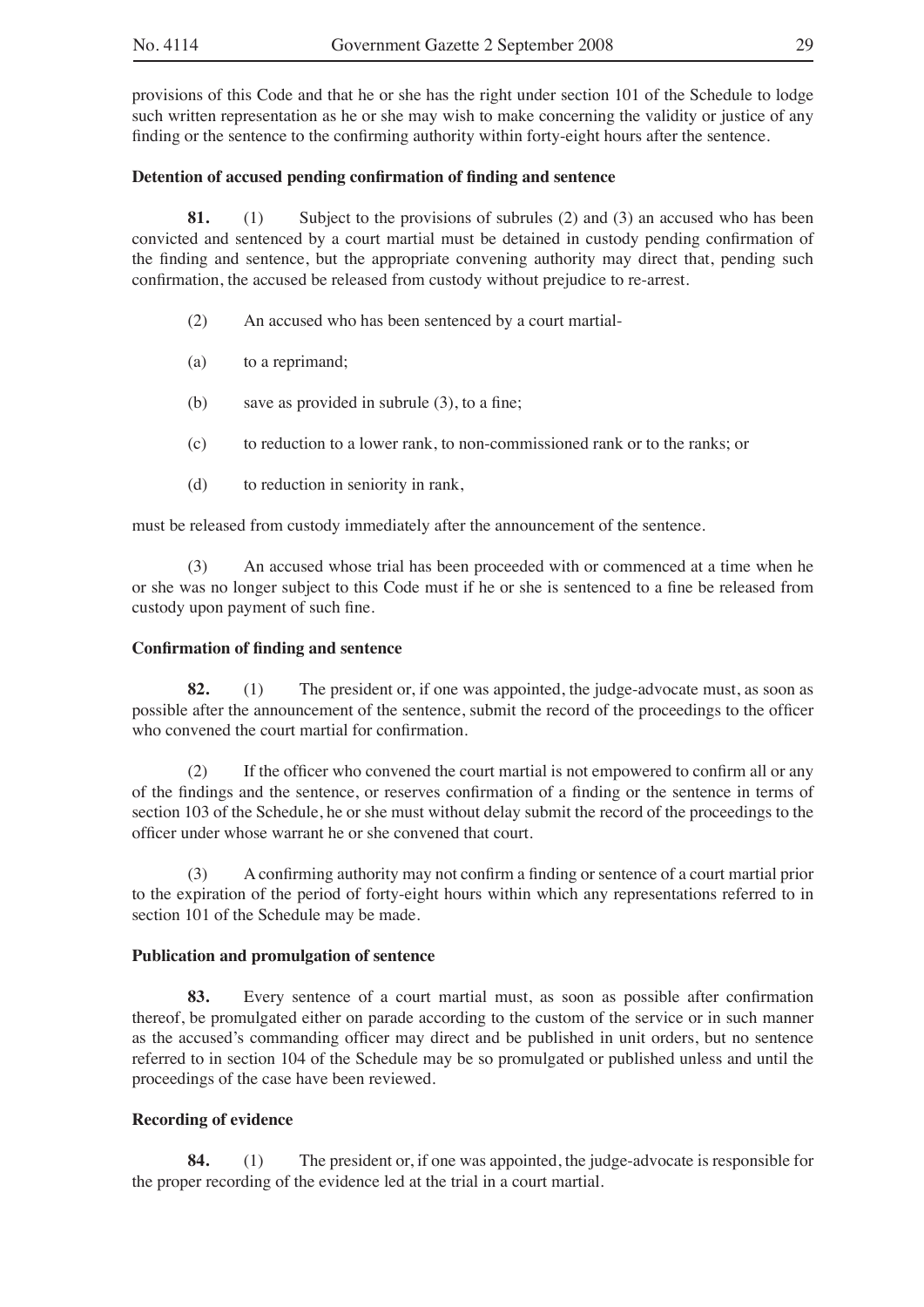provisions of this Code and that he or she has the right under section 101 of the Schedule to lodge such written representation as he or she may wish to make concerning the validity or justice of any finding or the sentence to the confirming authority within forty-eight hours after the sentence.

**Detention of accused pending confirmation of finding and sentence**

**81.** (1) Subject to the provisions of subrules (2) and (3) an accused who has been convicted and sentenced by a court martial must be detained in custody pending confirmation of the finding and sentence, but the appropriate convening authority may direct that, pending such confirmation, the accused be released from custody without prejudice to re-arrest.

(2) An accused who has been sentenced by a court martial-

(a) to a reprimand;

(b) save as provided in subrule (3), to a fine;

(c) to reduction to a lower rank, to non-commissioned rank or to the ranks; or

(d) to reduction in seniority in rank,

must be released from custody immediately after the announcement of the sentence.

(3) An accused whose trial has been proceeded with or commenced at a time when he or she was no longer subject to this Code must if he or she is sentenced to a fine be released from custody upon payment of such fine.

**Confirmation of finding and sentence**

**82.** (1) The president or, if one was appointed, the judge-advocate must, as soon as possible after the announcement of the sentence, submit the record of the proceedings to the officer who convened the court martial for confirmation.

(2) If the officer who convened the court martial is not empowered to confirm all or any of the findings and the sentence, or reserves confirmation of a finding or the sentence in terms of section 103 of the Schedule, he or she must without delay submit the record of the proceedings to the officer under whose warrant he or she convened that court.

(3) A confirming authority may not confirm a finding or sentence of a court martial prior to the expiration of the period of forty-eight hours within which any representations referred to in section 101 of the Schedule may be made.

**Publication and promulgation of sentence**

**83.** Every sentence of a court martial must, as soon as possible after confirmation thereof, be promulgated either on parade according to the custom of the service or in such manner as the accused's commanding officer may direct and be published in unit orders, but no sentence referred to in section 104 of the Schedule may be so promulgated or published unless and until the proceedings of the case have been reviewed.

**Recording of evidence**

**84.** (1) The president or, if one was appointed, the judge-advocate is responsible for the proper recording of the evidence led at the trial in a court martial.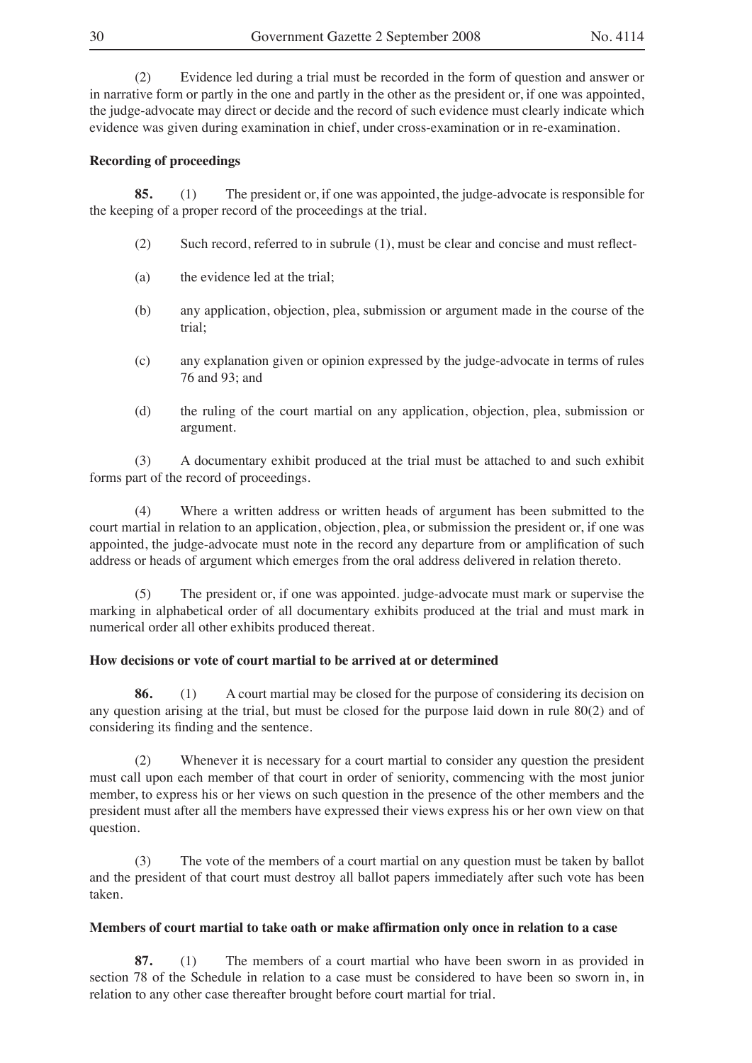(2) Evidence led during a trial must be recorded in the form of question and answer or in narrative form or partly in the one and partly in the other as the president or, if one was appointed, the judge-advocate may direct or decide and the record of such evidence must clearly indicate which evidence was given during examination in chief, under cross-examination or in re-examination.

**Recording of proceedings**

**85.** (1) The president or, if one was appointed, the judge-advocate is responsible for the keeping of a proper record of the proceedings at the trial.

(2) Such record, referred to in subrule (1), must be clear and concise and must reflect-

(a) the evidence led at the trial;

(b) any application, objection, plea, submission or argument made in the course of the trial;

(c) any explanation given or opinion expressed by the judge-advocate in terms of rules 76 and 93; and

(d) the ruling of the court martial on any application, objection, plea, submission or argument.

(3) A documentary exhibit produced at the trial must be attached to and such exhibit forms part of the record of proceedings.

(4) Where a written address or written heads of argument has been submitted to the court martial in relation to an application, objection, plea, or submission the president or, if one was appointed, the judge-advocate must note in the record any departure from or amplification of such address or heads of argument which emerges from the oral address delivered in relation thereto.

(5) The president or, if one was appointed. judge-advocate must mark or supervise the marking in alphabetical order of all documentary exhibits produced at the trial and must mark in numerical order all other exhibits produced thereat.

**How decisions or vote of court martial to be arrived at or determined**

**86.** (1) A court martial may be closed for the purpose of considering its decision on any question arising at the trial, but must be closed for the purpose laid down in rule 80(2) and of considering its finding and the sentence.

(2) Whenever it is necessary for a court martial to consider any question the president must call upon each member of that court in order of seniority, commencing with the most junior member, to express his or her views on such question in the presence of the other members and the president must after all the members have expressed their views express his or her own view on that question.

(3) The vote of the members of a court martial on any question must be taken by ballot and the president of that court must destroy all ballot papers immediately after such vote has been taken.

**Members of court martial to take oath or make affirmation only once in relation to a case**

**87.** (1) The members of a court martial who have been sworn in as provided in section 78 of the Schedule in relation to a case must be considered to have been so sworn in, in relation to any other case thereafter brought before court martial for trial.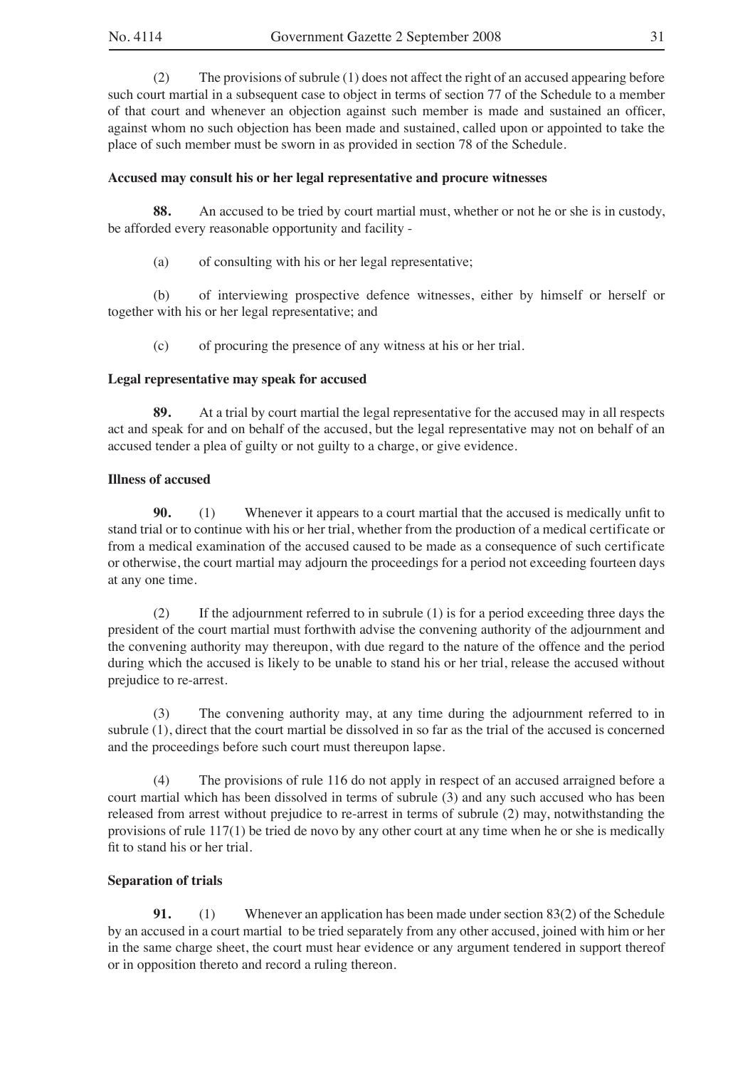(2) The provisions of subrule (1) does not affect the right of an accused appearing before such court martial in a subsequent case to object in terms of section 77 of the Schedule to a member of that court and whenever an objection against such member is made and sustained an officer, against whom no such objection has been made and sustained, called upon or appointed to take the place of such member must be sworn in as provided in section 78 of the Schedule.

**Accused may consult his or her legal representative and procure witnesses**

**88.** An accused to be tried by court martial must, whether or not he or she is in custody, be afforded every reasonable opportunity and facility -

(a) of consulting with his or her legal representative;

(b) of interviewing prospective defence witnesses, either by himself or herself or together with his or her legal representative; and

(c) of procuring the presence of any witness at his or her trial.

**Legal representative may speak for accused**

**89.** At a trial by court martial the legal representative for the accused may in all respects act and speak for and on behalf of the accused, but the legal representative may not on behalf of an accused tender a plea of guilty or not guilty to a charge, or give evidence.

**Illness of accused**

**90.** (1) Whenever it appears to a court martial that the accused is medically unfit to stand trial or to continue with his or her trial, whether from the production of a medical certificate or from a medical examination of the accused caused to be made as a consequence of such certificate or otherwise, the court martial may adjourn the proceedings for a period not exceeding fourteen days at any one time.

(2) If the adjournment referred to in subrule (1) is for a period exceeding three days the president of the court martial must forthwith advise the convening authority of the adjournment and the convening authority may thereupon, with due regard to the nature of the offence and the period during which the accused is likely to be unable to stand his or her trial, release the accused without prejudice to re-arrest.

(3) The convening authority may, at any time during the adjournment referred to in subrule (1), direct that the court martial be dissolved in so far as the trial of the accused is concerned and the proceedings before such court must thereupon lapse.

(4) The provisions of rule 116 do not apply in respect of an accused arraigned before a court martial which has been dissolved in terms of subrule (3) and any such accused who has been released from arrest without prejudice to re-arrest in terms of subrule (2) may, notwithstanding the provisions of rule 117(1) be tried de novo by any other court at any time when he or she is medically fit to stand his or her trial.

**Separation of trials**

**91.** (1) Whenever an application has been made under section 83(2) of the Schedule by an accused in a court martial to be tried separately from any other accused, joined with him or her in the same charge sheet, the court must hear evidence or any argument tendered in support thereof or in opposition thereto and record a ruling thereon.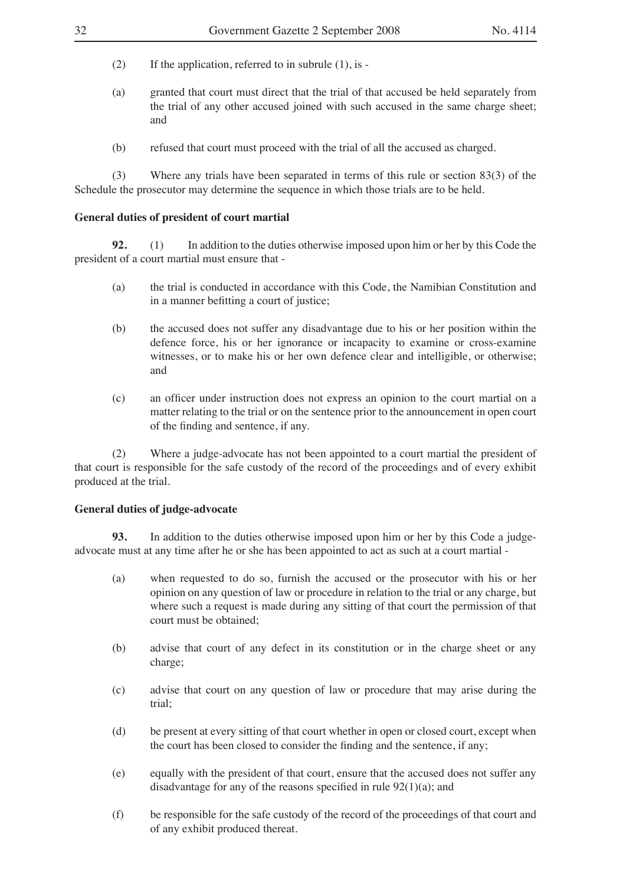(2) If the application, referred to in subrule (1), is -

(a) granted that court must direct that the trial of that accused be held separately from the trial of any other accused joined with such accused in the same charge sheet; and

(b) refused that court must proceed with the trial of all the accused as charged.

(3) Where any trials have been separated in terms of this rule or section 83(3) of the Schedule the prosecutor may determine the sequence in which those trials are to be held.

**General duties of president of court martial**

**92.** (1) In addition to the duties otherwise imposed upon him or her by this Code the president of a court martial must ensure that -

(a) the trial is conducted in accordance with this Code, the Namibian Constitution and in a manner befitting a court of justice;

(b) the accused does not suffer any disadvantage due to his or her position within the defence force, his or her ignorance or incapacity to examine or cross-examine witnesses, or to make his or her own defence clear and intelligible, or otherwise; and

(c) an officer under instruction does not express an opinion to the court martial on a matter relating to the trial or on the sentence prior to the announcement in open court of the finding and sentence, if any.

(2) Where a judge-advocate has not been appointed to a court martial the president of that court is responsible for the safe custody of the record of the proceedings and of every exhibit produced at the trial.

**General duties of judge-advocate**

**93.** In addition to the duties otherwise imposed upon him or her by this Code a judge-advocate must at any time after he or she has been appointed to act as such at a court martial -

(a) when requested to do so, furnish the accused or the prosecutor with his or her opinion on any question of law or procedure in relation to the trial or any charge, but where such a request is made during any sitting of that court the permission of that court must be obtained;

(b) advise that court of any defect in its constitution or in the charge sheet or any charge;

(c) advise that court on any question of law or procedure that may arise during the trial;

(d) be present at every sitting of that court whether in open or closed court, except when the court has been closed to consider the finding and the sentence, if any;

(e) equally with the president of that court, ensure that the accused does not suffer any disadvantage for any of the reasons specified in rule 92(1)(a); and

(f) be responsible for the safe custody of the record of the proceedings of that court and of any exhibit produced thereat.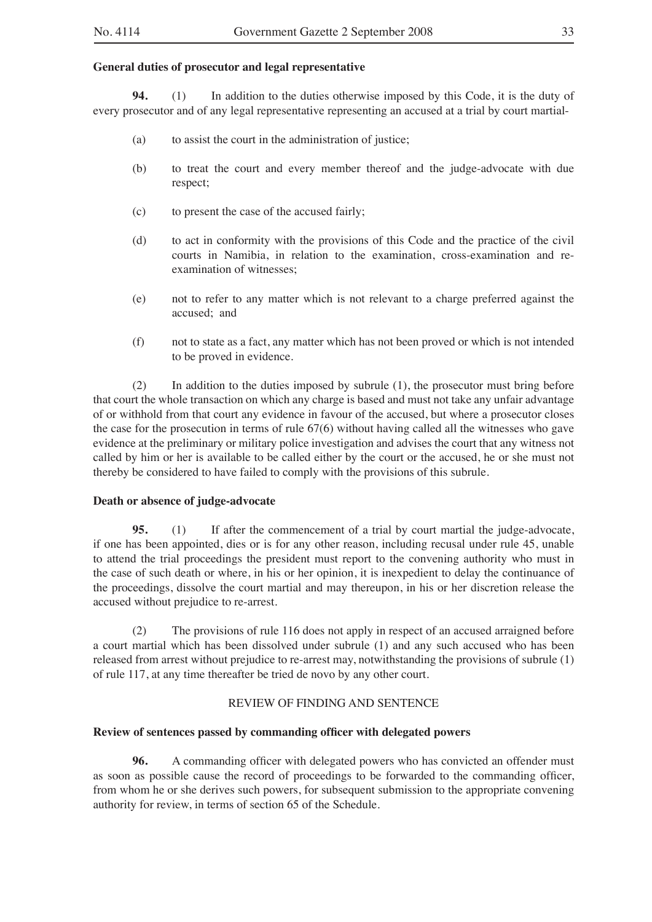**General duties of prosecutor and legal representative**

**94.** (1) In addition to the duties otherwise imposed by this Code, it is the duty of every prosecutor and of any legal representative representing an accused at a trial by court martial-

(a) to assist the court in the administration of justice;

(b) to treat the court and every member thereof and the judge-advocate with due respect;

(c) to present the case of the accused fairly;

(d) to act in conformity with the provisions of this Code and the practice of the civil courts in Namibia, in relation to the examination, cross-examination and re-examination of witnesses;

(e) not to refer to any matter which is not relevant to a charge preferred against the accused; and

(f) not to state as a fact, any matter which has not been proved or which is not intended to be proved in evidence.

(2) In addition to the duties imposed by subrule (1), the prosecutor must bring before that court the whole transaction on which any charge is based and must not take any unfair advantage of or withhold from that court any evidence in favour of the accused, but where a prosecutor closes the case for the prosecution in terms of rule 67(6) without having called all the witnesses who gave evidence at the preliminary or military police investigation and advises the court that any witness not called by him or her is available to be called either by the court or the accused, he or she must not thereby be considered to have failed to comply with the provisions of this subrule.

**Death or absence of judge-advocate**

**95.** (1) If after the commencement of a trial by court martial the judge-advocate, if one has been appointed, dies or is for any other reason, including recusal under rule 45, unable to attend the trial proceedings the president must report to the convening authority who must in the case of such death or where, in his or her opinion, it is inexpedient to delay the continuance of the proceedings, dissolve the court martial and may thereupon, in his or her discretion release the accused without prejudice to re-arrest.

(2) The provisions of rule 116 does not apply in respect of an accused arraigned before a court martial which has been dissolved under subrule (1) and any such accused who has been released from arrest without prejudice to re-arrest may, notwithstanding the provisions of subrule (1) of rule 117, at any time thereafter be tried de novo by any other court.

## REVIEW OF FINDING AND SENTENCE

**Review of sentences passed by commanding officer with delegated powers**

**96.** A commanding officer with delegated powers who has convicted an offender must as soon as possible cause the record of proceedings to be forwarded to the commanding officer, from whom he or she derives such powers, for subsequent submission to the appropriate convening authority for review, in terms of section 65 of the Schedule.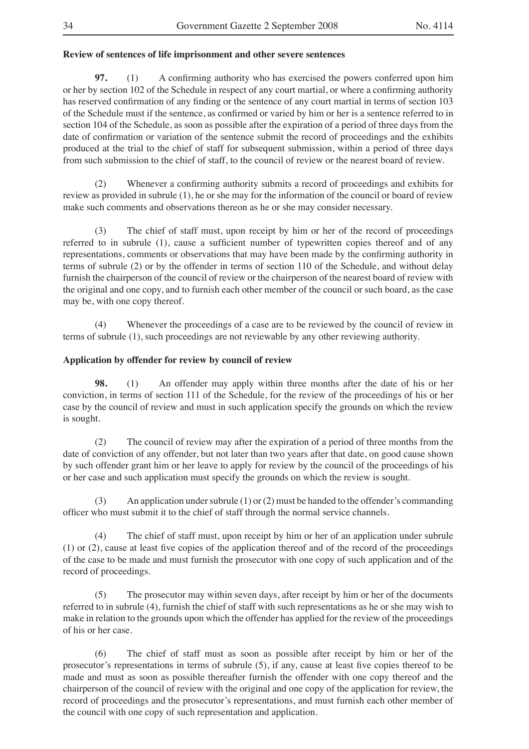**Review of sentences of life imprisonment and other severe sentences**

**97.** (1) A confirming authority who has exercised the powers conferred upon him or her by section 102 of the Schedule in respect of any court martial, or where a confirming authority has reserved confirmation of any finding or the sentence of any court martial in terms of section 103 of the Schedule must if the sentence, as confirmed or varied by him or her is a sentence referred to in section 104 of the Schedule, as soon as possible after the expiration of a period of three days from the date of confirmation or variation of the sentence submit the record of proceedings and the exhibits produced at the trial to the chief of staff for subsequent submission, within a period of three days from such submission to the chief of staff, to the council of review or the nearest board of review.

(2) Whenever a confirming authority submits a record of proceedings and exhibits for review as provided in subrule (1), he or she may for the information of the council or board of review make such comments and observations thereon as he or she may consider necessary.

(3) The chief of staff must, upon receipt by him or her of the record of proceedings referred to in subrule (1), cause a sufficient number of typewritten copies thereof and of any representations, comments or observations that may have been made by the confirming authority in terms of subrule (2) or by the offender in terms of section 110 of the Schedule, and without delay furnish the chairperson of the council of review or the chairperson of the nearest board of review with the original and one copy, and to furnish each other member of the council or such board, as the case may be, with one copy thereof.

(4) Whenever the proceedings of a case are to be reviewed by the council of review in terms of subrule (1), such proceedings are not reviewable by any other reviewing authority.

**Application by offender for review by council of review**

**98.** (1) An offender may apply within three months after the date of his or her conviction, in terms of section 111 of the Schedule, for the review of the proceedings of his or her case by the council of review and must in such application specify the grounds on which the review is sought.

(2) The council of review may after the expiration of a period of three months from the date of conviction of any offender, but not later than two years after that date, on good cause shown by such offender grant him or her leave to apply for review by the council of the proceedings of his or her case and such application must specify the grounds on which the review is sought.

(3) An application under subrule (1) or (2) must be handed to the offender's commanding officer who must submit it to the chief of staff through the normal service channels.

(4) The chief of staff must, upon receipt by him or her of an application under subrule (1) or (2), cause at least five copies of the application thereof and of the record of the proceedings of the case to be made and must furnish the prosecutor with one copy of such application and of the record of proceedings.

(5) The prosecutor may within seven days, after receipt by him or her of the documents referred to in subrule (4), furnish the chief of staff with such representations as he or she may wish to make in relation to the grounds upon which the offender has applied for the review of the proceedings of his or her case.

(6) The chief of staff must as soon as possible after receipt by him or her of the prosecutor's representations in terms of subrule (5), if any, cause at least five copies thereof to be made and must as soon as possible thereafter furnish the offender with one copy thereof and the chairperson of the council of review with the original and one copy of the application for review, the record of proceedings and the prosecutor's representations, and must furnish each other member of the council with one copy of such representation and application.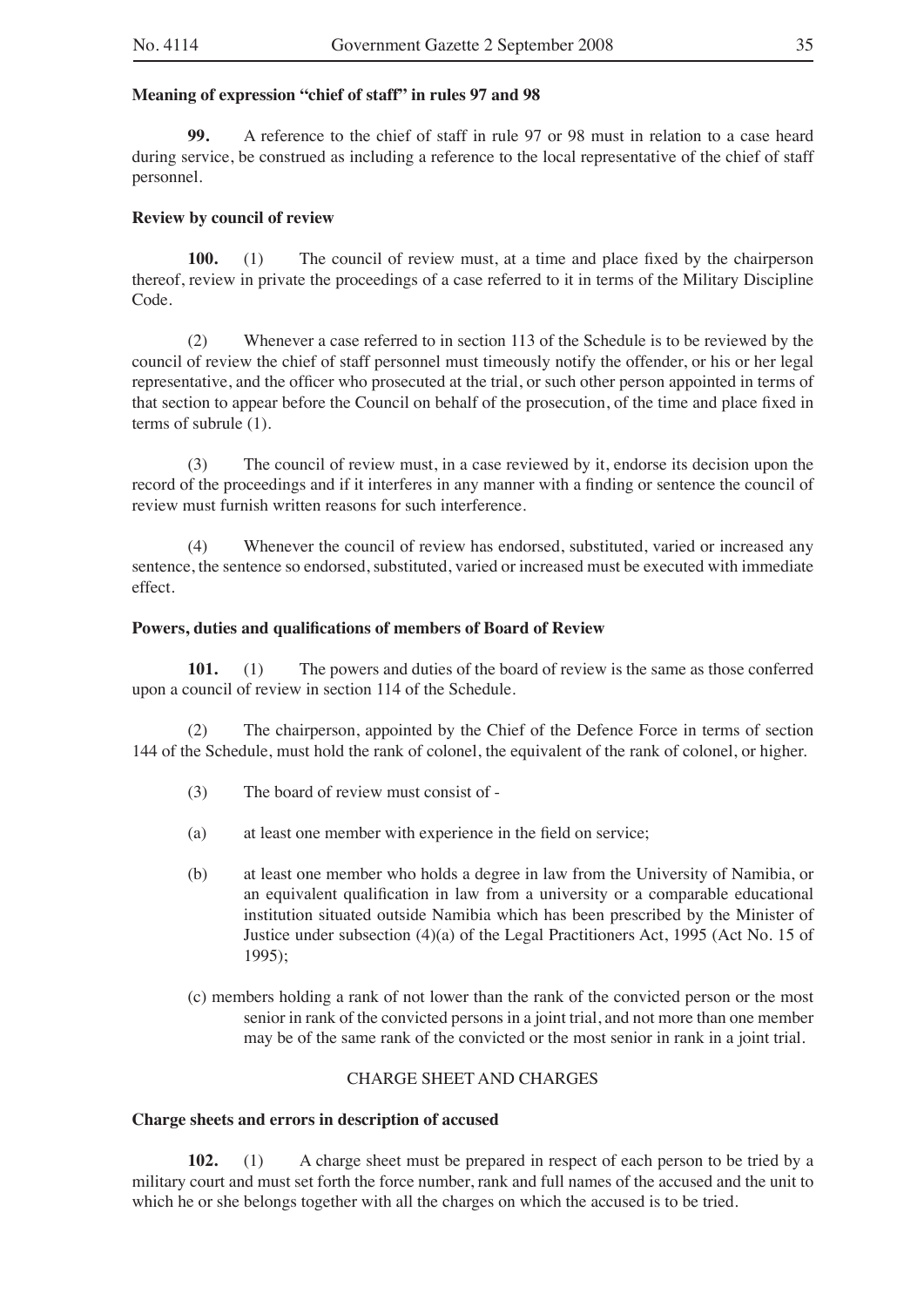**Meaning of expression "chief of staff" in rules 97 and 98**

**99.** A reference to the chief of staff in rule 97 or 98 must in relation to a case heard during service, be construed as including a reference to the local representative of the chief of staff personnel.

**Review by council of review**

**100.** (1) The council of review must, at a time and place fixed by the chairperson thereof, review in private the proceedings of a case referred to it in terms of the Military Discipline Code.

(2) Whenever a case referred to in section 113 of the Schedule is to be reviewed by the council of review the chief of staff personnel must timeously notify the offender, or his or her legal representative, and the officer who prosecuted at the trial, or such other person appointed in terms of that section to appear before the Council on behalf of the prosecution, of the time and place fixed in terms of subrule (1).

(3) The council of review must, in a case reviewed by it, endorse its decision upon the record of the proceedings and if it interferes in any manner with a finding or sentence the council of review must furnish written reasons for such interference.

(4) Whenever the council of review has endorsed, substituted, varied or increased any sentence, the sentence so endorsed, substituted, varied or increased must be executed with immediate effect.

**Powers, duties and qualifications of members of Board of Review**

**101.** (1) The powers and duties of the board of review is the same as those conferred upon a council of review in section 114 of the Schedule.

(2) The chairperson, appointed by the Chief of the Defence Force in terms of section 144 of the Schedule, must hold the rank of colonel, the equivalent of the rank of colonel, or higher.

(3) The board of review must consist of -

(a) at least one member with experience in the field on service;

(b) at least one member who holds a degree in law from the University of Namibia, or an equivalent qualification in law from a university or a comparable educational institution situated outside Namibia which has been prescribed by the Minister of Justice under subsection (4)(a) of the Legal Practitioners Act, 1995 (Act No. 15 of 1995);

(c) members holding a rank of not lower than the rank of the convicted person or the most senior in rank of the convicted persons in a joint trial, and not more than one member may be of the same rank of the convicted or the most senior in rank in a joint trial.

CHARGE SHEET AND CHARGES

**Charge sheets and errors in description of accused**

**102.** (1) A charge sheet must be prepared in respect of each person to be tried by a military court and must set forth the force number, rank and full names of the accused and the unit to which he or she belongs together with all the charges on which the accused is to be tried.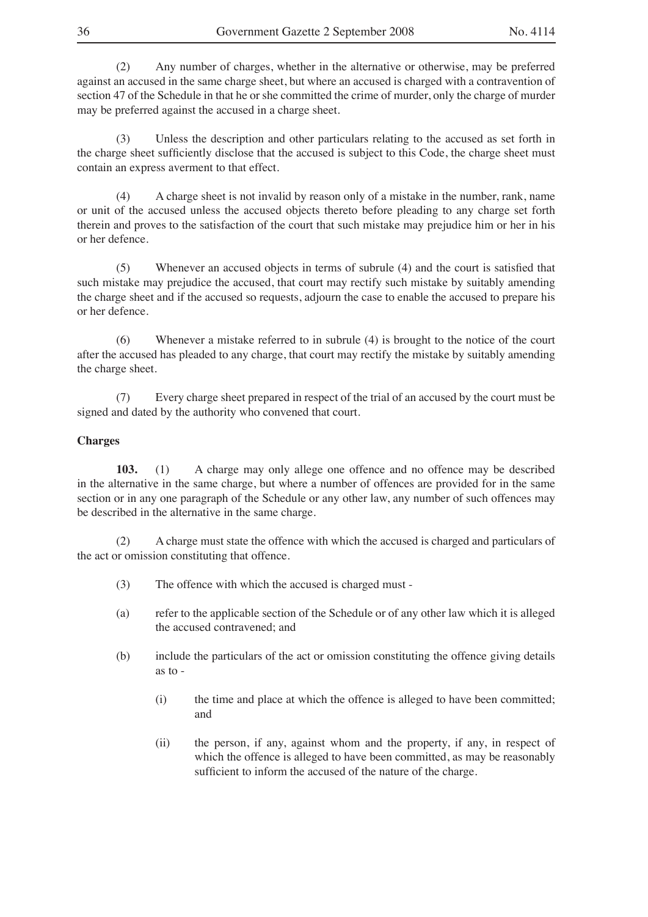(2) Any number of charges, whether in the alternative or otherwise, may be preferred against an accused in the same charge sheet, but where an accused is charged with a contravention of section 47 of the Schedule in that he or she committed the crime of murder, only the charge of murder may be preferred against the accused in a charge sheet.

(3) Unless the description and other particulars relating to the accused as set forth in the charge sheet sufficiently disclose that the accused is subject to this Code, the charge sheet must contain an express averment to that effect.

(4) A charge sheet is not invalid by reason only of a mistake in the number, rank, name or unit of the accused unless the accused objects thereto before pleading to any charge set forth therein and proves to the satisfaction of the court that such mistake may prejudice him or her in his or her defence.

(5) Whenever an accused objects in terms of subrule (4) and the court is satisfied that such mistake may prejudice the accused, that court may rectify such mistake by suitably amending the charge sheet and if the accused so requests, adjourn the case to enable the accused to prepare his or her defence.

(6) Whenever a mistake referred to in subrule (4) is brought to the notice of the court after the accused has pleaded to any charge, that court may rectify the mistake by suitably amending the charge sheet.

(7) Every charge sheet prepared in respect of the trial of an accused by the court must be signed and dated by the authority who convened that court.

**Charges**

**103.** (1) A charge may only allege one offence and no offence may be described in the alternative in the same charge, but where a number of offences are provided for in the same section or in any one paragraph of the Schedule or any other law, any number of such offences may be described in the alternative in the same charge.

(2) A charge must state the offence with which the accused is charged and particulars of the act or omission constituting that offence.

(3) The offence with which the accused is charged must -

(a) refer to the applicable section of the Schedule or of any other law which it is alleged the accused contravened; and

(b) include the particulars of the act or omission constituting the offence giving details as to -

(i) the time and place at which the offence is alleged to have been committed; and

(ii) the person, if any, against whom and the property, if any, in respect of which the offence is alleged to have been committed, as may be reasonably sufficient to inform the accused of the nature of the charge.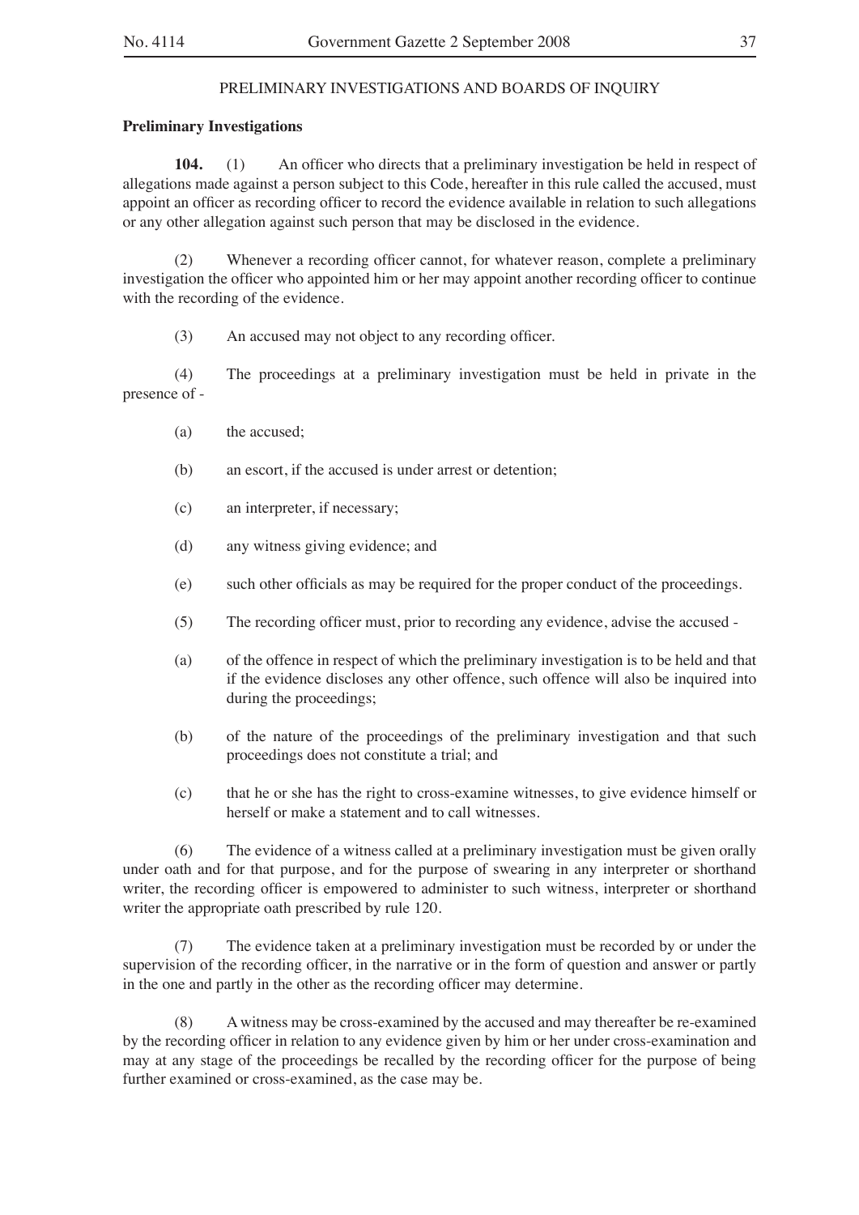PRELIMINARY INVESTIGATIONS AND BOARDS OF INQUIRY

**Preliminary Investigations**

**104.** (1) An officer who directs that a preliminary investigation be held in respect of allegations made against a person subject to this Code, hereafter in this rule called the accused, must appoint an officer as recording officer to record the evidence available in relation to such allegations or any other allegation against such person that may be disclosed in the evidence.

(2) Whenever a recording officer cannot, for whatever reason, complete a preliminary investigation the officer who appointed him or her may appoint another recording officer to continue with the recording of the evidence.

(3) An accused may not object to any recording officer.

(4) The proceedings at a preliminary investigation must be held in private in the presence of -

(a) the accused;

(b) an escort, if the accused is under arrest or detention;

(c) an interpreter, if necessary;

(d) any witness giving evidence; and

(e) such other officials as may be required for the proper conduct of the proceedings.

(5) The recording officer must, prior to recording any evidence, advise the accused -

(a) of the offence in respect of which the preliminary investigation is to be held and that if the evidence discloses any other offence, such offence will also be inquired into during the proceedings;

(b) of the nature of the proceedings of the preliminary investigation and that such proceedings does not constitute a trial; and

(c) that he or she has the right to cross-examine witnesses, to give evidence himself or herself or make a statement and to call witnesses.

(6) The evidence of a witness called at a preliminary investigation must be given orally under oath and for that purpose, and for the purpose of swearing in any interpreter or shorthand writer, the recording officer is empowered to administer to such witness, interpreter or shorthand writer the appropriate oath prescribed by rule 120.

(7) The evidence taken at a preliminary investigation must be recorded by or under the supervision of the recording officer, in the narrative or in the form of question and answer or partly in the one and partly in the other as the recording officer may determine.

(8) A witness may be cross-examined by the accused and may thereafter be re-examined by the recording officer in relation to any evidence given by him or her under cross-examination and may at any stage of the proceedings be recalled by the recording officer for the purpose of being further examined or cross-examined, as the case may be.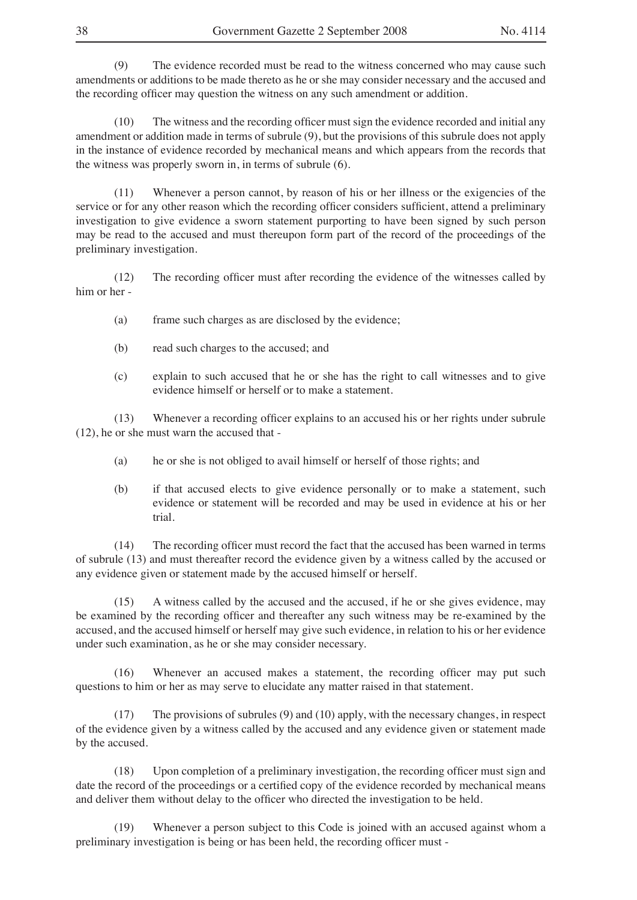(9) The evidence recorded must be read to the witness concerned who may cause such amendments or additions to be made thereto as he or she may consider necessary and the accused and the recording officer may question the witness on any such amendment or addition.

(10) The witness and the recording officer must sign the evidence recorded and initial any amendment or addition made in terms of subrule (9), but the provisions of this subrule does not apply in the instance of evidence recorded by mechanical means and which appears from the records that the witness was properly sworn in, in terms of subrule (6).

(11) Whenever a person cannot, by reason of his or her illness or the exigencies of the service or for any other reason which the recording officer considers sufficient, attend a preliminary investigation to give evidence a sworn statement purporting to have been signed by such person may be read to the accused and must thereupon form part of the record of the proceedings of the preliminary investigation.

(12) The recording officer must after recording the evidence of the witnesses called by him or her -

(a) frame such charges as are disclosed by the evidence;

(b) read such charges to the accused; and

(c) explain to such accused that he or she has the right to call witnesses and to give evidence himself or herself or to make a statement.

(13) Whenever a recording officer explains to an accused his or her rights under subrule (12), he or she must warn the accused that -

(a) he or she is not obliged to avail himself or herself of those rights; and

(b) if that accused elects to give evidence personally or to make a statement, such evidence or statement will be recorded and may be used in evidence at his or her trial.

(14) The recording officer must record the fact that the accused has been warned in terms of subrule (13) and must thereafter record the evidence given by a witness called by the accused or any evidence given or statement made by the accused himself or herself.

(15) A witness called by the accused and the accused, if he or she gives evidence, may be examined by the recording officer and thereafter any such witness may be re-examined by the accused, and the accused himself or herself may give such evidence, in relation to his or her evidence under such examination, as he or she may consider necessary.

(16) Whenever an accused makes a statement, the recording officer may put such questions to him or her as may serve to elucidate any matter raised in that statement.

(17) The provisions of subrules (9) and (10) apply, with the necessary changes, in respect of the evidence given by a witness called by the accused and any evidence given or statement made by the accused.

(18) Upon completion of a preliminary investigation, the recording officer must sign and date the record of the proceedings or a certified copy of the evidence recorded by mechanical means and deliver them without delay to the officer who directed the investigation to be held.

(19) Whenever a person subject to this Code is joined with an accused against whom a preliminary investigation is being or has been held, the recording officer must -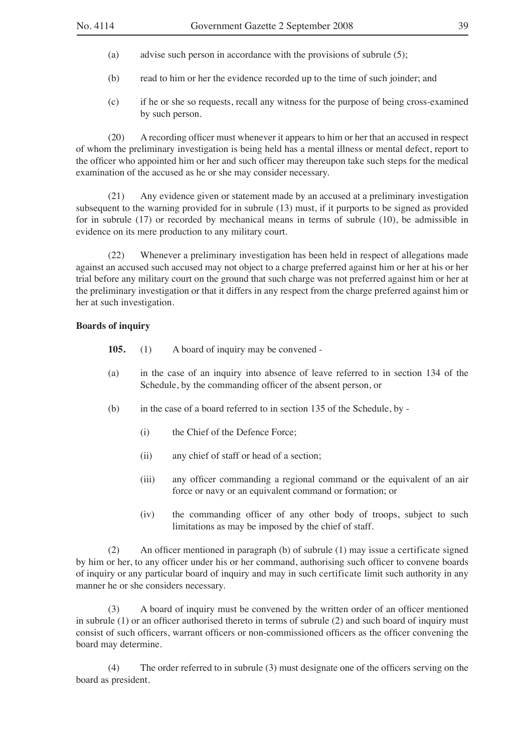(a) advise such person in accordance with the provisions of subrule (5);

(b) read to him or her the evidence recorded up to the time of such joinder; and

(c) if he or she so requests, recall any witness for the purpose of being cross-examined by such person.

(20) A recording officer must whenever it appears to him or her that an accused in respect of whom the preliminary investigation is being held has a mental illness or mental defect, report to the officer who appointed him or her and such officer may thereupon take such steps for the medical examination of the accused as he or she may consider necessary.

(21) Any evidence given or statement made by an accused at a preliminary investigation subsequent to the warning provided for in subrule (13) must, if it purports to be signed as provided for in subrule (17) or recorded by mechanical means in terms of subrule (10), be admissible in evidence on its mere production to any military court.

(22) Whenever a preliminary investigation has been held in respect of allegations made against an accused such accused may not object to a charge preferred against him or her at his or her trial before any military court on the ground that such charge was not preferred against him or her at the preliminary investigation or that it differs in any respect from the charge preferred against him or her at such investigation.

**Boards of inquiry**

**105.** (1) A board of inquiry may be convened -

(a) in the case of an inquiry into absence of leave referred to in section 134 of the Schedule, by the commanding officer of the absent person, or

(b) in the case of a board referred to in section 135 of the Schedule, by -

(i) the Chief of the Defence Force;

(ii) any chief of staff or head of a section;

(iii) any officer commanding a regional command or the equivalent of an air force or navy or an equivalent command or formation; or

(iv) the commanding officer of any other body of troops, subject to such limitations as may be imposed by the chief of staff.

(2) An officer mentioned in paragraph (b) of subrule (1) may issue a certificate signed by him or her, to any officer under his or her command, authorising such officer to convene boards of inquiry or any particular board of inquiry and may in such certificate limit such authority in any manner he or she considers necessary.

(3) A board of inquiry must be convened by the written order of an officer mentioned in subrule (1) or an officer authorised thereto in terms of subrule (2) and such board of inquiry must consist of such officers, warrant officers or non-commissioned officers as the officer convening the board may determine.

(4) The order referred to in subrule (3) must designate one of the officers serving on the board as president.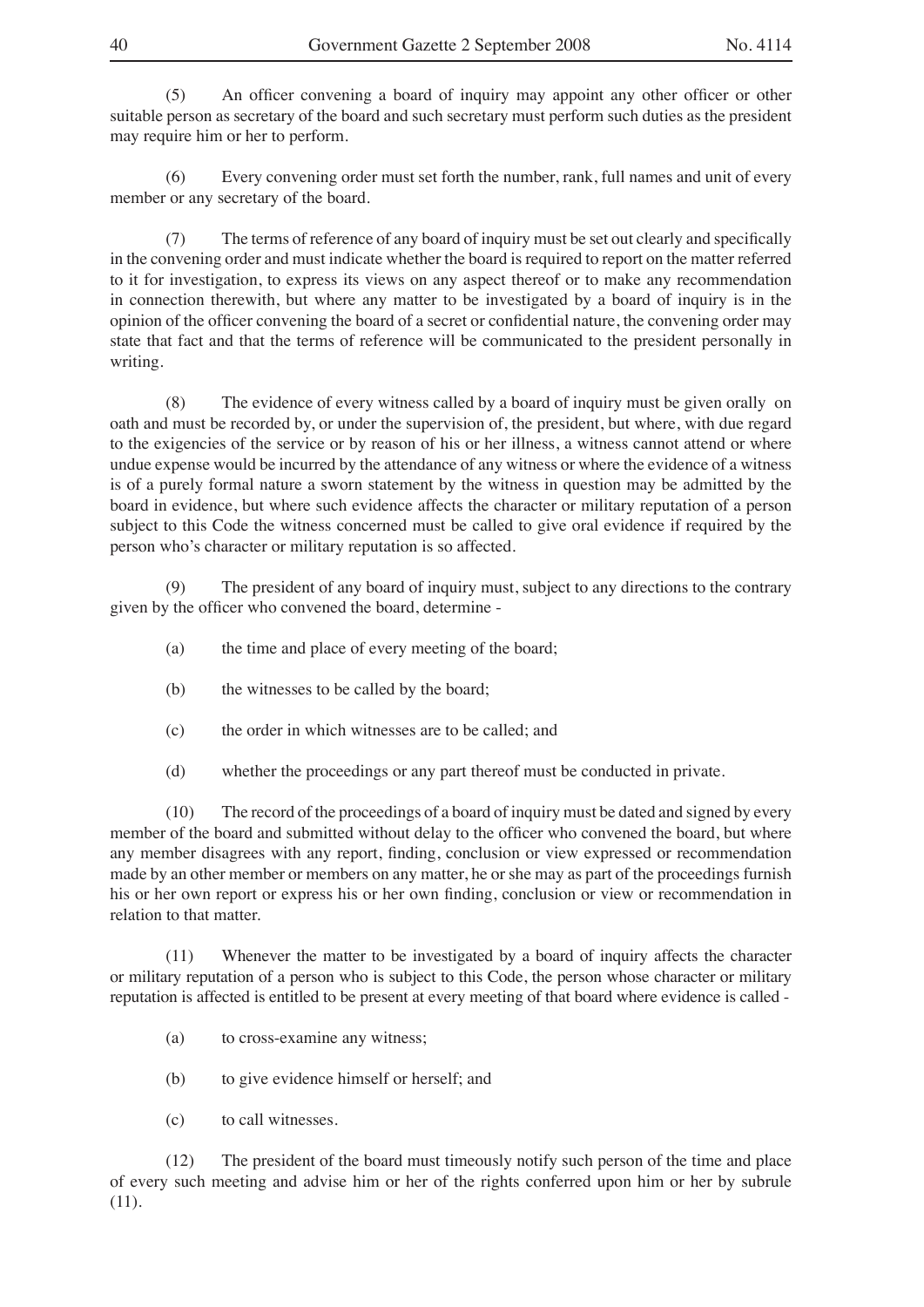(5) An officer convening a board of inquiry may appoint any other officer or other suitable person as secretary of the board and such secretary must perform such duties as the president may require him or her to perform.

(6) Every convening order must set forth the number, rank, full names and unit of every member or any secretary of the board.

(7) The terms of reference of any board of inquiry must be set out clearly and specifically in the convening order and must indicate whether the board is required to report on the matter referred to it for investigation, to express its views on any aspect thereof or to make any recommendation in connection therewith, but where any matter to be investigated by a board of inquiry is in the opinion of the officer convening the board of a secret or confidential nature, the convening order may state that fact and that the terms of reference will be communicated to the president personally in writing.

(8) The evidence of every witness called by a board of inquiry must be given orally on oath and must be recorded by, or under the supervision of, the president, but where, with due regard to the exigencies of the service or by reason of his or her illness, a witness cannot attend or where undue expense would be incurred by the attendance of any witness or where the evidence of a witness is of a purely formal nature a sworn statement by the witness in question may be admitted by the board in evidence, but where such evidence affects the character or military reputation of a person subject to this Code the witness concerned must be called to give oral evidence if required by the person who's character or military reputation is so affected.

(9) The president of any board of inquiry must, subject to any directions to the contrary given by the officer who convened the board, determine -

(a) the time and place of every meeting of the board;

(b) the witnesses to be called by the board;

(c) the order in which witnesses are to be called; and

(d) whether the proceedings or any part thereof must be conducted in private.

(10) The record of the proceedings of a board of inquiry must be dated and signed by every member of the board and submitted without delay to the officer who convened the board, but where any member disagrees with any report, finding, conclusion or view expressed or recommendation made by an other member or members on any matter, he or she may as part of the proceedings furnish his or her own report or express his or her own finding, conclusion or view or recommendation in relation to that matter.

(11) Whenever the matter to be investigated by a board of inquiry affects the character or military reputation of a person who is subject to this Code, the person whose character or military reputation is affected is entitled to be present at every meeting of that board where evidence is called -

(a) to cross-examine any witness;

(b) to give evidence himself or herself; and

(c) to call witnesses.

(12) The president of the board must timeously notify such person of the time and place of every such meeting and advise him or her of the rights conferred upon him or her by subrule (11).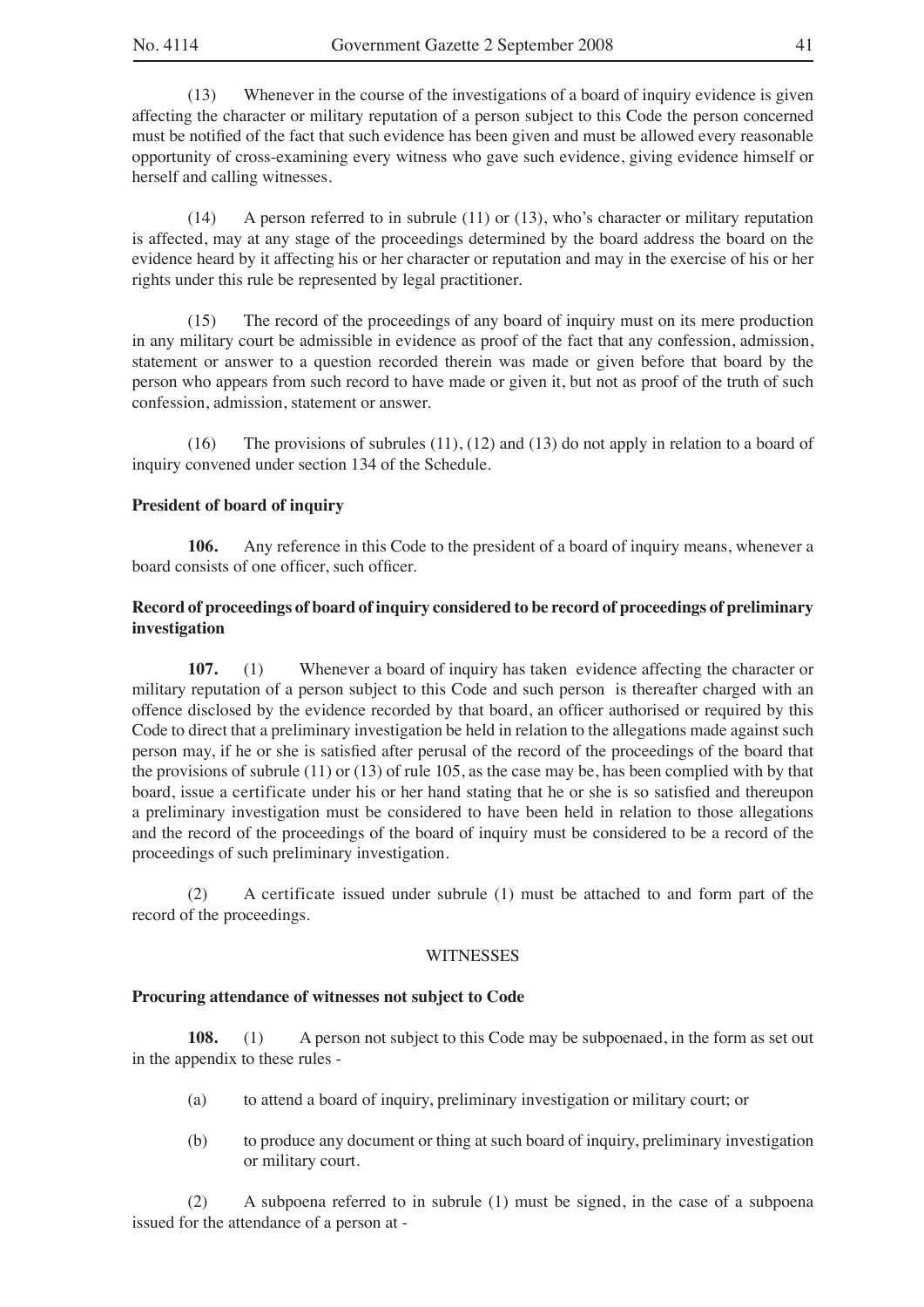(13) Whenever in the course of the investigations of a board of inquiry evidence is given affecting the character or military reputation of a person subject to this Code the person concerned must be notified of the fact that such evidence has been given and must be allowed every reasonable opportunity of cross-examining every witness who gave such evidence, giving evidence himself or herself and calling witnesses.

(14) A person referred to in subrule (11) or (13), who's character or military reputation is affected, may at any stage of the proceedings determined by the board address the board on the evidence heard by it affecting his or her character or reputation and may in the exercise of his or her rights under this rule be represented by legal practitioner.

(15) The record of the proceedings of any board of inquiry must on its mere production in any military court be admissible in evidence as proof of the fact that any confession, admission, statement or answer to a question recorded therein was made or given before that board by the person who appears from such record to have made or given it, but not as proof of the truth of such confession, admission, statement or answer.

(16) The provisions of subrules (11), (12) and (13) do not apply in relation to a board of inquiry convened under section 134 of the Schedule.

**President of board of inquiry**

**106.** Any reference in this Code to the president of a board of inquiry means, whenever a board consists of one officer, such officer.

**Record of proceedings of board of inquiry considered to be record of proceedings of preliminary investigation**

**107.** (1) Whenever a board of inquiry has taken evidence affecting the character or military reputation of a person subject to this Code and such person is thereafter charged with an offence disclosed by the evidence recorded by that board, an officer authorised or required by this Code to direct that a preliminary investigation be held in relation to the allegations made against such person may, if he or she is satisfied after perusal of the record of the proceedings of the board that the provisions of subrule (11) or (13) of rule 105, as the case may be, has been complied with by that board, issue a certificate under his or her hand stating that he or she is so satisfied and thereupon a preliminary investigation must be considered to have been held in relation to those allegations and the record of the proceedings of the board of inquiry must be considered to be a record of the proceedings of such preliminary investigation.

(2) A certificate issued under subrule (1) must be attached to and form part of the record of the proceedings.

WITNESSES

**Procuring attendance of witnesses not subject to Code**

**108.** (1) A person not subject to this Code may be subpoenaed, in the form as set out in the appendix to these rules -

(a) to attend a board of inquiry, preliminary investigation or military court; or

(b) to produce any document or thing at such board of inquiry, preliminary investigation or military court.

(2) A subpoena referred to in subrule (1) must be signed, in the case of a subpoena issued for the attendance of a person at -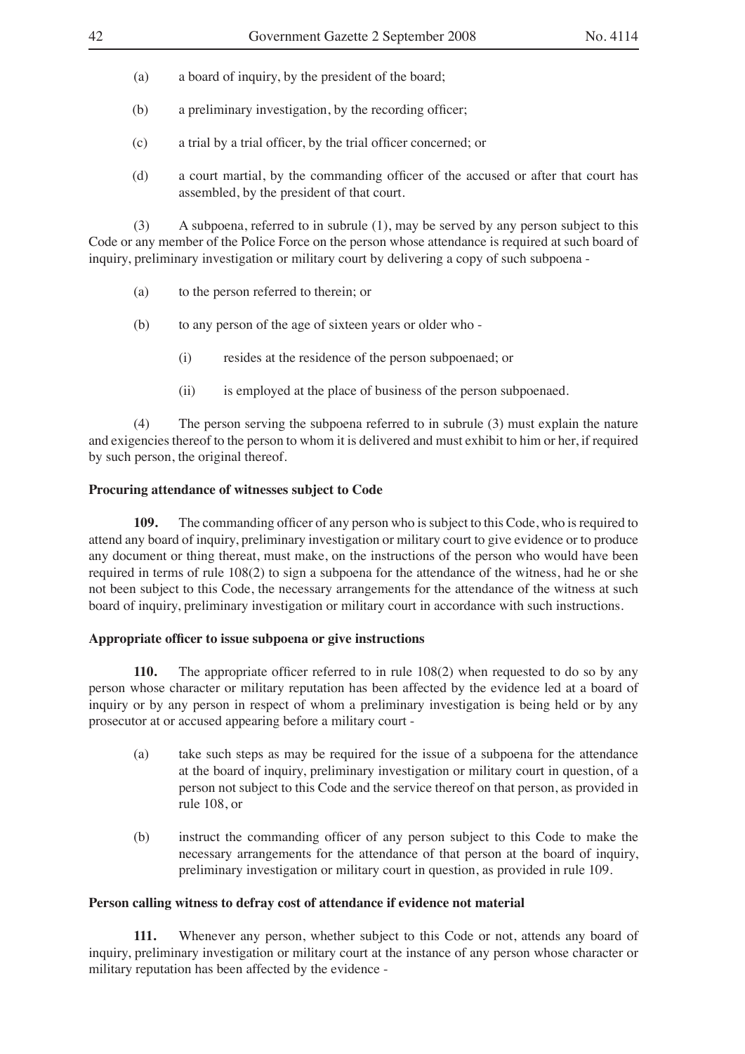(a) a board of inquiry, by the president of the board;

(b) a preliminary investigation, by the recording officer;

(c) a trial by a trial officer, by the trial officer concerned; or

(d) a court martial, by the commanding officer of the accused or after that court has assembled, by the president of that court.

(3) A subpoena, referred to in subrule (1), may be served by any person subject to this Code or any member of the Police Force on the person whose attendance is required at such board of inquiry, preliminary investigation or military court by delivering a copy of such subpoena -

(a) to the person referred to therein; or

(b) to any person of the age of sixteen years or older who -

(i) resides at the residence of the person subpoenaed; or

(ii) is employed at the place of business of the person subpoenaed.

(4) The person serving the subpoena referred to in subrule (3) must explain the nature and exigencies thereof to the person to whom it is delivered and must exhibit to him or her, if required by such person, the original thereof.

**Procuring attendance of witnesses subject to Code**

**109.** The commanding officer of any person who is subject to this Code, who is required to attend any board of inquiry, preliminary investigation or military court to give evidence or to produce any document or thing thereat, must make, on the instructions of the person who would have been required in terms of rule 108(2) to sign a subpoena for the attendance of the witness, had he or she not been subject to this Code, the necessary arrangements for the attendance of the witness at such board of inquiry, preliminary investigation or military court in accordance with such instructions.

**Appropriate officer to issue subpoena or give instructions**

**110.** The appropriate officer referred to in rule 108(2) when requested to do so by any person whose character or military reputation has been affected by the evidence led at a board of inquiry or by any person in respect of whom a preliminary investigation is being held or by any prosecutor at or accused appearing before a military court -

(a) take such steps as may be required for the issue of a subpoena for the attendance at the board of inquiry, preliminary investigation or military court in question, of a person not subject to this Code and the service thereof on that person, as provided in rule 108, or

(b) instruct the commanding officer of any person subject to this Code to make the necessary arrangements for the attendance of that person at the board of inquiry, preliminary investigation or military court in question, as provided in rule 109.

**Person calling witness to defray cost of attendance if evidence not material**

**111.** Whenever any person, whether subject to this Code or not, attends any board of inquiry, preliminary investigation or military court at the instance of any person whose character or military reputation has been affected by the evidence -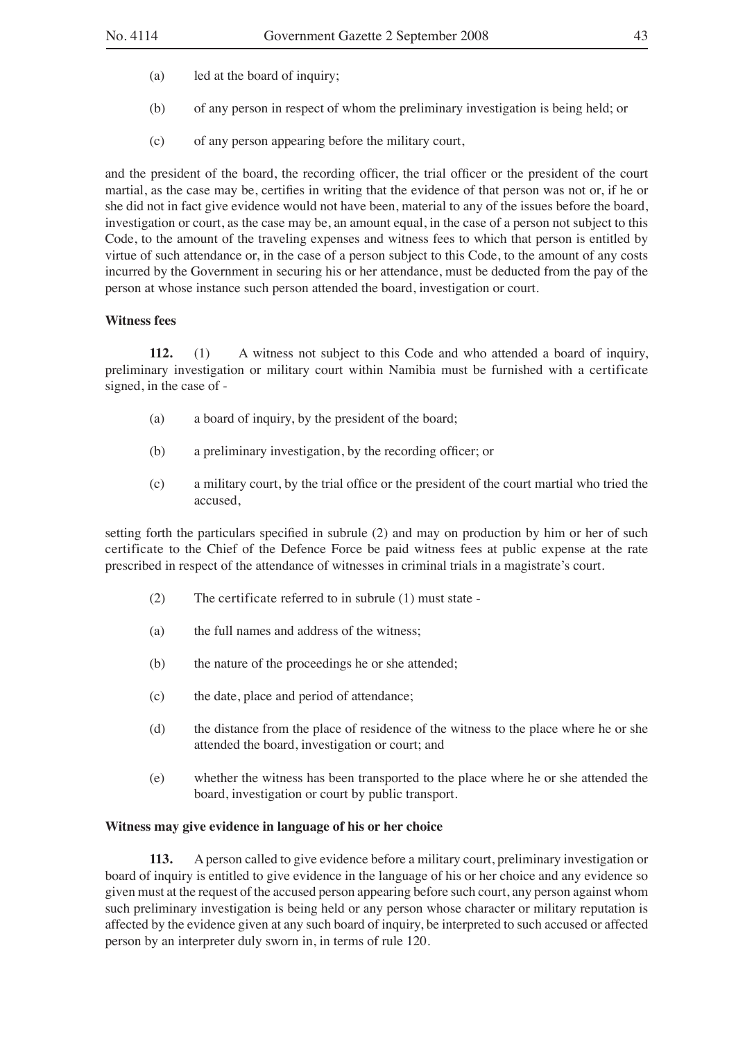(a) led at the board of inquiry;

(b) of any person in respect of whom the preliminary investigation is being held; or

(c) of any person appearing before the military court,

and the president of the board, the recording officer, the trial officer or the president of the court martial, as the case may be, certifies in writing that the evidence of that person was not or, if he or she did not in fact give evidence would not have been, material to any of the issues before the board, investigation or court, as the case may be, an amount equal, in the case of a person not subject to this Code, to the amount of the traveling expenses and witness fees to which that person is entitled by virtue of such attendance or, in the case of a person subject to this Code, to the amount of any costs incurred by the Government in securing his or her attendance, must be deducted from the pay of the person at whose instance such person attended the board, investigation or court.

**Witness fees**

**112.** (1) A witness not subject to this Code and who attended a board of inquiry, preliminary investigation or military court within Namibia must be furnished with a certificate signed, in the case of -

(a) a board of inquiry, by the president of the board;

(b) a preliminary investigation, by the recording officer; or

(c) a military court, by the trial office or the president of the court martial who tried the accused,

setting forth the particulars specified in subrule (2) and may on production by him or her of such certificate to the Chief of the Defence Force be paid witness fees at public expense at the rate prescribed in respect of the attendance of witnesses in criminal trials in a magistrate's court.

(2) The certificate referred to in subrule (1) must state -

(a) the full names and address of the witness;

(b) the nature of the proceedings he or she attended;

(c) the date, place and period of attendance;

(d) the distance from the place of residence of the witness to the place where he or she attended the board, investigation or court; and

(e) whether the witness has been transported to the place where he or she attended the board, investigation or court by public transport.

**Witness may give evidence in language of his or her choice**

**113.** A person called to give evidence before a military court, preliminary investigation or board of inquiry is entitled to give evidence in the language of his or her choice and any evidence so given must at the request of the accused person appearing before such court, any person against whom such preliminary investigation is being held or any person whose character or military reputation is affected by the evidence given at any such board of inquiry, be interpreted to such accused or affected person by an interpreter duly sworn in, in terms of rule 120.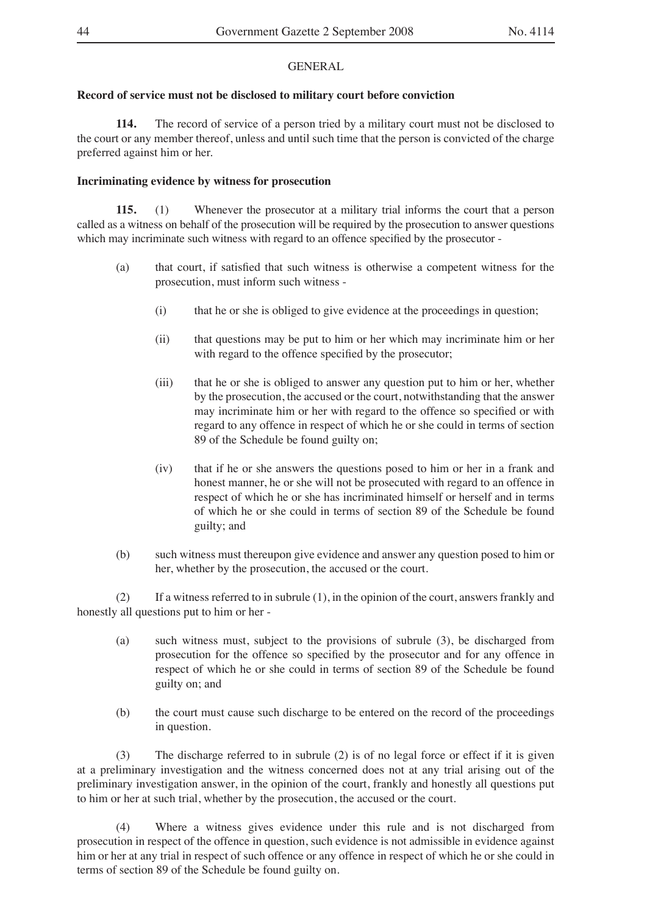GENERAL

**Record of service must not be disclosed to military court before conviction**

**114.** The record of service of a person tried by a military court must not be disclosed to the court or any member thereof, unless and until such time that the person is convicted of the charge preferred against him or her.

**Incriminating evidence by witness for prosecution**

**115.** (1) Whenever the prosecutor at a military trial informs the court that a person called as a witness on behalf of the prosecution will be required by the prosecution to answer questions which may incriminate such witness with regard to an offence specified by the prosecutor -

(a) that court, if satisfied that such witness is otherwise a competent witness for the prosecution, must inform such witness -

(i) that he or she is obliged to give evidence at the proceedings in question;

(ii) that questions may be put to him or her which may incriminate him or her with regard to the offence specified by the prosecutor;

(iii) that he or she is obliged to answer any question put to him or her, whether by the prosecution, the accused or the court, notwithstanding that the answer may incriminate him or her with regard to the offence so specified or with regard to any offence in respect of which he or she could in terms of section 89 of the Schedule be found guilty on;

(iv) that if he or she answers the questions posed to him or her in a frank and honest manner, he or she will not be prosecuted with regard to an offence in respect of which he or she has incriminated himself or herself and in terms of which he or she could in terms of section 89 of the Schedule be found guilty; and

(b) such witness must thereupon give evidence and answer any question posed to him or her, whether by the prosecution, the accused or the court.

(2) If a witness referred to in subrule (1), in the opinion of the court, answers frankly and honestly all questions put to him or her -

(a) such witness must, subject to the provisions of subrule (3), be discharged from prosecution for the offence so specified by the prosecutor and for any offence in respect of which he or she could in terms of section 89 of the Schedule be found guilty on; and

(b) the court must cause such discharge to be entered on the record of the proceedings in question.

(3) The discharge referred to in subrule (2) is of no legal force or effect if it is given at a preliminary investigation and the witness concerned does not at any trial arising out of the preliminary investigation answer, in the opinion of the court, frankly and honestly all questions put to him or her at such trial, whether by the prosecution, the accused or the court.

(4) Where a witness gives evidence under this rule and is not discharged from prosecution in respect of the offence in question, such evidence is not admissible in evidence against him or her at any trial in respect of such offence or any offence in respect of which he or she could in terms of section 89 of the Schedule be found guilty on.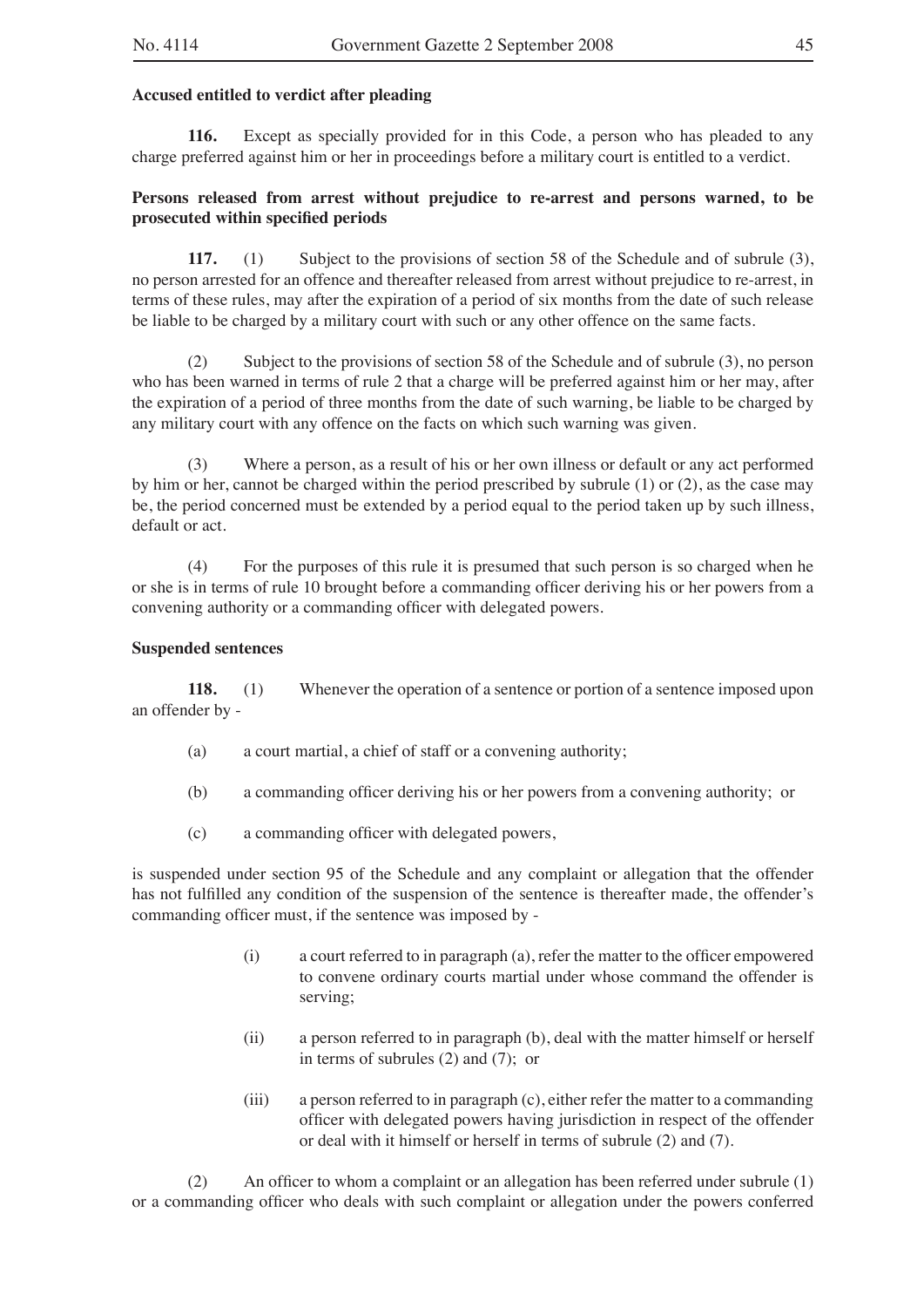**Accused entitled to verdict after pleading**

**116.** Except as specially provided for in this Code, a person who has pleaded to any charge preferred against him or her in proceedings before a military court is entitled to a verdict.

**Persons released from arrest without prejudice to re-arrest and persons warned, to be prosecuted within specified periods**

**117.** (1) Subject to the provisions of section 58 of the Schedule and of subrule (3), no person arrested for an offence and thereafter released from arrest without prejudice to re-arrest, in terms of these rules, may after the expiration of a period of six months from the date of such release be liable to be charged by a military court with such or any other offence on the same facts.

(2) Subject to the provisions of section 58 of the Schedule and of subrule (3), no person who has been warned in terms of rule 2 that a charge will be preferred against him or her may, after the expiration of a period of three months from the date of such warning, be liable to be charged by any military court with any offence on the facts on which such warning was given.

(3) Where a person, as a result of his or her own illness or default or any act performed by him or her, cannot be charged within the period prescribed by subrule (1) or (2), as the case may be, the period concerned must be extended by a period equal to the period taken up by such illness, default or act.

(4) For the purposes of this rule it is presumed that such person is so charged when he or she is in terms of rule 10 brought before a commanding officer deriving his or her powers from a convening authority or a commanding officer with delegated powers.

**Suspended sentences**

**118.** (1) Whenever the operation of a sentence or portion of a sentence imposed upon an offender by -

(a) a court martial, a chief of staff or a convening authority;

(b) a commanding officer deriving his or her powers from a convening authority; or

(c) a commanding officer with delegated powers,

is suspended under section 95 of the Schedule and any complaint or allegation that the offender has not fulfilled any condition of the suspension of the sentence is thereafter made, the offender's commanding officer must, if the sentence was imposed by -

(i) a court referred to in paragraph (a), refer the matter to the officer empowered to convene ordinary courts martial under whose command the offender is serving;

(ii) a person referred to in paragraph (b), deal with the matter himself or herself in terms of subrules (2) and (7); or

(iii) a person referred to in paragraph (c), either refer the matter to a commanding officer with delegated powers having jurisdiction in respect of the offender or deal with it himself or herself in terms of subrule (2) and (7).

(2) An officer to whom a complaint or an allegation has been referred under subrule (1) or a commanding officer who deals with such complaint or allegation under the powers conferred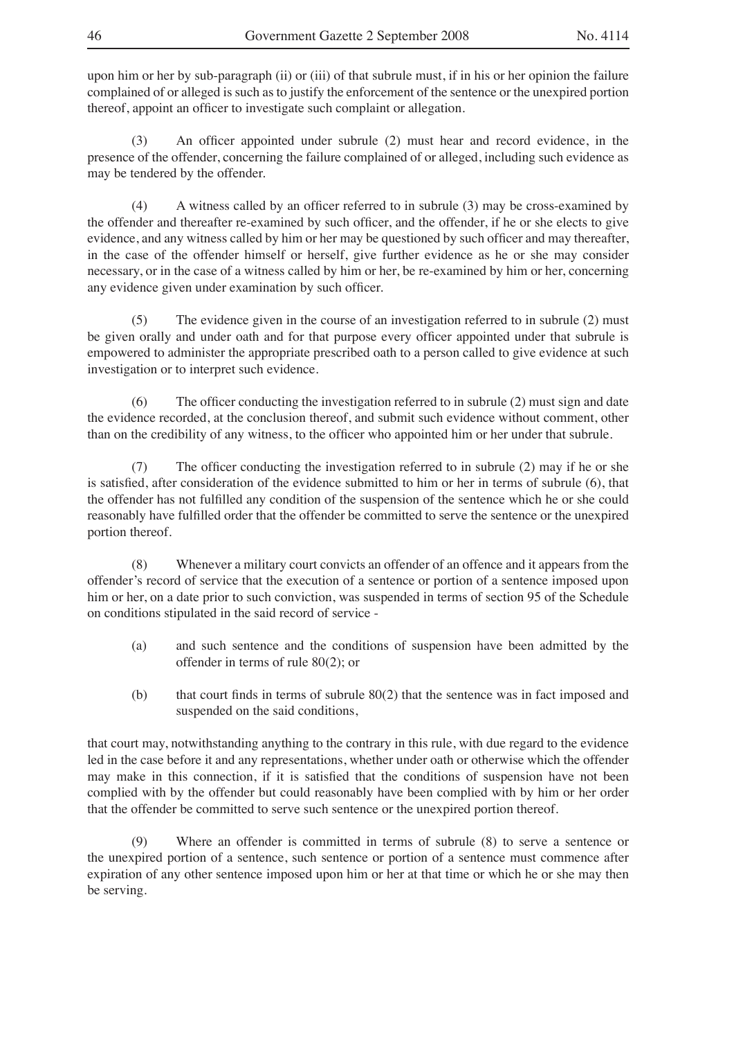upon him or her by sub-paragraph (ii) or (iii) of that subrule must, if in his or her opinion the failure complained of or alleged is such as to justify the enforcement of the sentence or the unexpired portion thereof, appoint an officer to investigate such complaint or allegation.

(3) An officer appointed under subrule (2) must hear and record evidence, in the presence of the offender, concerning the failure complained of or alleged, including such evidence as may be tendered by the offender.

(4) A witness called by an officer referred to in subrule (3) may be cross-examined by the offender and thereafter re-examined by such officer, and the offender, if he or she elects to give evidence, and any witness called by him or her may be questioned by such officer and may thereafter, in the case of the offender himself or herself, give further evidence as he or she may consider necessary, or in the case of a witness called by him or her, be re-examined by him or her, concerning any evidence given under examination by such officer.

(5) The evidence given in the course of an investigation referred to in subrule (2) must be given orally and under oath and for that purpose every officer appointed under that subrule is empowered to administer the appropriate prescribed oath to a person called to give evidence at such investigation or to interpret such evidence.

(6) The officer conducting the investigation referred to in subrule (2) must sign and date the evidence recorded, at the conclusion thereof, and submit such evidence without comment, other than on the credibility of any witness, to the officer who appointed him or her under that subrule.

(7) The officer conducting the investigation referred to in subrule (2) may if he or she is satisfied, after consideration of the evidence submitted to him or her in terms of subrule (6), that the offender has not fulfilled any condition of the suspension of the sentence which he or she could reasonably have fulfilled order that the offender be committed to serve the sentence or the unexpired portion thereof.

(8) Whenever a military court convicts an offender of an offence and it appears from the offender's record of service that the execution of a sentence or portion of a sentence imposed upon him or her, on a date prior to such conviction, was suspended in terms of section 95 of the Schedule on conditions stipulated in the said record of service -

(a) and such sentence and the conditions of suspension have been admitted by the offender in terms of rule 80(2); or

(b) that court finds in terms of subrule 80(2) that the sentence was in fact imposed and suspended on the said conditions,

that court may, notwithstanding anything to the contrary in this rule, with due regard to the evidence led in the case before it and any representations, whether under oath or otherwise which the offender may make in this connection, if it is satisfied that the conditions of suspension have not been complied with by the offender but could reasonably have been complied with by him or her order that the offender be committed to serve such sentence or the unexpired portion thereof.

(9) Where an offender is committed in terms of subrule (8) to serve a sentence or the unexpired portion of a sentence, such sentence or portion of a sentence must commence after expiration of any other sentence imposed upon him or her at that time or which he or she may then be serving.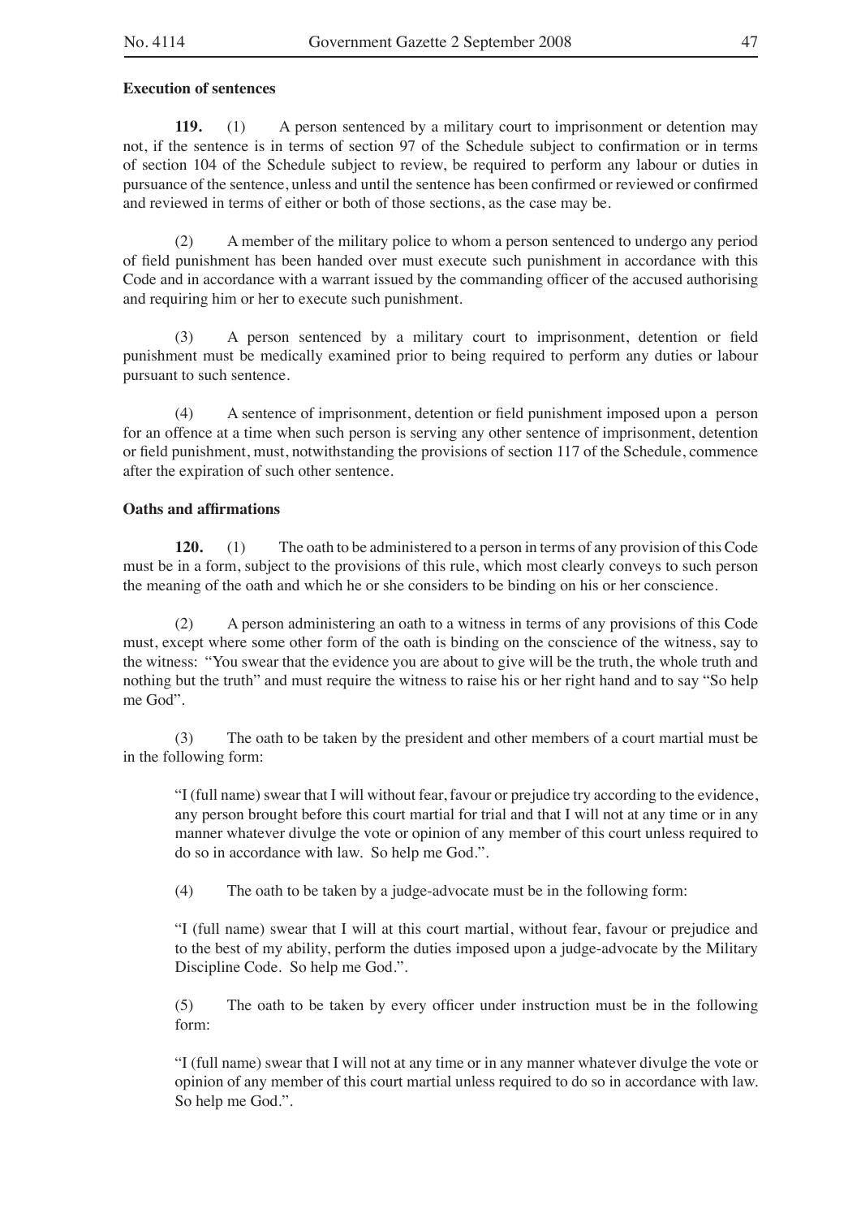**Execution of sentences**

**119.** (1) A person sentenced by a military court to imprisonment or detention may not, if the sentence is in terms of section 97 of the Schedule subject to confirmation or in terms of section 104 of the Schedule subject to review, be required to perform any labour or duties in pursuance of the sentence, unless and until the sentence has been confirmed or reviewed or confirmed and reviewed in terms of either or both of those sections, as the case may be.

(2) A member of the military police to whom a person sentenced to undergo any period of field punishment has been handed over must execute such punishment in accordance with this Code and in accordance with a warrant issued by the commanding officer of the accused authorising and requiring him or her to execute such punishment.

(3) A person sentenced by a military court to imprisonment, detention or field punishment must be medically examined prior to being required to perform any duties or labour pursuant to such sentence.

(4) A sentence of imprisonment, detention or field punishment imposed upon a person for an offence at a time when such person is serving any other sentence of imprisonment, detention or field punishment, must, notwithstanding the provisions of section 117 of the Schedule, commence after the expiration of such other sentence.

**Oaths and affirmations**

**120.** (1) The oath to be administered to a person in terms of any provision of this Code must be in a form, subject to the provisions of this rule, which most clearly conveys to such person the meaning of the oath and which he or she considers to be binding on his or her conscience.

(2) A person administering an oath to a witness in terms of any provisions of this Code must, except where some other form of the oath is binding on the conscience of the witness, say to the witness: "You swear that the evidence you are about to give will be the truth, the whole truth and nothing but the truth" and must require the witness to raise his or her right hand and to say "So help me God".

(3) The oath to be taken by the president and other members of a court martial must be in the following form:

> "I (full name) swear that I will without fear, favour or prejudice try according to the evidence, any person brought before this court martial for trial and that I will not at any time or in any manner whatever divulge the vote or opinion of any member of this court unless required to do so in accordance with law. So help me God.".

(4) The oath to be taken by a judge-advocate must be in the following form:

> "I (full name) swear that I will at this court martial, without fear, favour or prejudice and to the best of my ability, perform the duties imposed upon a judge-advocate by the Military Discipline Code. So help me God.".

(5) The oath to be taken by every officer under instruction must be in the following form:

> "I (full name) swear that I will not at any time or in any manner whatever divulge the vote or opinion of any member of this court martial unless required to do so in accordance with law. So help me God.".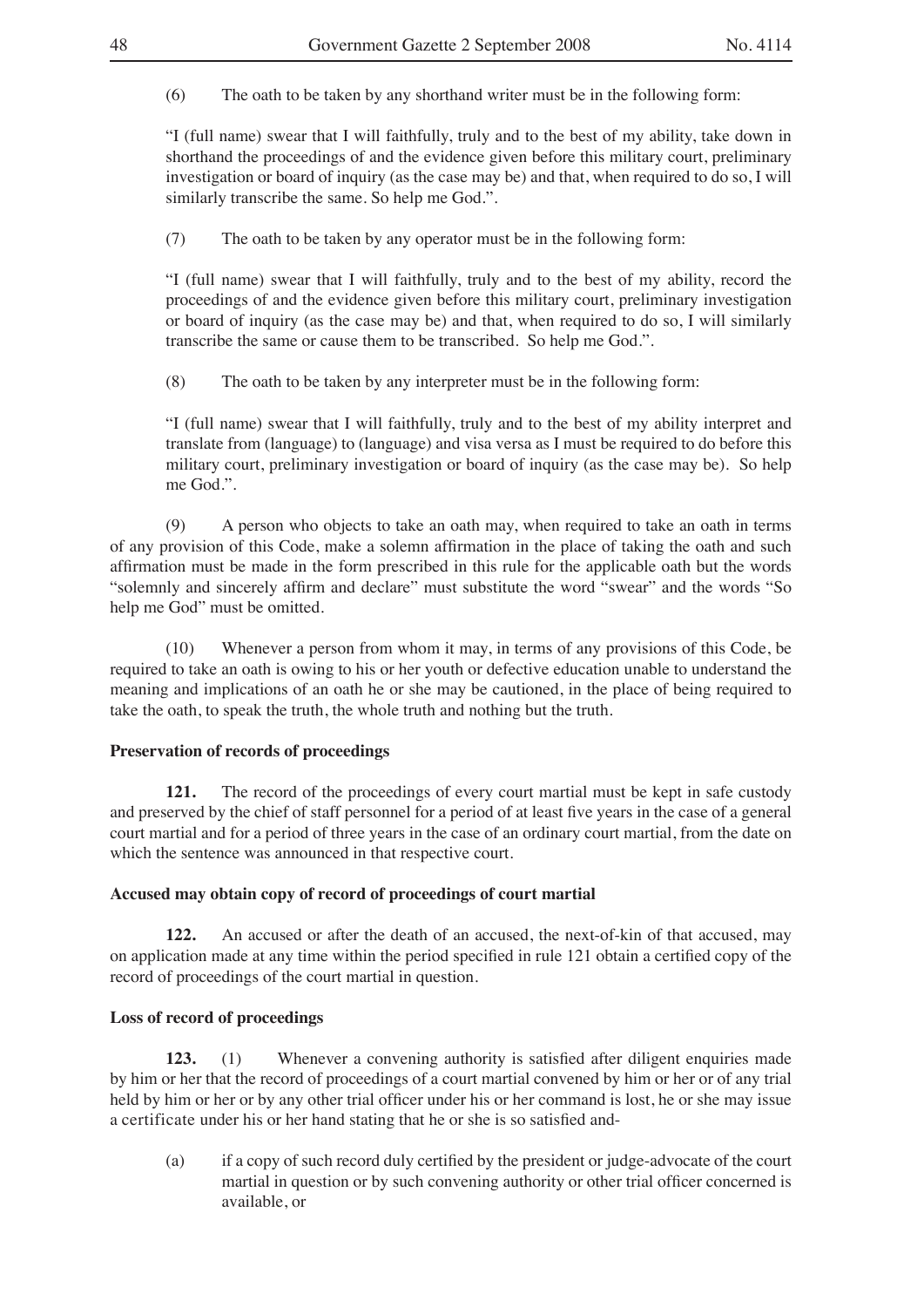(6) The oath to be taken by any shorthand writer must be in the following form:

"I (full name) swear that I will faithfully, truly and to the best of my ability, take down in shorthand the proceedings of and the evidence given before this military court, preliminary investigation or board of inquiry (as the case may be) and that, when required to do so, I will similarly transcribe the same. So help me God.".

(7) The oath to be taken by any operator must be in the following form:

"I (full name) swear that I will faithfully, truly and to the best of my ability, record the proceedings of and the evidence given before this military court, preliminary investigation or board of inquiry (as the case may be) and that, when required to do so, I will similarly transcribe the same or cause them to be transcribed. So help me God.".

(8) The oath to be taken by any interpreter must be in the following form:

"I (full name) swear that I will faithfully, truly and to the best of my ability interpret and translate from (language) to (language) and visa versa as I must be required to do before this military court, preliminary investigation or board of inquiry (as the case may be). So help me God.".

(9) A person who objects to take an oath may, when required to take an oath in terms of any provision of this Code, make a solemn affirmation in the place of taking the oath and such affirmation must be made in the form prescribed in this rule for the applicable oath but the words "solemnly and sincerely affirm and declare" must substitute the word "swear" and the words "So help me God" must be omitted.

(10) Whenever a person from whom it may, in terms of any provisions of this Code, be required to take an oath is owing to his or her youth or defective education unable to understand the meaning and implications of an oath he or she may be cautioned, in the place of being required to take the oath, to speak the truth, the whole truth and nothing but the truth.

**Preservation of records of proceedings**

**121.** The record of the proceedings of every court martial must be kept in safe custody and preserved by the chief of staff personnel for a period of at least five years in the case of a general court martial and for a period of three years in the case of an ordinary court martial, from the date on which the sentence was announced in that respective court.

**Accused may obtain copy of record of proceedings of court martial**

**122.** An accused or after the death of an accused, the next-of-kin of that accused, may on application made at any time within the period specified in rule 121 obtain a certified copy of the record of proceedings of the court martial in question.

**Loss of record of proceedings**

**123.** (1) Whenever a convening authority is satisfied after diligent enquiries made by him or her that the record of proceedings of a court martial convened by him or her or of any trial held by him or her or by any other trial officer under his or her command is lost, he or she may issue a certificate under his or her hand stating that he or she is so satisfied and-

(a) if a copy of such record duly certified by the president or judge-advocate of the court martial in question or by such convening authority or other trial officer concerned is available, or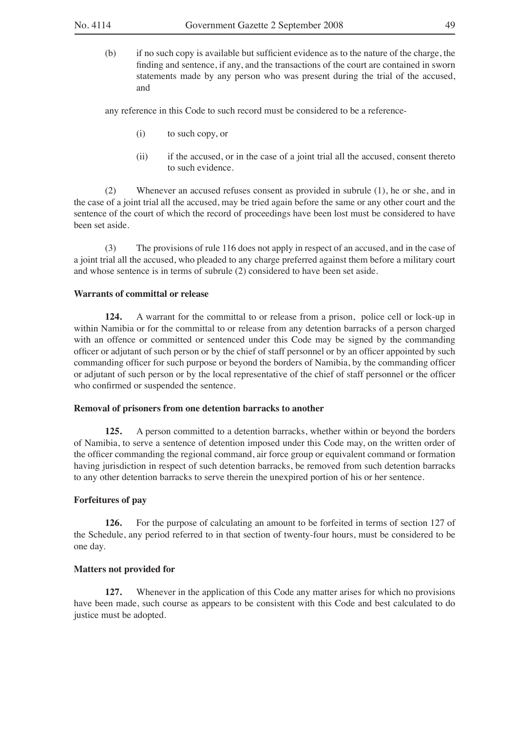(b) if no such copy is available but sufficient evidence as to the nature of the charge, the finding and sentence, if any, and the transactions of the court are contained in sworn statements made by any person who was present during the trial of the accused, and

any reference in this Code to such record must be considered to be a reference-

(i) to such copy, or

(ii) if the accused, or in the case of a joint trial all the accused, consent thereto to such evidence.

(2) Whenever an accused refuses consent as provided in subrule (1), he or she, and in the case of a joint trial all the accused, may be tried again before the same or any other court and the sentence of the court of which the record of proceedings have been lost must be considered to have been set aside.

(3) The provisions of rule 116 does not apply in respect of an accused, and in the case of a joint trial all the accused, who pleaded to any charge preferred against them before a military court and whose sentence is in terms of subrule (2) considered to have been set aside.

**Warrants of committal or release**

**124.** A warrant for the committal to or release from a prison, police cell or lock-up in within Namibia or for the committal to or release from any detention barracks of a person charged with an offence or committed or sentenced under this Code may be signed by the commanding officer or adjutant of such person or by the chief of staff personnel or by an officer appointed by such commanding officer for such purpose or beyond the borders of Namibia, by the commanding officer or adjutant of such person or by the local representative of the chief of staff personnel or the officer who confirmed or suspended the sentence.

**Removal of prisoners from one detention barracks to another**

**125.** A person committed to a detention barracks, whether within or beyond the borders of Namibia, to serve a sentence of detention imposed under this Code may, on the written order of the officer commanding the regional command, air force group or equivalent command or formation having jurisdiction in respect of such detention barracks, be removed from such detention barracks to any other detention barracks to serve therein the unexpired portion of his or her sentence.

**Forfeitures of pay**

**126.** For the purpose of calculating an amount to be forfeited in terms of section 127 of the Schedule, any period referred to in that section of twenty-four hours, must be considered to be one day.

**Matters not provided for**

**127.** Whenever in the application of this Code any matter arises for which no provisions have been made, such course as appears to be consistent with this Code and best calculated to do justice must be adopted.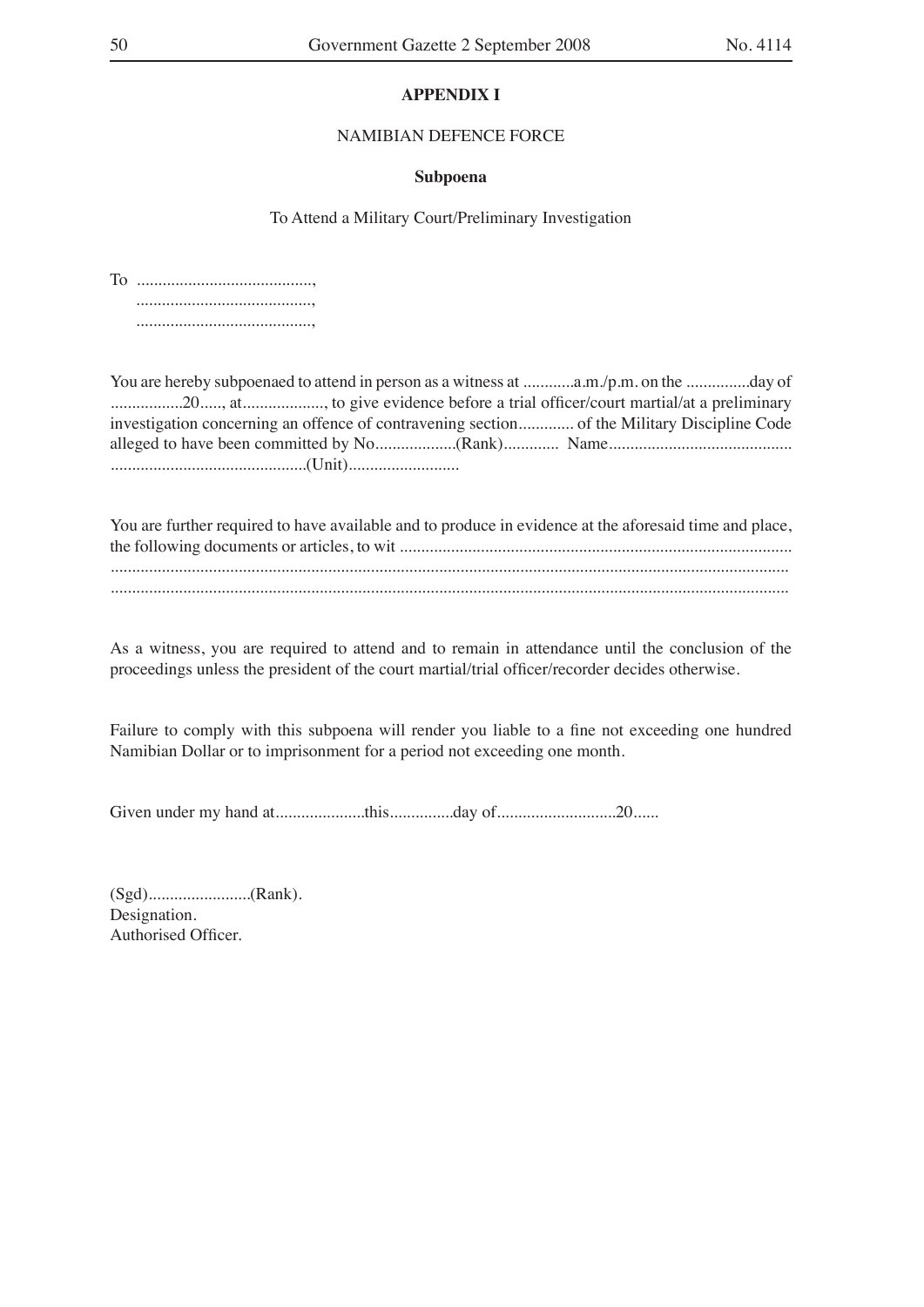**APPENDIX I**

NAMIBIAN DEFENCE FORCE

**Subpoena**

To Attend a Military Court/Preliminary Investigation

To ..........................................,
..........................................,
..........................................,

You are hereby subpoenaed to attend in person as a witness at ............a.m./p.m. on the ...............day of .................20....., at..................., to give evidence before a trial officer/court martial/at a preliminary investigation concerning an offence of contravening section............. of the Military Discipline Code alleged to have been committed by No...................(Rank)............. Name........................................... ..............................................(Unit)..........................

You are further required to have available and to produce in evidence at the aforesaid time and place, the following documents or articles, to wit ...........................................................................................
.............................................................................................................................................
.............................................................................................................................................

As a witness, you are required to attend and to remain in attendance until the conclusion of the proceedings unless the president of the court martial/trial officer/recorder decides otherwise.

Failure to comply with this subpoena will render you liable to a fine not exceeding one hundred Namibian Dollar or to imprisonment for a period not exceeding one month.

Given under my hand at.....................this...............day of...........................20......

(Sgd)........................(Rank).
Designation.
Authorised Officer.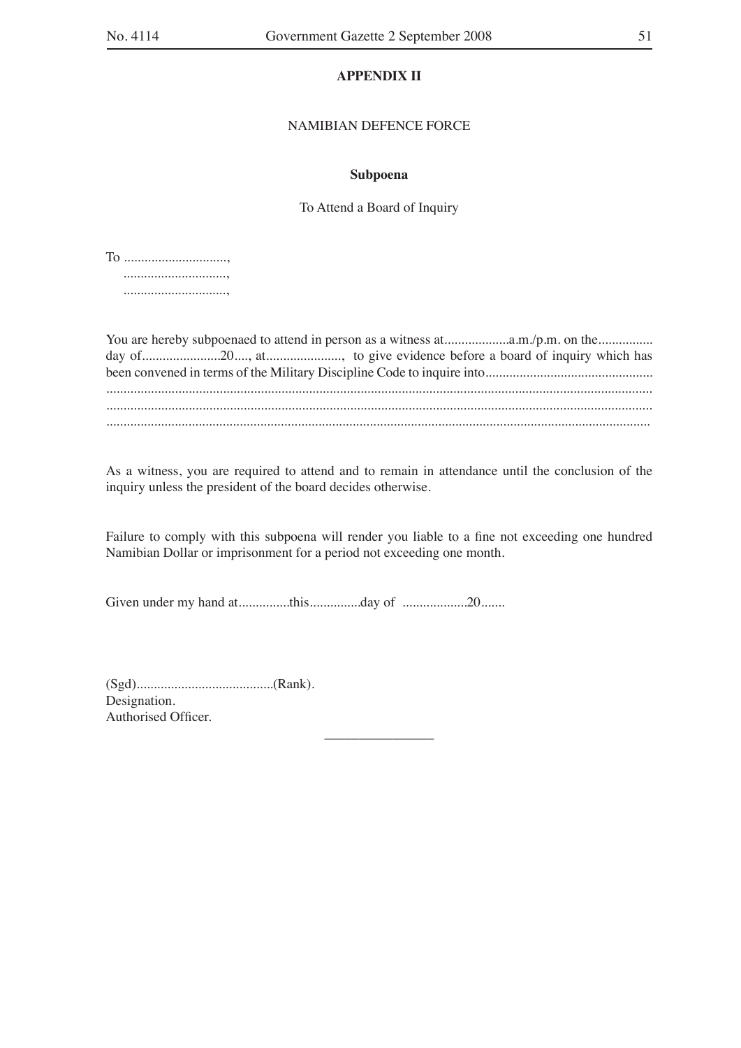**APPENDIX II**

NAMIBIAN DEFENCE FORCE

**Subpoena**

To Attend a Board of Inquiry

To ..............................,
..............................,
..............................,

You are hereby subpoenaed to attend in person as a witness at...................a.m./p.m. on the................ day of.......................20...., at......................, to give evidence before a board of inquiry which has been convened in terms of the Military Discipline Code to inquire into................................................
.............................................................................................................................................................
.............................................................................................................................................................
............................................................................................................................................................

As a witness, you are required to attend and to remain in attendance until the conclusion of the inquiry unless the president of the board decides otherwise.

Failure to comply with this subpoena will render you liable to a fine not exceeding one hundred Namibian Dollar or imprisonment for a period not exceeding one month.

Given under my hand at...............this..............day of ..................20.......

(Sgd)........................................(Rank).
Designation.
Authorised Officer.

________________